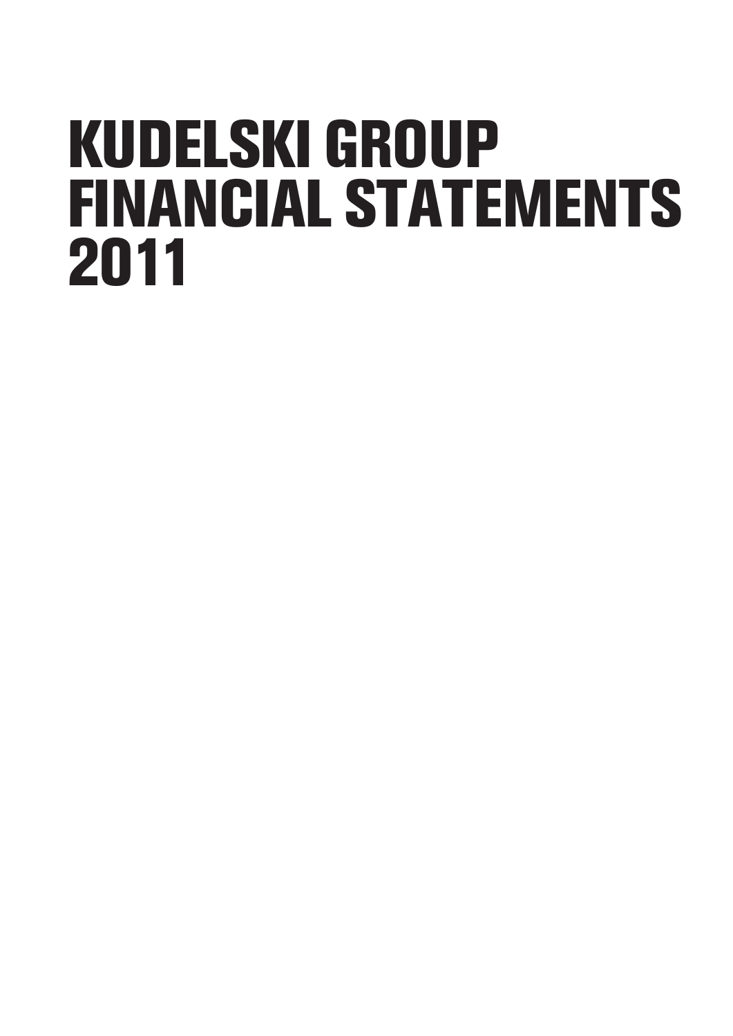# KUDELSKI GROUP FINANCIAL STATEMENTS 2011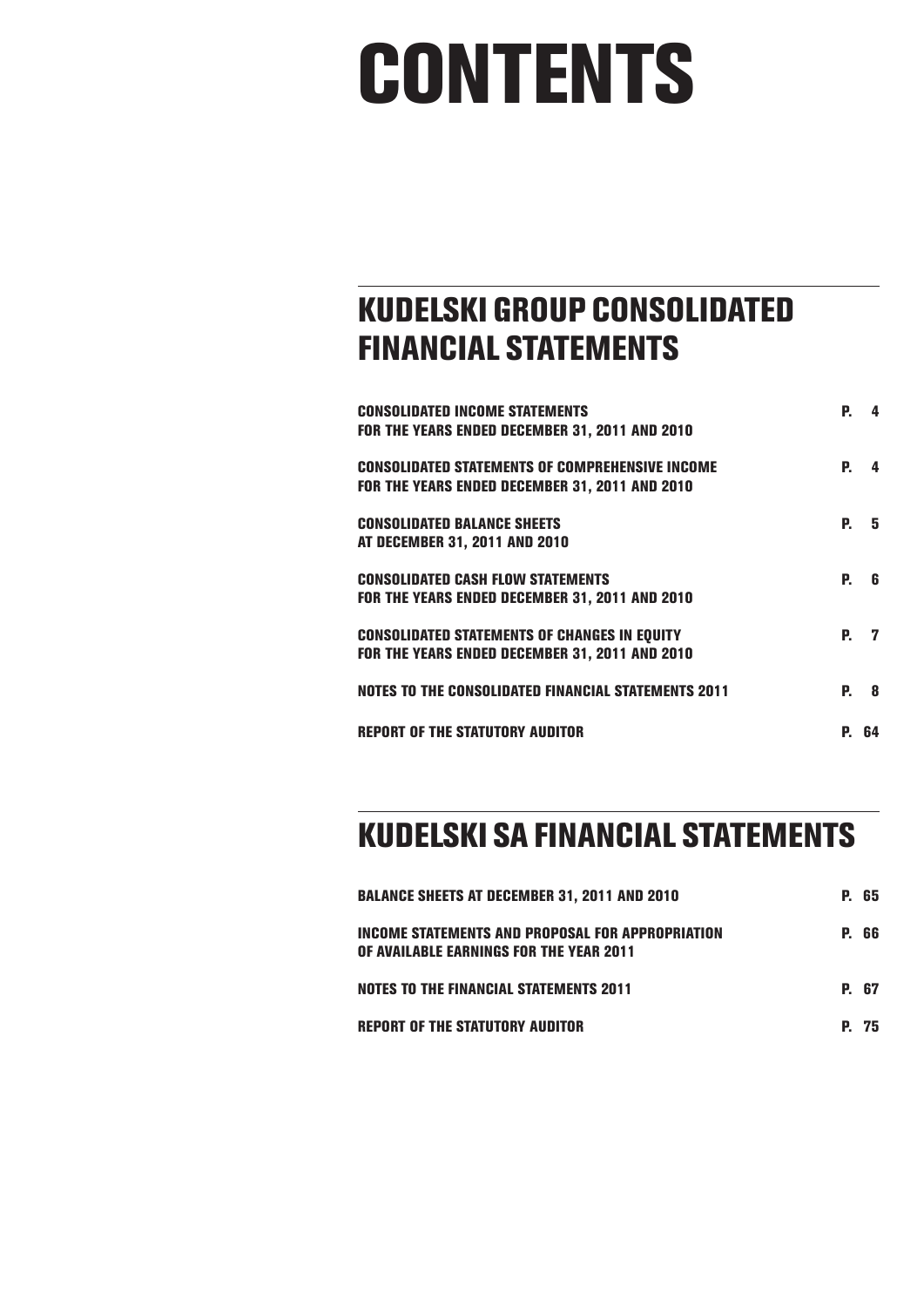# CONTENTS

## KUDELSKI GROUP CONSOLIDATED FINANCIAL STATEMENTS

| | |
|---|---|
| **CONSOLIDATED INCOME STATEMENTS FOR THE YEARS ENDED DECEMBER 31, 2011 AND 2010** | **P. 4** |
| **CONSOLIDATED STATEMENTS OF COMPREHENSIVE INCOME FOR THE YEARS ENDED DECEMBER 31, 2011 AND 2010** | **P. 4** |
| **CONSOLIDATED BALANCE SHEETS AT DECEMBER 31, 2011 AND 2010** | **P. 5** |
| **CONSOLIDATED CASH FLOW STATEMENTS FOR THE YEARS ENDED DECEMBER 31, 2011 AND 2010** | **P. 6** |
| **CONSOLIDATED STATEMENTS OF CHANGES IN EQUITY FOR THE YEARS ENDED DECEMBER 31, 2011 AND 2010** | **P. 7** |
| **NOTES TO THE CONSOLIDATED FINANCIAL STATEMENTS 2011** | **P. 8** |
| **REPORT OF THE STATUTORY AUDITOR** | **P. 64** |

## KUDELSKI SA FINANCIAL STATEMENTS

| | |
|---|---|
| **BALANCE SHEETS AT DECEMBER 31, 2011 AND 2010** | **P. 65** |
| **INCOME STATEMENTS AND PROPOSAL FOR APPROPRIATION OF AVAILABLE EARNINGS FOR THE YEAR 2011** | **P. 66** |
| **NOTES TO THE FINANCIAL STATEMENTS 2011** | **P. 67** |
| **REPORT OF THE STATUTORY AUDITOR** | **P. 75** |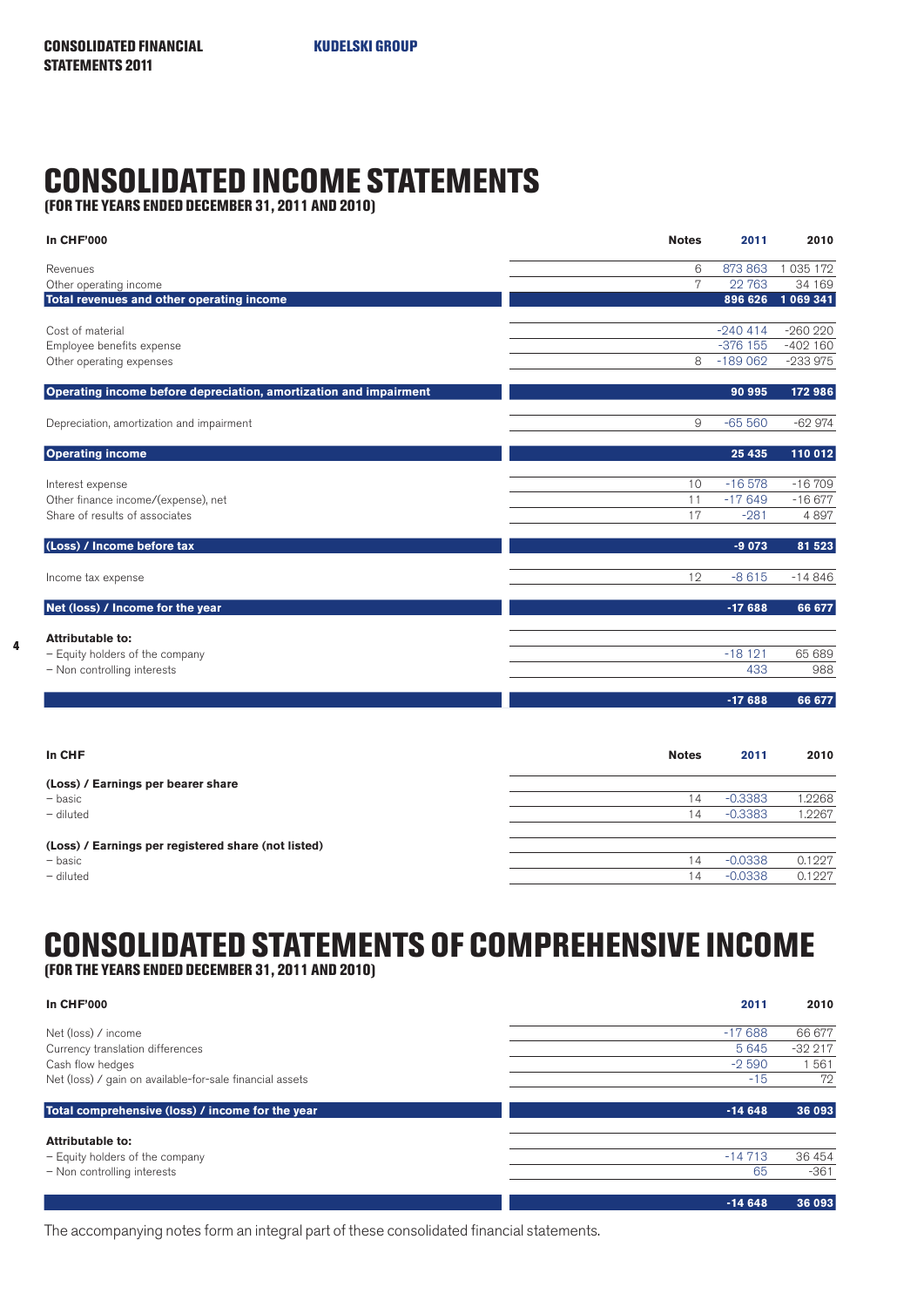# CONSOLIDATED INCOME STATEMENTS

**(FOR THE YEARS ENDED DECEMBER 31, 2011 AND 2010)**

| In CHF'000 | Notes | 2011 | 2010 |
|---|---|---|---|
| Revenues | 6 | 873 863 | 1 035 172 |
| Other operating income | 7 | 22 763 | 34 169 |
| **Total revenues and other operating income** | | **896 626** | **1 069 341** |
| Cost of material | | -240 414 | -260 220 |
| Employee benefits expense | | -376 155 | -402 160 |
| Other operating expenses | 8 | -189 062 | -233 975 |
| **Operating income before depreciation, amortization and impairment** | | **90 995** | **172 986** |
| Depreciation, amortization and impairment | 9 | -65 560 | -62 974 |
| **Operating income** | | **25 435** | **110 012** |
| Interest expense | 10 | -16 578 | -16 709 |
| Other finance income/(expense), net | 11 | -17 649 | -16 677 |
| Share of results of associates | 17 | -281 | 4 897 |
| **(Loss) / Income before tax** | | **-9 073** | **81 523** |
| Income tax expense | 12 | -8 615 | -14 846 |
| **Net (loss) / Income for the year** | | **-17 688** | **66 677** |
| **Attributable to:** | | | |
| – Equity holders of the company | | -18 121 | 65 689 |
| – Non controlling interests | | 433 | 988 |
| | | **-17 688** | **66 677** |

| In CHF | Notes | 2011 | 2010 |
|---|---|---|---|
| **(Loss) / Earnings per bearer share** | | | |
| – basic | 14 | -0.3383 | 1.2268 |
| – diluted | 14 | -0.3383 | 1.2267 |
| **(Loss) / Earnings per registered share (not listed)** | | | |
| – basic | 14 | -0.0338 | 0.1227 |
| – diluted | 14 | -0.0338 | 0.1227 |

# CONSOLIDATED STATEMENTS OF COMPREHENSIVE INCOME

**(FOR THE YEARS ENDED DECEMBER 31, 2011 AND 2010)**

| In CHF'000 | 2011 | 2010 |
|---|---|---|
| Net (loss) / income | -17 688 | 66 677 |
| Currency translation differences | 5 645 | -32 217 |
| Cash flow hedges | -2 590 | 1 561 |
| Net (loss) / gain on available-for-sale financial assets | -15 | 72 |
| **Total comprehensive (loss) / income for the year** | **-14 648** | **36 093** |
| **Attributable to:** | | |
| – Equity holders of the company | -14 713 | 36 454 |
| – Non controlling interests | 65 | -361 |
| | **-14 648** | **36 093** |

The accompanying notes form an integral part of these consolidated financial statements.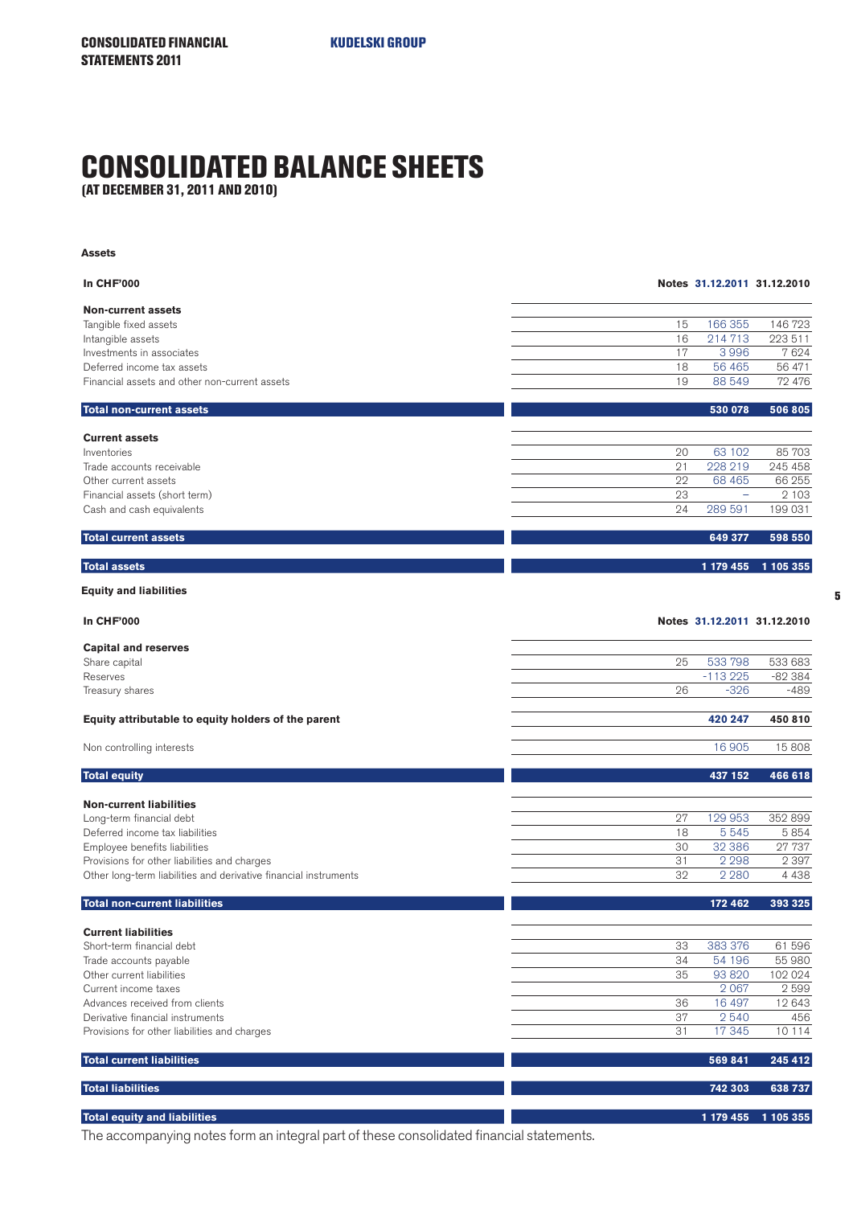# CONSOLIDATED BALANCE SHEETS

**(AT DECEMBER 31, 2011 AND 2010)**

**Assets**

| In CHF'000 | Notes | 31.12.2011 | 31.12.2010 |
|---|---|---|---|
| **Non-current assets** | | | |
| Tangible fixed assets | 15 | 166 355 | 146 723 |
| Intangible assets | 16 | 214 713 | 223 511 |
| Investments in associates | 17 | 3 996 | 7 624 |
| Deferred income tax assets | 18 | 56 465 | 56 471 |
| Financial assets and other non-current assets | 19 | 88 549 | 72 476 |
| **Total non-current assets** | | **530 078** | **506 805** |
| **Current assets** | | | |
| Inventories | 20 | 63 102 | 85 703 |
| Trade accounts receivable | 21 | 228 219 | 245 458 |
| Other current assets | 22 | 68 465 | 66 255 |
| Financial assets (short term) | 23 | – | 2 103 |
| Cash and cash equivalents | 24 | 289 591 | 199 031 |
| **Total current assets** | | **649 377** | **598 550** |
| **Total assets** | | **1 179 455** | **1 105 355** |

**Equity and liabilities**

| In CHF'000 | Notes | 31.12.2011 | 31.12.2010 |
|---|---|---|---|
| **Capital and reserves** | | | |
| Share capital | 25 | 533 798 | 533 683 |
| Reserves | | -113 225 | -82 384 |
| Treasury shares | 26 | -326 | -489 |
| **Equity attributable to equity holders of the parent** | | **420 247** | **450 810** |
| Non controlling interests | | 16 905 | 15 808 |
| **Total equity** | | **437 152** | **466 618** |
| **Non-current liabilities** | | | |
| Long-term financial debt | 27 | 129 953 | 352 899 |
| Deferred income tax liabilities | 18 | 5 545 | 5 854 |
| Employee benefits liabilities | 30 | 32 386 | 27 737 |
| Provisions for other liabilities and charges | 31 | 2 298 | 2 397 |
| Other long-term liabilities and derivative financial instruments | 32 | 2 280 | 4 438 |
| **Total non-current liabilities** | | **172 462** | **393 325** |
| **Current liabilities** | | | |
| Short-term financial debt | 33 | 383 376 | 61 596 |
| Trade accounts payable | 34 | 54 196 | 55 980 |
| Other current liabilities | 35 | 93 820 | 102 024 |
| Current income taxes | | 2 067 | 2 599 |
| Advances received from clients | 36 | 16 497 | 12 643 |
| Derivative financial instruments | 37 | 2 540 | 456 |
| Provisions for other liabilities and charges | 31 | 17 345 | 10 114 |
| **Total current liabilities** | | **569 841** | **245 412** |
| **Total liabilities** | | **742 303** | **638 737** |
| **Total equity and liabilities** | | **1 179 455** | **1 105 355** |

The accompanying notes form an integral part of these consolidated financial statements.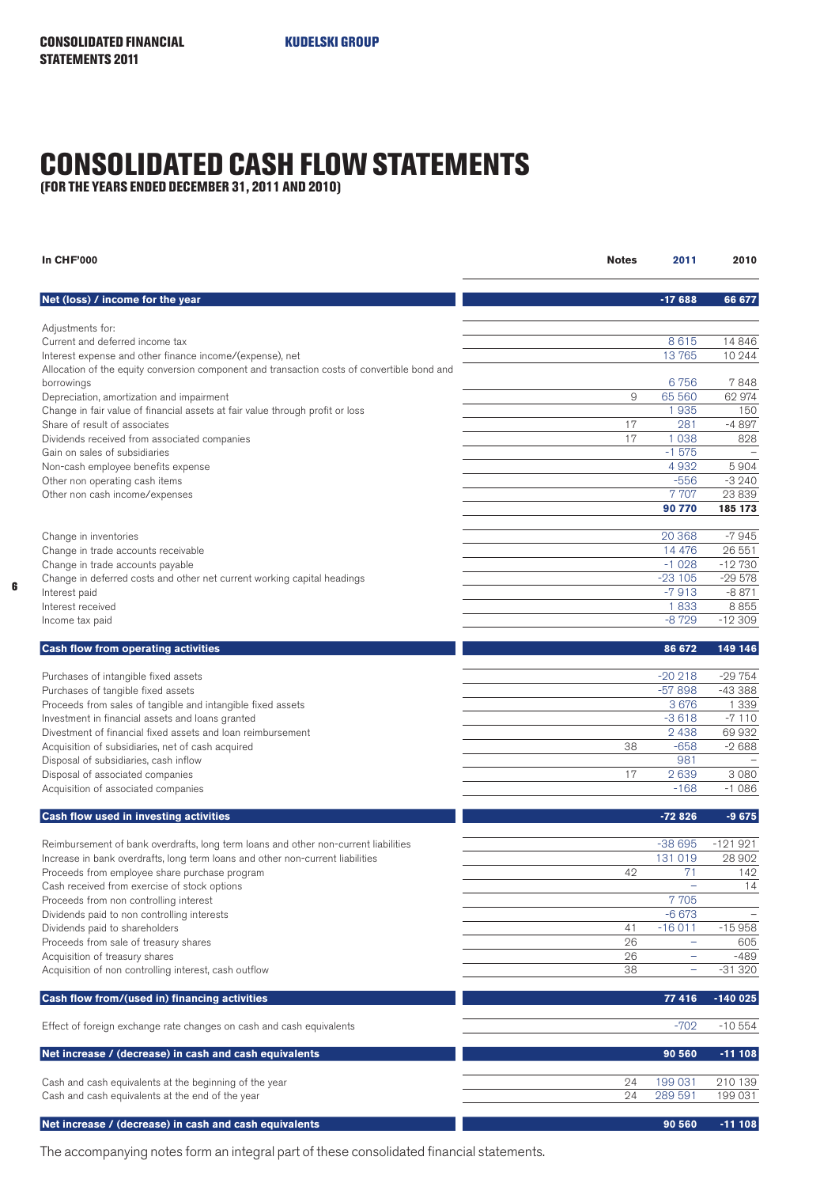# CONSOLIDATED CASH FLOW STATEMENTS

**(FOR THE YEARS ENDED DECEMBER 31, 2011 AND 2010)**

| In CHF'000 | Notes | 2011 | 2010 |
|---|---|---|---|
| **Net (loss) / income for the year** | | **-17 688** | **66 677** |
| | | | |
| Adjustments for: | | | |
| Current and deferred income tax | | 8 615 | 14 846 |
| Interest expense and other finance income/(expense), net | | 13 765 | 10 244 |
| Allocation of the equity conversion component and transaction costs of convertible bond and borrowings | | 6 756 | 7 848 |
| Depreciation, amortization and impairment | 9 | 65 560 | 62 974 |
| Change in fair value of financial assets at fair value through profit or loss | | 1 935 | 150 |
| Share of result of associates | 17 | 281 | -4 897 |
| Dividends received from associated companies | 17 | 1 038 | 828 |
| Gain on sales of subsidiaries | | -1 575 | – |
| Non-cash employee benefits expense | | 4 932 | 5 904 |
| Other non operating cash items | | -556 | -3 240 |
| Other non cash income/expenses | | 7 707 | 23 839 |
| | | **90 770** | **185 173** |
| | | | |
| Change in inventories | | 20 368 | -7 945 |
| Change in trade accounts receivable | | 14 476 | 26 551 |
| Change in trade accounts payable | | -1 028 | -12 730 |
| Change in deferred costs and other net current working capital headings | | -23 105 | -29 578 |
| Interest paid | | -7 913 | -8 871 |
| Interest received | | 1 833 | 8 855 |
| Income tax paid | | -8 729 | -12 309 |
| | | | |
| **Cash flow from operating activities** | | **86 672** | **149 146** |
| | | | |
| Purchases of intangible fixed assets | | -20 218 | -29 754 |
| Purchases of tangible fixed assets | | -57 898 | -43 388 |
| Proceeds from sales of tangible and intangible fixed assets | | 3 676 | 1 339 |
| Investment in financial assets and loans granted | | -3 618 | -7 110 |
| Divestment of financial fixed assets and loan reimbursement | | 2 438 | 69 932 |
| Acquisition of subsidiaries, net of cash acquired | 38 | -658 | -2 688 |
| Disposal of subsidiaries, cash inflow | | 981 | – |
| Disposal of associated companies | 17 | 2 639 | 3 080 |
| Acquisition of associated companies | | -168 | -1 086 |
| | | | |
| **Cash flow used in investing activities** | | **-72 826** | **-9 675** |
| | | | |
| Reimbursement of bank overdrafts, long term loans and other non-current liabilities | | -38 695 | -121 921 |
| Increase in bank overdrafts, long term loans and other non-current liabilities | | 131 019 | 28 902 |
| Proceeds from employee share purchase program | 42 | 71 | 142 |
| Cash received from exercise of stock options | | – | 14 |
| Proceeds from non controlling interest | | 7 705 | |
| Dividends paid to non controlling interests | | -6 673 | – |
| Dividends paid to shareholders | 41 | -16 011 | -15 958 |
| Proceeds from sale of treasury shares | 26 | – | 605 |
| Acquisition of treasury shares | 26 | – | -489 |
| Acquisition of non controlling interest, cash outflow | 38 | – | -31 320 |
| | | | |
| **Cash flow from/(used in) financing activities** | | **77 416** | **-140 025** |
| | | | |
| Effect of foreign exchange rate changes on cash and cash equivalents | | -702 | -10 554 |
| | | | |
| **Net increase / (decrease) in cash and cash equivalents** | | **90 560** | **-11 108** |
| | | | |
| Cash and cash equivalents at the beginning of the year | 24 | 199 031 | 210 139 |
| Cash and cash equivalents at the end of the year | 24 | 289 591 | 199 031 |
| | | | |
| **Net increase / (decrease) in cash and cash equivalents** | | **90 560** | **-11 108** |

The accompanying notes form an integral part of these consolidated financial statements.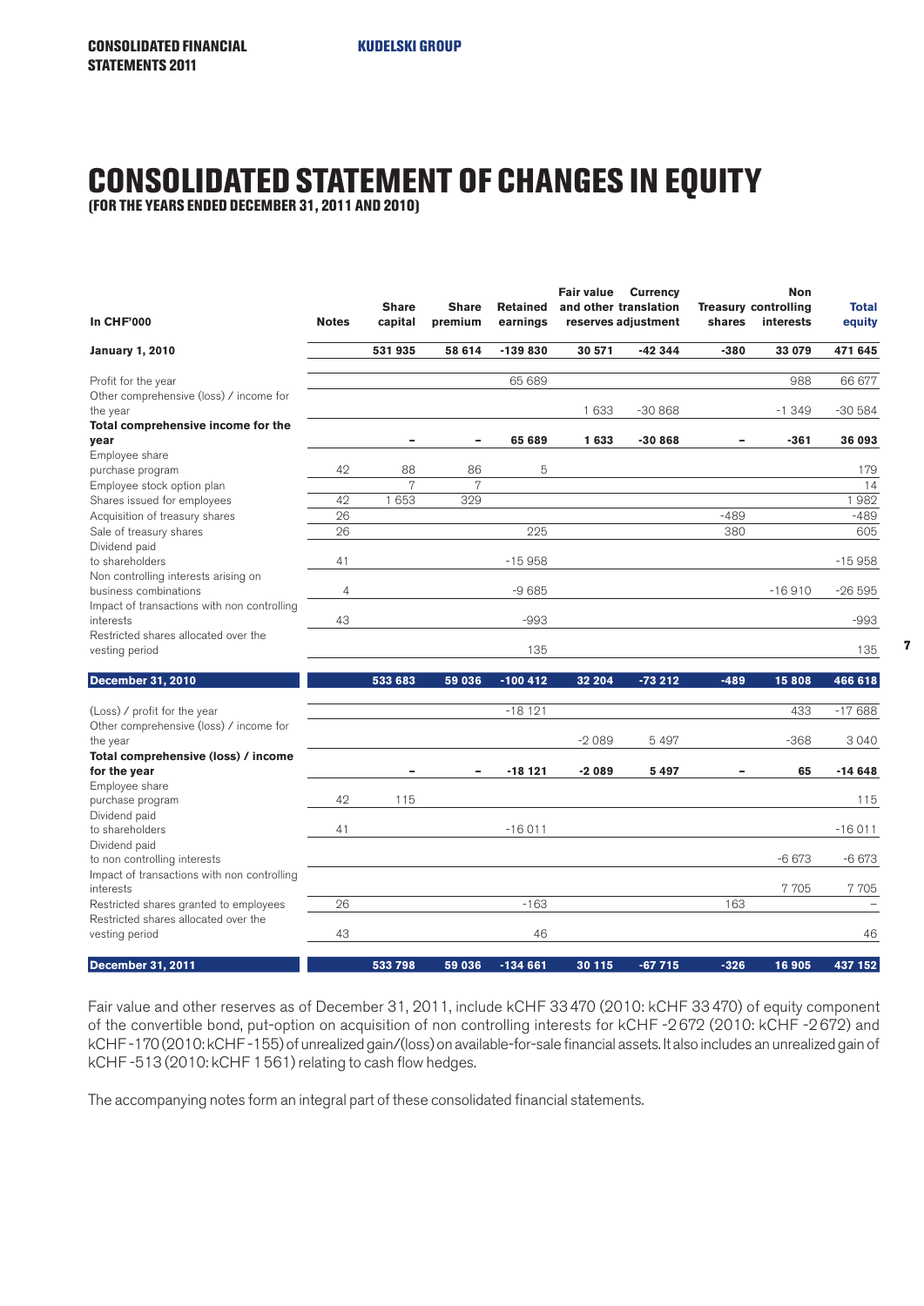# CONSOLIDATED STATEMENT OF CHANGES IN EQUITY

**(FOR THE YEARS ENDED DECEMBER 31, 2011 AND 2010)**

| In CHF'000 | Notes | Share capital | Share premium | Retained earnings | Fair value and other reserves | Currency translation adjustment | Treasury shares | Non controlling interests | Total equity |
|---|---|---|---|---|---|---|---|---|---|
| **January 1, 2010** | | **531 935** | **58 614** | **-139 830** | **30 571** | **-42 344** | **-380** | **33 079** | **471 645** |
| Profit for the year | | | | 65 689 | | | | 988 | 66 677 |
| Other comprehensive (loss) / income for the year | | | | | 1 633 | -30 868 | | -1 349 | -30 584 |
| **Total comprehensive income for the year** | | **–** | **–** | **65 689** | **1 633** | **-30 868** | **–** | **-361** | **36 093** |
| Employee share purchase program | 42 | 88 | 86 | 5 | | | | | 179 |
| Employee stock option plan | | 7 | 7 | | | | | | 14 |
| Shares issued for employees | 42 | 1 653 | 329 | | | | | | 1 982 |
| Acquisition of treasury shares | 26 | | | | | | -489 | | -489 |
| Sale of treasury shares | 26 | | | 225 | | | 380 | | 605 |
| Dividend paid to shareholders | 41 | | | -15 958 | | | | | -15 958 |
| Non controlling interests arising on business combinations | 4 | | | -9 685 | | | | -16 910 | -26 595 |
| Impact of transactions with non controlling interests | 43 | | | -993 | | | | | -993 |
| Restricted shares allocated over the vesting period | | | | 135 | | | | | 135 |
| **December 31, 2010** | | **533 683** | **59 036** | **-100 412** | **32 204** | **-73 212** | **-489** | **15 808** | **466 618** |
| (Loss) / profit for the year | | | | -18 121 | | | | 433 | -17 688 |
| Other comprehensive (loss) / income for the year | | | | | -2 089 | 5 497 | | -368 | 3 040 |
| **Total comprehensive (loss) / income for the year** | | **–** | **–** | **-18 121** | **-2 089** | **5 497** | **–** | **65** | **-14 648** |
| Employee share purchase program | 42 | 115 | | | | | | | 115 |
| Dividend paid to shareholders | 41 | | | -16 011 | | | | | -16 011 |
| Dividend paid to non controlling interests | | | | | | | | -6 673 | -6 673 |
| Impact of transactions with non controlling interests | | | | | | | | 7 705 | 7 705 |
| Restricted shares granted to employees | 26 | | | -163 | | | 163 | | – |
| Restricted shares allocated over the vesting period | 43 | | | 46 | | | | | 46 |
| **December 31, 2011** | | **533 798** | **59 036** | **-134 661** | **30 115** | **-67 715** | **-326** | **16 905** | **437 152** |

Fair value and other reserves as of December 31, 2011, include kCHF 33 470 (2010: kCHF 33 470) of equity component of the convertible bond, put-option on acquisition of non controlling interests for kCHF -2 672 (2010: kCHF -2 672) and kCHF -170 (2010: kCHF -155) of unrealized gain/(loss) on available-for-sale financial assets. It also includes an unrealized gain of kCHF -513 (2010: kCHF 1 561) relating to cash flow hedges.

The accompanying notes form an integral part of these consolidated financial statements.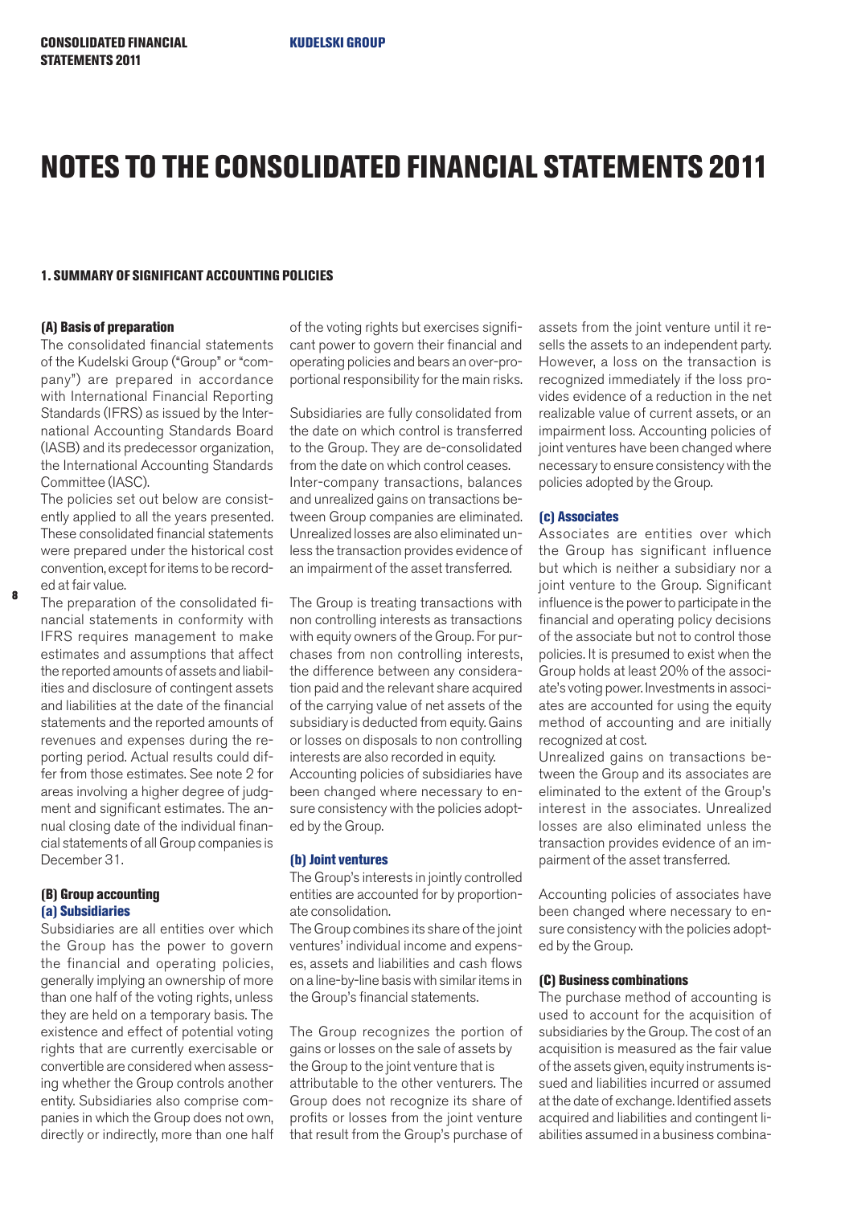# NOTES TO THE CONSOLIDATED FINANCIAL STATEMENTS 2011

## 1. SUMMARY OF SIGNIFICANT ACCOUNTING POLICIES

### (A) Basis of preparation

The consolidated financial statements of the Kudelski Group ("Group" or "company") are prepared in accordance with International Financial Reporting Standards (IFRS) as issued by the International Accounting Standards Board (IASB) and its predecessor organization, the International Accounting Standards Committee (IASC).

The policies set out below are consistently applied to all the years presented. These consolidated financial statements were prepared under the historical cost convention, except for items to be recorded at fair value.

The preparation of the consolidated financial statements in conformity with IFRS requires management to make estimates and assumptions that affect the reported amounts of assets and liabilities and disclosure of contingent assets and liabilities at the date of the financial statements and the reported amounts of revenues and expenses during the reporting period. Actual results could differ from those estimates. See note 2 for areas involving a higher degree of judgment and significant estimates. The annual closing date of the individual financial statements of all Group companies is December 31.

### (B) Group accounting

#### (a) Subsidiaries

Subsidiaries are all entities over which the Group has the power to govern the financial and operating policies, generally implying an ownership of more than one half of the voting rights, unless they are held on a temporary basis. The existence and effect of potential voting rights that are currently exercisable or convertible are considered when assessing whether the Group controls another entity. Subsidiaries also comprise companies in which the Group does not own, directly or indirectly, more than one half of the voting rights but exercises significant power to govern their financial and operating policies and bears an over-proportional responsibility for the main risks.

Subsidiaries are fully consolidated from the date on which control is transferred to the Group. They are de-consolidated from the date on which control ceases. Inter-company transactions, balances and unrealized gains on transactions between Group companies are eliminated. Unrealized losses are also eliminated unless the transaction provides evidence of an impairment of the asset transferred.

The Group is treating transactions with non controlling interests as transactions with equity owners of the Group. For purchases from non controlling interests, the difference between any consideration paid and the relevant share acquired of the carrying value of net assets of the subsidiary is deducted from equity. Gains or losses on disposals to non controlling interests are also recorded in equity.

Accounting policies of subsidiaries have been changed where necessary to ensure consistency with the policies adopted by the Group.

#### (b) Joint ventures

The Group's interests in jointly controlled entities are accounted for by proportionate consolidation.

The Group combines its share of the joint ventures' individual income and expenses, assets and liabilities and cash flows on a line-by-line basis with similar items in the Group's financial statements.

The Group recognizes the portion of gains or losses on the sale of assets by the Group to the joint venture that is attributable to the other venturers. The Group does not recognize its share of profits or losses from the joint venture that result from the Group's purchase of assets from the joint venture until it resells the assets to an independent party. However, a loss on the transaction is recognized immediately if the loss provides evidence of a reduction in the net realizable value of current assets, or an impairment loss. Accounting policies of joint ventures have been changed where necessary to ensure consistency with the policies adopted by the Group.

#### (c) Associates

Associates are entities over which the Group has significant influence but which is neither a subsidiary nor a joint venture to the Group. Significant influence is the power to participate in the financial and operating policy decisions of the associate but not to control those policies. It is presumed to exist when the Group holds at least 20% of the associate's voting power. Investments in associates are accounted for using the equity method of accounting and are initially recognized at cost.

Unrealized gains on transactions between the Group and its associates are eliminated to the extent of the Group's interest in the associates. Unrealized losses are also eliminated unless the transaction provides evidence of an impairment of the asset transferred.

Accounting policies of associates have been changed where necessary to ensure consistency with the policies adopted by the Group.

### (C) Business combinations

The purchase method of accounting is used to account for the acquisition of subsidiaries by the Group. The cost of an acquisition is measured as the fair value of the assets given, equity instruments issued and liabilities incurred or assumed at the date of exchange. Identified assets acquired and liabilities and contingent liabilities assumed in a business combina-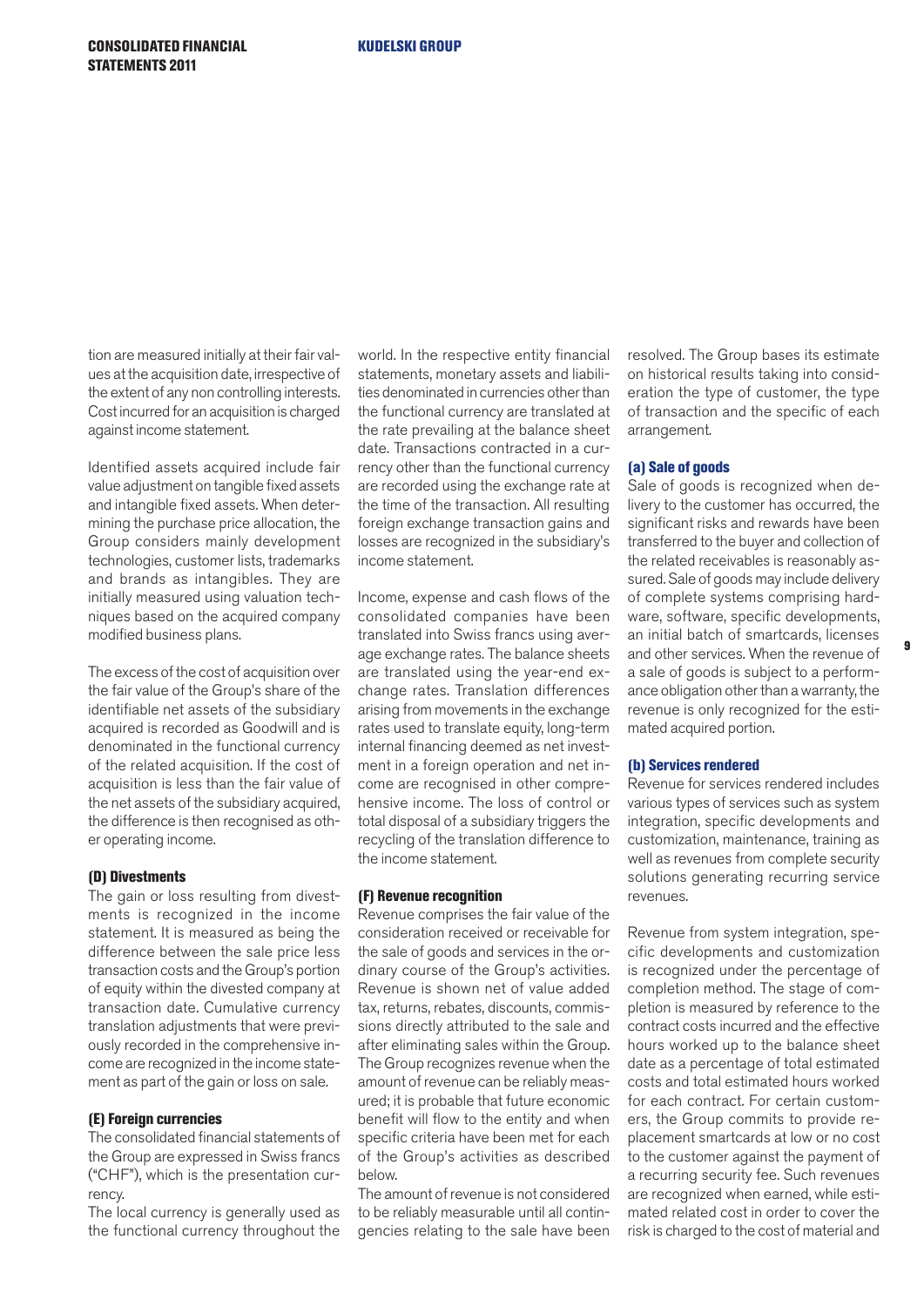tion are measured initially at their fair values at the acquisition date, irrespective of the extent of any non controlling interests. Cost incurred for an acquisition is charged against income statement.

Identified assets acquired include fair value adjustment on tangible fixed assets and intangible fixed assets. When determining the purchase price allocation, the Group considers mainly development technologies, customer lists, trademarks and brands as intangibles. They are initially measured using valuation techniques based on the acquired company modified business plans.

The excess of the cost of acquisition over the fair value of the Group's share of the identifiable net assets of the subsidiary acquired is recorded as Goodwill and is denominated in the functional currency of the related acquisition. If the cost of acquisition is less than the fair value of the net assets of the subsidiary acquired, the difference is then recognised as other operating income.

### (D) Divestments

The gain or loss resulting from divestments is recognized in the income statement. It is measured as being the difference between the sale price less transaction costs and the Group's portion of equity within the divested company at transaction date. Cumulative currency translation adjustments that were previously recorded in the comprehensive income are recognized in the income statement as part of the gain or loss on sale.

### (E) Foreign currencies

The consolidated financial statements of the Group are expressed in Swiss francs ("CHF"), which is the presentation currency.

The local currency is generally used as the functional currency throughout the world. In the respective entity financial statements, monetary assets and liabilities denominated in currencies other than the functional currency are translated at the rate prevailing at the balance sheet date. Transactions contracted in a currency other than the functional currency are recorded using the exchange rate at the time of the transaction. All resulting foreign exchange transaction gains and losses are recognized in the subsidiary's income statement.

Income, expense and cash flows of the consolidated companies have been translated into Swiss francs using average exchange rates. The balance sheets are translated using the year-end exchange rates. Translation differences arising from movements in the exchange rates used to translate equity, long-term internal financing deemed as net investment in a foreign operation and net income are recognised in other comprehensive income. The loss of control or total disposal of a subsidiary triggers the recycling of the translation difference to the income statement.

### (F) Revenue recognition

Revenue comprises the fair value of the consideration received or receivable for the sale of goods and services in the ordinary course of the Group's activities. Revenue is shown net of value added tax, returns, rebates, discounts, commissions directly attributed to the sale and after eliminating sales within the Group. The Group recognizes revenue when the amount of revenue can be reliably measured; it is probable that future economic benefit will flow to the entity and when specific criteria have been met for each of the Group's activities as described below.

The amount of revenue is not considered to be reliably measurable until all contingencies relating to the sale have been resolved. The Group bases its estimate on historical results taking into consideration the type of customer, the type of transaction and the specific of each arrangement.

#### (a) Sale of goods

Sale of goods is recognized when delivery to the customer has occurred, the significant risks and rewards have been transferred to the buyer and collection of the related receivables is reasonably assured. Sale of goods may include delivery of complete systems comprising hardware, software, specific developments, an initial batch of smartcards, licenses and other services. When the revenue of a sale of goods is subject to a performance obligation other than a warranty, the revenue is only recognized for the estimated acquired portion.

#### (b) Services rendered

Revenue for services rendered includes various types of services such as system integration, specific developments and customization, maintenance, training as well as revenues from complete security solutions generating recurring service revenues.

Revenue from system integration, specific developments and customization is recognized under the percentage of completion method. The stage of completion is measured by reference to the contract costs incurred and the effective hours worked up to the balance sheet date as a percentage of total estimated costs and total estimated hours worked for each contract. For certain customers, the Group commits to provide replacement smartcards at low or no cost to the customer against the payment of a recurring security fee. Such revenues are recognized when earned, while estimated related cost in order to cover the risk is charged to the cost of material and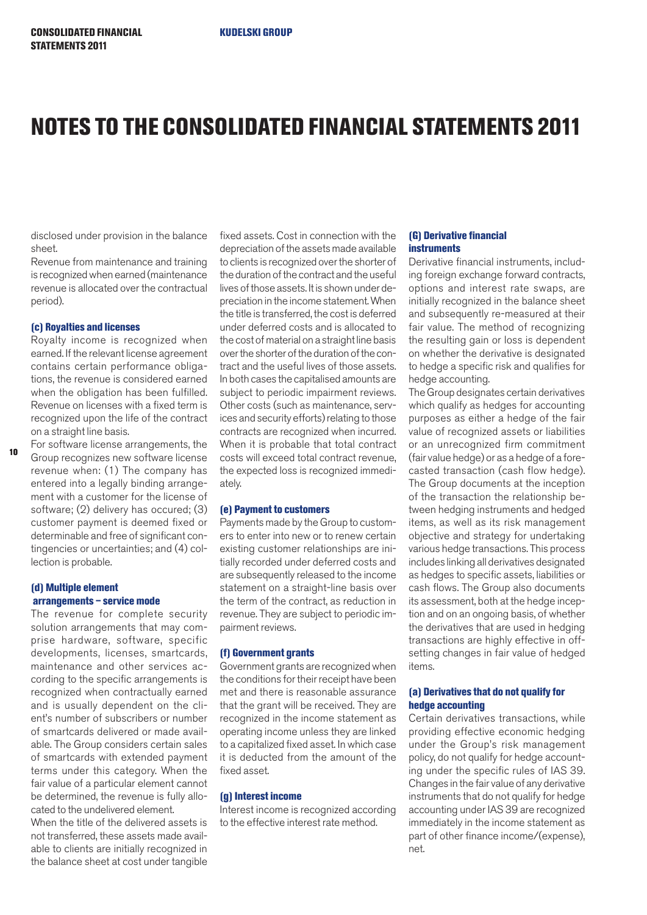# NOTES TO THE CONSOLIDATED FINANCIAL STATEMENTS 2011

disclosed under provision in the balance sheet.

Revenue from maintenance and training is recognized when earned (maintenance revenue is allocated over the contractual period).

#### (c) Royalties and licenses

Royalty income is recognized when earned. If the relevant license agreement contains certain performance obligations, the revenue is considered earned when the obligation has been fulfilled. Revenue on licenses with a fixed term is recognized upon the life of the contract on a straight line basis.

For software license arrangements, the Group recognizes new software license revenue when: (1) The company has entered into a legally binding arrangement with a customer for the license of software; (2) delivery has occured; (3) customer payment is deemed fixed or determinable and free of significant contingencies or uncertainties; and (4) collection is probable.

#### (d) Multiple element arrangements – service mode

The revenue for complete security solution arrangements that may comprise hardware, software, specific developments, licenses, smartcards, maintenance and other services according to the specific arrangements is recognized when contractually earned and is usually dependent on the client's number of subscribers or number of smartcards delivered or made available. The Group considers certain sales of smartcards with extended payment terms under this category. When the fair value of a particular element cannot be determined, the revenue is fully allocated to the undelivered element.

When the title of the delivered assets is not transferred, these assets made available to clients are initially recognized in the balance sheet at cost under tangible fixed assets. Cost in connection with the depreciation of the assets made available to clients is recognized over the shorter of the duration of the contract and the useful lives of those assets. It is shown under depreciation in the income statement. When the title is transferred, the cost is deferred under deferred costs and is allocated to the cost of material on a straight line basis over the shorter of the duration of the contract and the useful lives of those assets. In both cases the capitalised amounts are subject to periodic impairment reviews. Other costs (such as maintenance, services and security efforts) relating to those contracts are recognized when incurred. When it is probable that total contract costs will exceed total contract revenue, the expected loss is recognized immediately.

#### (e) Payment to customers

Payments made by the Group to customers to enter into new or to renew certain existing customer relationships are initially recorded under deferred costs and are subsequently released to the income statement on a straight-line basis over the term of the contract, as reduction in revenue. They are subject to periodic impairment reviews.

#### (f) Government grants

Government grants are recognized when the conditions for their receipt have been met and there is reasonable assurance that the grant will be received. They are recognized in the income statement as operating income unless they are linked to a capitalized fixed asset. In which case it is deducted from the amount of the fixed asset.

#### (g) Interest income

Interest income is recognized according to the effective interest rate method.

### (G) Derivative financial instruments

Derivative financial instruments, including foreign exchange forward contracts, options and interest rate swaps, are initially recognized in the balance sheet and subsequently re-measured at their fair value. The method of recognizing the resulting gain or loss is dependent on whether the derivative is designated to hedge a specific risk and qualifies for hedge accounting.

The Group designates certain derivatives which qualify as hedges for accounting purposes as either a hedge of the fair value of recognized assets or liabilities or an unrecognized firm commitment (fair value hedge) or as a hedge of a forecasted transaction (cash flow hedge). The Group documents at the inception of the transaction the relationship between hedging instruments and hedged items, as well as its risk management objective and strategy for undertaking various hedge transactions. This process includes linking all derivatives designated as hedges to specific assets, liabilities or cash flows. The Group also documents its assessment, both at the hedge inception and on an ongoing basis, of whether the derivatives that are used in hedging transactions are highly effective in offsetting changes in fair value of hedged items.

#### (a) Derivatives that do not qualify for hedge accounting

Certain derivatives transactions, while providing effective economic hedging under the Group's risk management policy, do not qualify for hedge accounting under the specific rules of IAS 39. Changes in the fair value of any derivative instruments that do not qualify for hedge accounting under IAS 39 are recognized immediately in the income statement as part of other finance income/(expense), net.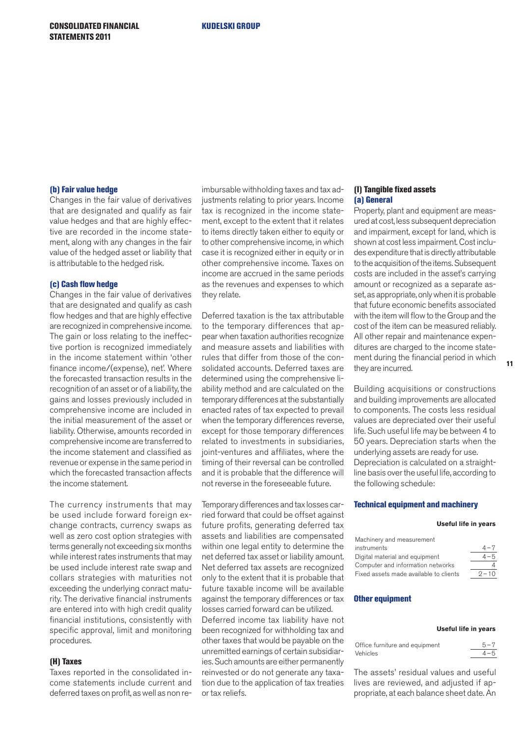#### (b) Fair value hedge

Changes in the fair value of derivatives that are designated and qualify as fair value hedges and that are highly effective are recorded in the income statement, along with any changes in the fair value of the hedged asset or liability that is attributable to the hedged risk.

#### (c) Cash flow hedge

Changes in the fair value of derivatives that are designated and qualify as cash flow hedges and that are highly effective are recognized in comprehensive income. The gain or loss relating to the ineffective portion is recognized immediately in the income statement within 'other finance income/(expense), net'. Where the forecasted transaction results in the recognition of an asset or of a liability, the gains and losses previously included in comprehensive income are included in the initial measurement of the asset or liability. Otherwise, amounts recorded in comprehensive income are transferred to the income statement and classified as revenue or expense in the same period in which the forecasted transaction affects the income statement.

The currency instruments that may be used include forward foreign exchange contracts, currency swaps as well as zero cost option strategies with terms generally not exceeding six months while interest rates instruments that may be used include interest rate swap and collars strategies with maturities not exceeding the underlying conract maturity. The derivative financial instruments are entered into with high credit quality financial institutions, consistently with specific approval, limit and monitoring procedures.

### (H) Taxes

Taxes reported in the consolidated income statements include current and deferred taxes on profit, as well as non reimbursable withholding taxes and tax adjustments relating to prior years. Income tax is recognized in the income statement, except to the extent that it relates to items directly taken either to equity or to other comprehensive income, in which case it is recognized either in equity or in other comprehensive income. Taxes on income are accrued in the same periods as the revenues and expenses to which they relate.

Deferred taxation is the tax attributable to the temporary differences that appear when taxation authorities recognize and measure assets and liabilities with rules that differ from those of the consolidated accounts. Deferred taxes are determined using the comprehensive liability method and are calculated on the temporary differences at the substantially enacted rates of tax expected to prevail when the temporary differences reverse, except for those temporary differences related to investments in subsidiaries, joint-ventures and affiliates, where the timing of their reversal can be controlled and it is probable that the difference will not reverse in the foreseeable future.

Temporary differences and tax losses carried forward that could be offset against future profits, generating deferred tax assets and liabilities are compensated within one legal entity to determine the net deferred tax asset or liability amount. Net deferred tax assets are recognized only to the extent that it is probable that future taxable income will be available against the temporary differences or tax losses carried forward can be utilized.
Deferred income tax liability have not been recognized for withholding tax and other taxes that would be payable on the unremitted earnings of certain subsidiaries. Such amounts are either permanently reinvested or do not generate any taxation due to the application of tax treaties or tax reliefs.

### (I) Tangible fixed assets

#### (a) General

Property, plant and equipment are measured at cost, less subsequent depreciation and impairment, except for land, which is shown at cost less impairment. Cost includes expenditure that is directly attributable to the acquisition of the items. Subsequent costs are included in the asset's carrying amount or recognized as a separate asset, as appropriate, only when it is probable that future economic benefits associated with the item will flow to the Group and the cost of the item can be measured reliably. All other repair and maintenance expenditures are charged to the income statement during the financial period in which they are incurred.

Building acquisitions or constructions and building improvements are allocated to components. The costs less residual values are depreciated over their useful life. Such useful life may be between 4 to 50 years. Depreciation starts when the underlying assets are ready for use.
Depreciation is calculated on a straight-line basis over the useful life, according to the following schedule:

#### Technical equipment and machinery

| | Useful life in years |
|---|---|
| Machinery and measurement instruments | 4 – 7 |
| Digital material and equipment | 4 – 5 |
| Computer and information networks | 4 |
| Fixed assets made available to clients | 2 – 10 |

#### Other equipment

| | Useful life in years |
|---|---|
| Office furniture and equipment | 5 – 7 |
| Vehicles | 4 – 5 |

The assets' residual values and useful lives are reviewed, and adjusted if appropriate, at each balance sheet date. An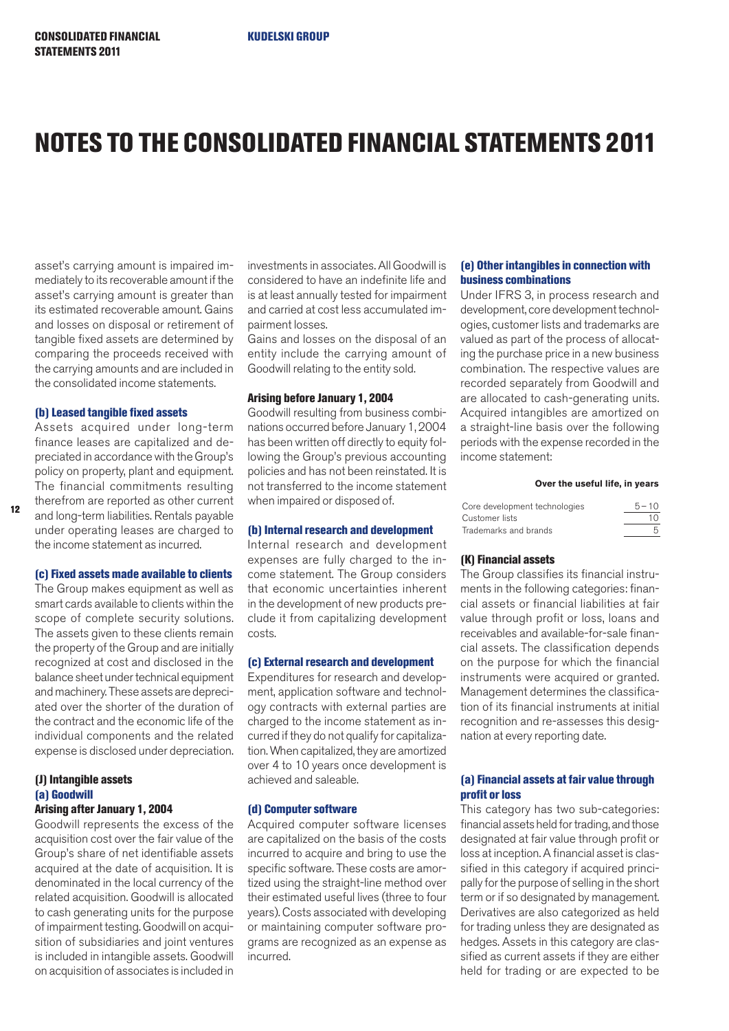# NOTES TO THE CONSOLIDATED FINANCIAL STATEMENTS 2011

asset's carrying amount is impaired immediately to its recoverable amount if the asset's carrying amount is greater than its estimated recoverable amount. Gains and losses on disposal or retirement of tangible fixed assets are determined by comparing the proceeds received with the carrying amounts and are included in the consolidated income statements.

#### (b) Leased tangible fixed assets

Assets acquired under long-term finance leases are capitalized and depreciated in accordance with the Group's policy on property, plant and equipment. The financial commitments resulting therefrom are reported as other current and long-term liabilities. Rentals payable under operating leases are charged to the income statement as incurred.

#### (c) Fixed assets made available to clients

The Group makes equipment as well as smart cards available to clients within the scope of complete security solutions. The assets given to these clients remain the property of the Group and are initially recognized at cost and disclosed in the balance sheet under technical equipment and machinery. These assets are depreciated over the shorter of the duration of the contract and the economic life of the individual components and the related expense is disclosed under depreciation.

### (J) Intangible assets

#### (a) Goodwill

**Arising after January 1, 2004**

Goodwill represents the excess of the acquisition cost over the fair value of the Group's share of net identifiable assets acquired at the date of acquisition. It is denominated in the local currency of the related acquisition. Goodwill is allocated to cash generating units for the purpose of impairment testing. Goodwill on acquisition of subsidiaries and joint ventures is included in intangible assets. Goodwill on acquisition of associates is included in investments in associates. All Goodwill is considered to have an indefinite life and is at least annually tested for impairment and carried at cost less accumulated impairment losses.

Gains and losses on the disposal of an entity include the carrying amount of Goodwill relating to the entity sold.

**Arising before January 1, 2004**

Goodwill resulting from business combinations occurred before January 1, 2004 has been written off directly to equity following the Group's previous accounting policies and has not been reinstated. It is not transferred to the income statement when impaired or disposed of.

#### (b) Internal research and development

Internal research and development expenses are fully charged to the income statement. The Group considers that economic uncertainties inherent in the development of new products preclude it from capitalizing development costs.

#### (c) External research and development

Expenditures for research and development, application software and technology contracts with external parties are charged to the income statement as incurred if they do not qualify for capitalization. When capitalized, they are amortized over 4 to 10 years once development is achieved and saleable.

#### (d) Computer software

Acquired computer software licenses are capitalized on the basis of the costs incurred to acquire and bring to use the specific software. These costs are amortized using the straight-line method over their estimated useful lives (three to four years). Costs associated with developing or maintaining computer software programs are recognized as an expense as incurred.

#### (e) Other intangibles in connection with business combinations

Under IFRS 3, in process research and development, core development technologies, customer lists and trademarks are valued as part of the process of allocating the purchase price in a new business combination. The respective values are recorded separately from Goodwill and are allocated to cash-generating units. Acquired intangibles are amortized on a straight-line basis over the following periods with the expense recorded in the income statement:

| | Over the useful life, in years |
|---|---|
| Core development technologies | 5 – 10 |
| Customer lists | 10 |
| Trademarks and brands | 5 |

### (K) Financial assets

The Group classifies its financial instruments in the following categories: financial assets or financial liabilities at fair value through profit or loss, loans and receivables and available-for-sale financial assets. The classification depends on the purpose for which the financial instruments were acquired or granted. Management determines the classification of its financial instruments at initial recognition and re-assesses this designation at every reporting date.

#### (a) Financial assets at fair value through profit or loss

This category has two sub-categories: financial assets held for trading, and those designated at fair value through profit or loss at inception. A financial asset is classified in this category if acquired principally for the purpose of selling in the short term or if so designated by management. Derivatives are also categorized as held for trading unless they are designated as hedges. Assets in this category are classified as current assets if they are either held for trading or are expected to be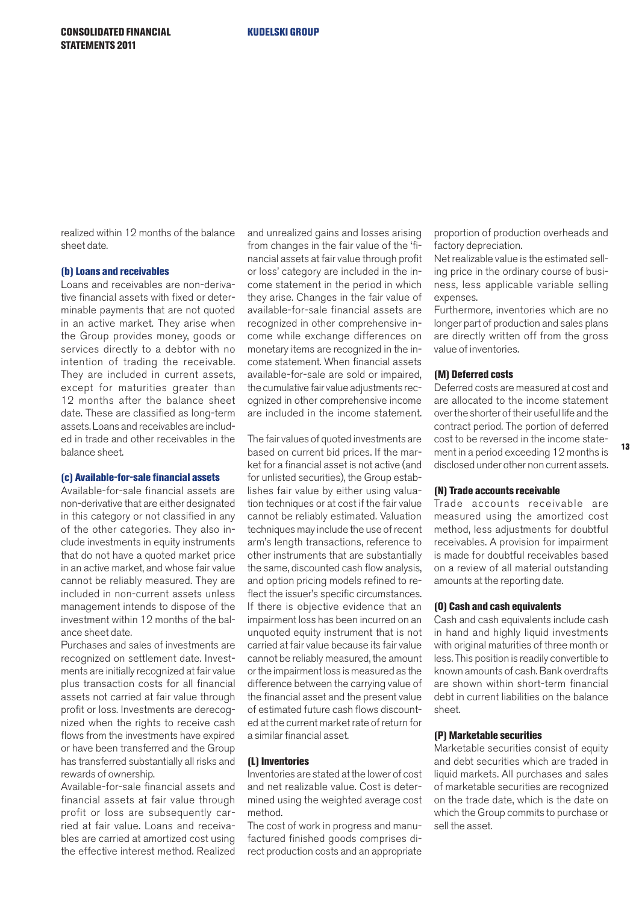realized within 12 months of the balance sheet date.

#### (b) Loans and receivables

Loans and receivables are non-derivative financial assets with fixed or determinable payments that are not quoted in an active market. They arise when the Group provides money, goods or services directly to a debtor with no intention of trading the receivable. They are included in current assets, except for maturities greater than 12 months after the balance sheet date. These are classified as long-term assets. Loans and receivables are included in trade and other receivables in the balance sheet.

#### (c) Available-for-sale financial assets

Available-for-sale financial assets are non-derivative that are either designated in this category or not classified in any of the other categories. They also include investments in equity instruments that do not have a quoted market price in an active market, and whose fair value cannot be reliably measured. They are included in non-current assets unless management intends to dispose of the investment within 12 months of the balance sheet date.

Purchases and sales of investments are recognized on settlement date. Investments are initially recognized at fair value plus transaction costs for all financial assets not carried at fair value through profit or loss. Investments are derecognized when the rights to receive cash flows from the investments have expired or have been transferred and the Group has transferred substantially all risks and rewards of ownership.

Available-for-sale financial assets and financial assets at fair value through profit or loss are subsequently carried at fair value. Loans and receivables are carried at amortized cost using the effective interest method. Realized and unrealized gains and losses arising from changes in the fair value of the 'financial assets at fair value through profit or loss' category are included in the income statement in the period in which they arise. Changes in the fair value of available-for-sale financial assets are recognized in other comprehensive income while exchange differences on monetary items are recognized in the income statement. When financial assets available-for-sale are sold or impaired, the cumulative fair value adjustments recognized in other comprehensive income are included in the income statement.

The fair values of quoted investments are based on current bid prices. If the market for a financial asset is not active (and for unlisted securities), the Group establishes fair value by either using valuation techniques or at cost if the fair value cannot be reliably estimated. Valuation techniques may include the use of recent arm's length transactions, reference to other instruments that are substantially the same, discounted cash flow analysis, and option pricing models refined to reflect the issuer's specific circumstances. If there is objective evidence that an impairment loss has been incurred on an unquoted equity instrument that is not carried at fair value because its fair value cannot be reliably measured, the amount or the impairment loss is measured as the difference between the carrying value of the financial asset and the present value of estimated future cash flows discounted at the current market rate of return for a similar financial asset.

#### (L) Inventories

Inventories are stated at the lower of cost and net realizable value. Cost is determined using the weighted average cost method.

The cost of work in progress and manufactured finished goods comprises direct production costs and an appropriate proportion of production overheads and factory depreciation.

Net realizable value is the estimated selling price in the ordinary course of business, less applicable variable selling expenses.

Furthermore, inventories which are no longer part of production and sales plans are directly written off from the gross value of inventories.

#### (M) Deferred costs

Deferred costs are measured at cost and are allocated to the income statement over the shorter of their useful life and the contract period. The portion of deferred cost to be reversed in the income statement in a period exceeding 12 months is disclosed under other non current assets.

#### (N) Trade accounts receivable

Trade accounts receivable are measured using the amortized cost method, less adjustments for doubtful receivables. A provision for impairment is made for doubtful receivables based on a review of all material outstanding amounts at the reporting date.

#### (O) Cash and cash equivalents

Cash and cash equivalents include cash in hand and highly liquid investments with original maturities of three month or less. This position is readily convertible to known amounts of cash. Bank overdrafts are shown within short-term financial debt in current liabilities on the balance sheet.

#### (P) Marketable securities

Marketable securities consist of equity and debt securities which are traded in liquid markets. All purchases and sales of marketable securities are recognized on the trade date, which is the date on which the Group commits to purchase or sell the asset.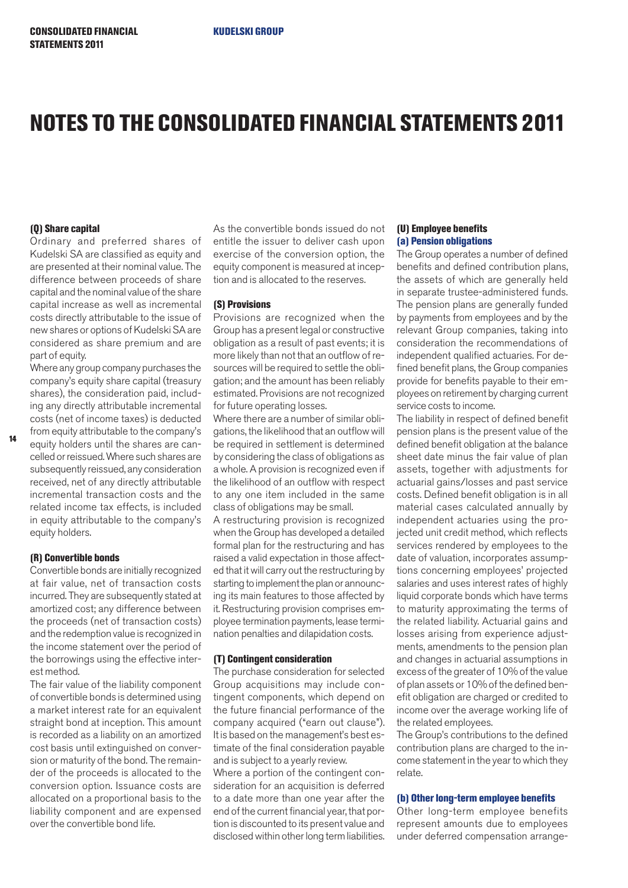# NOTES TO THE CONSOLIDATED FINANCIAL STATEMENTS 2011

### (Q) Share capital

Ordinary and preferred shares of Kudelski SA are classified as equity and are presented at their nominal value. The difference between proceeds of share capital and the nominal value of the share capital increase as well as incremental costs directly attributable to the issue of new shares or options of Kudelski SA are considered as share premium and are part of equity.

Where any group company purchases the company's equity share capital (treasury shares), the consideration paid, including any directly attributable incremental costs (net of income taxes) is deducted from equity attributable to the company's equity holders until the shares are cancelled or reissued. Where such shares are subsequently reissued, any consideration received, net of any directly attributable incremental transaction costs and the related income tax effects, is included in equity attributable to the company's equity holders.

### (R) Convertible bonds

Convertible bonds are initially recognized at fair value, net of transaction costs incurred. They are subsequently stated at amortized cost; any difference between the proceeds (net of transaction costs) and the redemption value is recognized in the income statement over the period of the borrowings using the effective interest method.

The fair value of the liability component of convertible bonds is determined using a market interest rate for an equivalent straight bond at inception. This amount is recorded as a liability on an amortized cost basis until extinguished on conversion or maturity of the bond. The remainder of the proceeds is allocated to the conversion option. Issuance costs are allocated on a proportional basis to the liability component and are expensed over the convertible bond life.

As the convertible bonds issued do not entitle the issuer to deliver cash upon exercise of the conversion option, the equity component is measured at inception and is allocated to the reserves.

### (S) Provisions

Provisions are recognized when the Group has a present legal or constructive obligation as a result of past events; it is more likely than not that an outflow of resources will be required to settle the obligation; and the amount has been reliably estimated. Provisions are not recognized for future operating losses.

Where there are a number of similar obligations, the likelihood that an outflow will be required in settlement is determined by considering the class of obligations as a whole. A provision is recognized even if the likelihood of an outflow with respect to any one item included in the same class of obligations may be small.

A restructuring provision is recognized when the Group has developed a detailed formal plan for the restructuring and has raised a valid expectation in those affected that it will carry out the restructuring by starting to implement the plan or announcing its main features to those affected by it. Restructuring provision comprises employee termination payments, lease termination penalties and dilapidation costs.

### (T) Contingent consideration

The purchase consideration for selected Group acquisitions may include contingent components, which depend on the future financial performance of the company acquired ("earn out clause"). It is based on the management's best estimate of the final consideration payable and is subject to a yearly review.

Where a portion of the contingent consideration for an acquisition is deferred to a date more than one year after the end of the current financial year, that portion is discounted to its present value and disclosed within other long term liabilities.

### (U) Employee benefits

#### (a) Pension obligations

The Group operates a number of defined benefits and defined contribution plans, the assets of which are generally held in separate trustee-administered funds. The pension plans are generally funded by payments from employees and by the relevant Group companies, taking into consideration the recommendations of independent qualified actuaries. For defined benefit plans, the Group companies provide for benefits payable to their employees on retirement by charging current service costs to income.

The liability in respect of defined benefit pension plans is the present value of the defined benefit obligation at the balance sheet date minus the fair value of plan assets, together with adjustments for actuarial gains/losses and past service costs. Defined benefit obligation is in all material cases calculated annually by independent actuaries using the projected unit credit method, which reflects services rendered by employees to the date of valuation, incorporates assumptions concerning employees' projected salaries and uses interest rates of highly liquid corporate bonds which have terms to maturity approximating the terms of the related liability. Actuarial gains and losses arising from experience adjustments, amendments to the pension plan and changes in actuarial assumptions in excess of the greater of 10% of the value of plan assets or 10% of the defined benefit obligation are charged or credited to income over the average working life of the related employees.

The Group's contributions to the defined contribution plans are charged to the income statement in the year to which they relate.

#### (b) Other long-term employee benefits

Other long-term employee benefits represent amounts due to employees under deferred compensation arrange-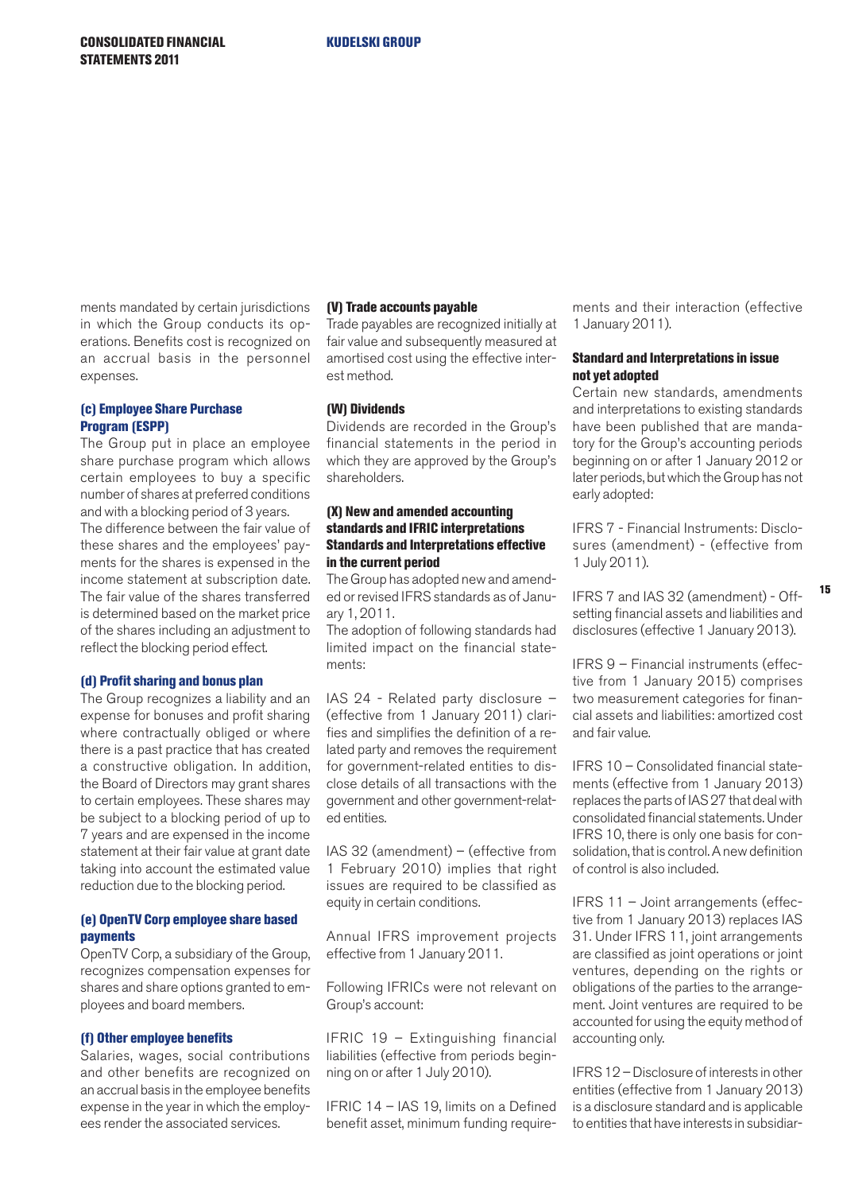ments mandated by certain jurisdictions in which the Group conducts its operations. Benefits cost is recognized on an accrual basis in the personnel expenses.

#### (c) Employee Share Purchase Program (ESPP)

The Group put in place an employee share purchase program which allows certain employees to buy a specific number of shares at preferred conditions and with a blocking period of 3 years.
The difference between the fair value of these shares and the employees' payments for the shares is expensed in the income statement at subscription date. The fair value of the shares transferred is determined based on the market price of the shares including an adjustment to reflect the blocking period effect.

#### (d) Profit sharing and bonus plan

The Group recognizes a liability and an expense for bonuses and profit sharing where contractually obliged or where there is a past practice that has created a constructive obligation. In addition, the Board of Directors may grant shares to certain employees. These shares may be subject to a blocking period of up to 7 years and are expensed in the income statement at their fair value at grant date taking into account the estimated value reduction due to the blocking period.

#### (e) OpenTV Corp employee share based payments

OpenTV Corp, a subsidiary of the Group, recognizes compensation expenses for shares and share options granted to employees and board members.

#### (f) Other employee benefits

Salaries, wages, social contributions and other benefits are recognized on an accrual basis in the employee benefits expense in the year in which the employees render the associated services.

### (V) Trade accounts payable

Trade payables are recognized initially at fair value and subsequently measured at amortised cost using the effective interest method.

### (W) Dividends

Dividends are recorded in the Group's financial statements in the period in which they are approved by the Group's shareholders.

### (X) New and amended accounting standards and IFRIC interpretations

#### Standards and Interpretations effective in the current period

The Group has adopted new and amended or revised IFRS standards as of January 1, 2011.
The adoption of following standards had limited impact on the financial statements:

IAS 24 - Related party disclosure – (effective from 1 January 2011) clarifies and simplifies the definition of a related party and removes the requirement for government-related entities to disclose details of all transactions with the government and other government-related entities.

IAS 32 (amendment) – (effective from 1 February 2010) implies that right issues are required to be classified as equity in certain conditions.

Annual IFRS improvement projects effective from 1 January 2011.

Following IFRICs were not relevant on Group's account:

IFRIC 19 – Extinguishing financial liabilities (effective from periods beginning on or after 1 July 2010).

IFRIC 14 – IAS 19, limits on a Defined benefit asset, minimum funding requirements and their interaction (effective 1 January 2011).

#### Standard and Interpretations in issue not yet adopted

Certain new standards, amendments and interpretations to existing standards have been published that are mandatory for the Group's accounting periods beginning on or after 1 January 2012 or later periods, but which the Group has not early adopted:

IFRS 7 - Financial Instruments: Disclosures (amendment) - (effective from 1 July 2011).

IFRS 7 and IAS 32 (amendment) - Offsetting financial assets and liabilities and disclosures (effective 1 January 2013).

IFRS 9 – Financial instruments (effective from 1 January 2015) comprises two measurement categories for financial assets and liabilities: amortized cost and fair value.

IFRS 10 – Consolidated financial statements (effective from 1 January 2013) replaces the parts of IAS 27 that deal with consolidated financial statements. Under IFRS 10, there is only one basis for consolidation, that is control. A new definition of control is also included.

IFRS 11 – Joint arrangements (effective from 1 January 2013) replaces IAS 31. Under IFRS 11, joint arrangements are classified as joint operations or joint ventures, depending on the rights or obligations of the parties to the arrangement. Joint ventures are required to be accounted for using the equity method of accounting only.

IFRS 12 – Disclosure of interests in other entities (effective from 1 January 2013) is a disclosure standard and is applicable to entities that have interests in subsidiar-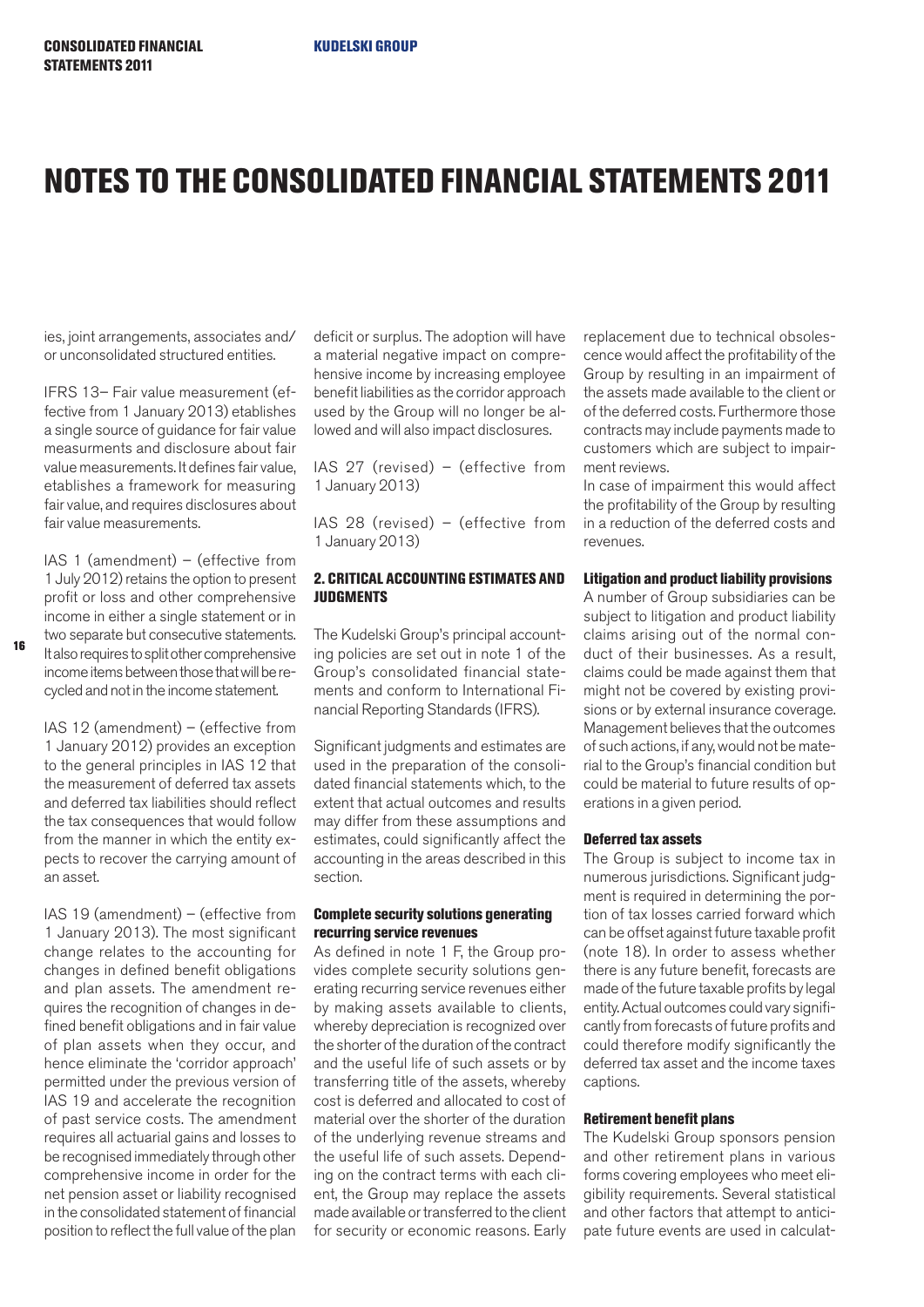ies, joint arrangements, associates and/or unconsolidated structured entities.

IFRS 13– Fair value measurement (effective from 1 January 2013) etablishes a single source of guidance for fair value measurments and disclosure about fair value measurements. It defines fair value, etablishes a framework for measuring fair value, and requires disclosures about fair value measurements.

IAS 1 (amendment) – (effective from 1 July 2012) retains the option to present profit or loss and other comprehensive income in either a single statement or in two separate but consecutive statements. It also requires to split other comprehensive income items between those that will be recycled and not in the income statement.

IAS 12 (amendment) – (effective from 1 January 2012) provides an exception to the general principles in IAS 12 that the measurement of deferred tax assets and deferred tax liabilities should reflect the tax consequences that would follow from the manner in which the entity expects to recover the carrying amount of an asset.

IAS 19 (amendment) – (effective from 1 January 2013). The most significant change relates to the accounting for changes in defined benefit obligations and plan assets. The amendment requires the recognition of changes in defined benefit obligations and in fair value of plan assets when they occur, and hence eliminate the 'corridor approach' permitted under the previous version of IAS 19 and accelerate the recognition of past service costs. The amendment requires all actuarial gains and losses to be recognised immediately through other comprehensive income in order for the net pension asset or liability recognised in the consolidated statement of financial position to reflect the full value of the plan deficit or surplus. The adoption will have a material negative impact on comprehensive income by increasing employee benefit liabilities as the corridor approach used by the Group will no longer be allowed and will also impact disclosures.

IAS 27 (revised) – (effective from 1 January 2013)

IAS 28 (revised) – (effective from 1 January 2013)

## 2. CRITICAL ACCOUNTING ESTIMATES AND JUDGMENTS

The Kudelski Group's principal accounting policies are set out in note 1 of the Group's consolidated financial statements and conform to International Financial Reporting Standards (IFRS).

Significant judgments and estimates are used in the preparation of the consolidated financial statements which, to the extent that actual outcomes and results may differ from these assumptions and estimates, could significantly affect the accounting in the areas described in this section.

### Complete security solutions generating recurring service revenues

As defined in note 1 F, the Group provides complete security solutions generating recurring service revenues either by making assets available to clients, whereby depreciation is recognized over the shorter of the duration of the contract and the useful life of such assets or by transferring title of the assets, whereby cost is deferred and allocated to cost of material over the shorter of the duration of the underlying revenue streams and the useful life of such assets. Depending on the contract terms with each client, the Group may replace the assets made available or transferred to the client for security or economic reasons. Early replacement due to technical obsolescence would affect the profitability of the Group by resulting in an impairment of the assets made available to the client or of the deferred costs. Furthermore those contracts may include payments made to customers which are subject to impairment reviews.

In case of impairment this would affect the profitability of the Group by resulting in a reduction of the deferred costs and revenues.

### Litigation and product liability provisions

A number of Group subsidiaries can be subject to litigation and product liability claims arising out of the normal conduct of their businesses. As a result, claims could be made against them that might not be covered by existing provisions or by external insurance coverage. Management believes that the outcomes of such actions, if any, would not be material to the Group's financial condition but could be material to future results of operations in a given period.

### Deferred tax assets

The Group is subject to income tax in numerous jurisdictions. Significant judgment is required in determining the portion of tax losses carried forward which can be offset against future taxable profit (note 18). In order to assess whether there is any future benefit, forecasts are made of the future taxable profits by legal entity. Actual outcomes could vary significantly from forecasts of future profits and could therefore modify significantly the deferred tax asset and the income taxes captions.

### Retirement benefit plans

The Kudelski Group sponsors pension and other retirement plans in various forms covering employees who meet eligibility requirements. Several statistical and other factors that attempt to anticipate future events are used in calculat-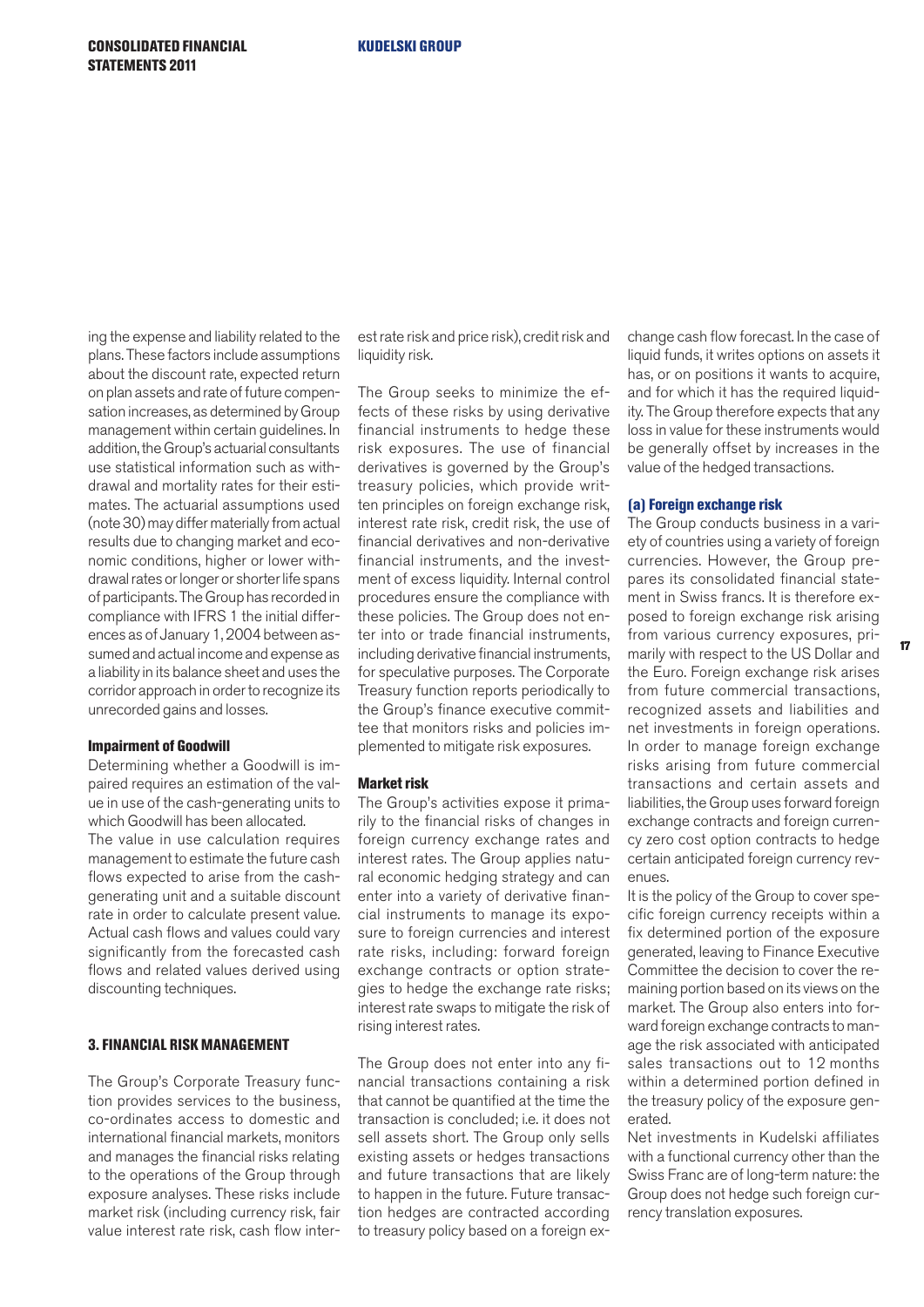ing the expense and liability related to the plans. These factors include assumptions about the discount rate, expected return on plan assets and rate of future compensation increases, as determined by Group management within certain guidelines. In addition, the Group's actuarial consultants use statistical information such as withdrawal and mortality rates for their estimates. The actuarial assumptions used (note 30) may differ materially from actual results due to changing market and economic conditions, higher or lower withdrawal rates or longer or shorter life spans of participants. The Group has recorded in compliance with IFRS 1 the initial differences as of January 1, 2004 between assumed and actual income and expense as a liability in its balance sheet and uses the corridor approach in order to recognize its unrecorded gains and losses.

#### Impairment of Goodwill

Determining whether a Goodwill is impaired requires an estimation of the value in use of the cash-generating units to which Goodwill has been allocated.

The value in use calculation requires management to estimate the future cash flows expected to arise from the cash-generating unit and a suitable discount rate in order to calculate present value. Actual cash flows and values could vary significantly from the forecasted cash flows and related values derived using discounting techniques.

## 3. FINANCIAL RISK MANAGEMENT

The Group's Corporate Treasury function provides services to the business, co-ordinates access to domestic and international financial markets, monitors and manages the financial risks relating to the operations of the Group through exposure analyses. These risks include market risk (including currency risk, fair value interest rate risk, cash flow interest rate risk and price risk), credit risk and liquidity risk.

The Group seeks to minimize the effects of these risks by using derivative financial instruments to hedge these risk exposures. The use of financial derivatives is governed by the Group's treasury policies, which provide written principles on foreign exchange risk, interest rate risk, credit risk, the use of financial derivatives and non-derivative financial instruments, and the investment of excess liquidity. Internal control procedures ensure the compliance with these policies. The Group does not enter into or trade financial instruments, including derivative financial instruments, for speculative purposes. The Corporate Treasury function reports periodically to the Group's finance executive committee that monitors risks and policies implemented to mitigate risk exposures.

#### Market risk

The Group's activities expose it primarily to the financial risks of changes in foreign currency exchange rates and interest rates. The Group applies natural economic hedging strategy and can enter into a variety of derivative financial instruments to manage its exposure to foreign currencies and interest rate risks, including: forward foreign exchange contracts or option strategies to hedge the exchange rate risks; interest rate swaps to mitigate the risk of rising interest rates.

The Group does not enter into any financial transactions containing a risk that cannot be quantified at the time the transaction is concluded; i.e. it does not sell assets short. The Group only sells existing assets or hedges transactions and future transactions that are likely to happen in the future. Future transaction hedges are contracted according to treasury policy based on a foreign exchange cash flow forecast. In the case of liquid funds, it writes options on assets it has, or on positions it wants to acquire, and for which it has the required liquidity. The Group therefore expects that any loss in value for these instruments would be generally offset by increases in the value of the hedged transactions.

#### (a) Foreign exchange risk

The Group conducts business in a variety of countries using a variety of foreign currencies. However, the Group prepares its consolidated financial statement in Swiss francs. It is therefore exposed to foreign exchange risk arising from various currency exposures, primarily with respect to the US Dollar and the Euro. Foreign exchange risk arises from future commercial transactions, recognized assets and liabilities and net investments in foreign operations. In order to manage foreign exchange risks arising from future commercial transactions and certain assets and liabilities, the Group uses forward foreign exchange contracts and foreign currency zero cost option contracts to hedge certain anticipated foreign currency revenues.

It is the policy of the Group to cover specific foreign currency receipts within a fix determined portion of the exposure generated, leaving to Finance Executive Committee the decision to cover the remaining portion based on its views on the market. The Group also enters into forward foreign exchange contracts to manage the risk associated with anticipated sales transactions out to 12 months within a determined portion defined in the treasury policy of the exposure generated.

Net investments in Kudelski affiliates with a functional currency other than the Swiss Franc are of long-term nature: the Group does not hedge such foreign currency translation exposures.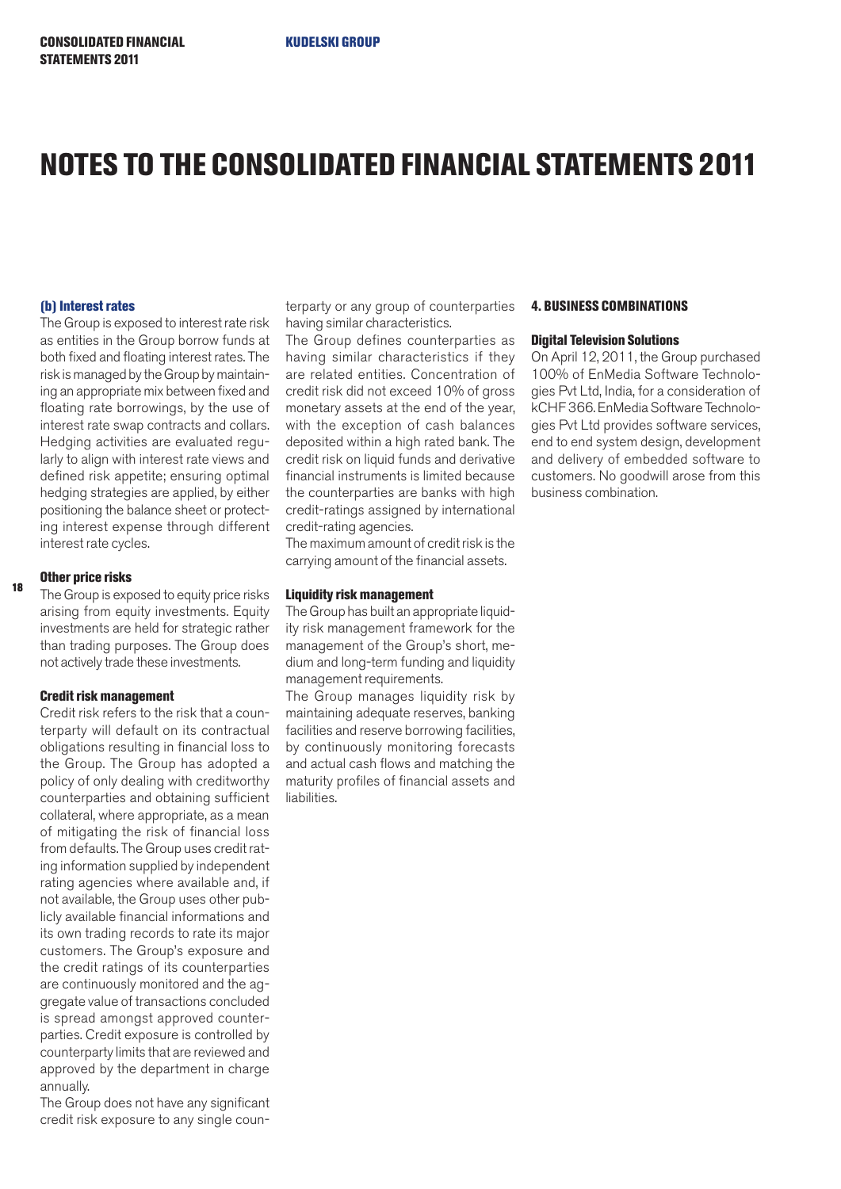# NOTES TO THE CONSOLIDATED FINANCIAL STATEMENTS 2011

### (b) Interest rates

The Group is exposed to interest rate risk as entities in the Group borrow funds at both fixed and floating interest rates. The risk is managed by the Group by maintaining an appropriate mix between fixed and floating rate borrowings, by the use of interest rate swap contracts and collars. Hedging activities are evaluated regularly to align with interest rate views and defined risk appetite; ensuring optimal hedging strategies are applied, by either positioning the balance sheet or protecting interest expense through different interest rate cycles.

### Other price risks

The Group is exposed to equity price risks arising from equity investments. Equity investments are held for strategic rather than trading purposes. The Group does not actively trade these investments.

### Credit risk management

Credit risk refers to the risk that a counterparty will default on its contractual obligations resulting in financial loss to the Group. The Group has adopted a policy of only dealing with creditworthy counterparties and obtaining sufficient collateral, where appropriate, as a mean of mitigating the risk of financial loss from defaults. The Group uses credit rating information supplied by independent rating agencies where available and, if not available, the Group uses other publicly available financial informations and its own trading records to rate its major customers. The Group's exposure and the credit ratings of its counterparties are continuously monitored and the aggregate value of transactions concluded is spread amongst approved counterparties. Credit exposure is controlled by counterparty limits that are reviewed and approved by the department in charge annually.

The Group does not have any significant credit risk exposure to any single counterparty or any group of counterparties having similar characteristics.

The Group defines counterparties as having similar characteristics if they are related entities. Concentration of credit risk did not exceed 10% of gross monetary assets at the end of the year, with the exception of cash balances deposited within a high rated bank. The credit risk on liquid funds and derivative financial instruments is limited because the counterparties are banks with high credit-ratings assigned by international credit-rating agencies.

The maximum amount of credit risk is the carrying amount of the financial assets.

### Liquidity risk management

The Group has built an appropriate liquidity risk management framework for the management of the Group's short, medium and long-term funding and liquidity management requirements.

The Group manages liquidity risk by maintaining adequate reserves, banking facilities and reserve borrowing facilities, by continuously monitoring forecasts and actual cash flows and matching the maturity profiles of financial assets and liabilities.

## 4. BUSINESS COMBINATIONS

### Digital Television Solutions

On April 12, 2011, the Group purchased 100% of EnMedia Software Technologies Pvt Ltd, India, for a consideration of kCHF 366. EnMedia Software Technologies Pvt Ltd provides software services, end to end system design, development and delivery of embedded software to customers. No goodwill arose from this business combination.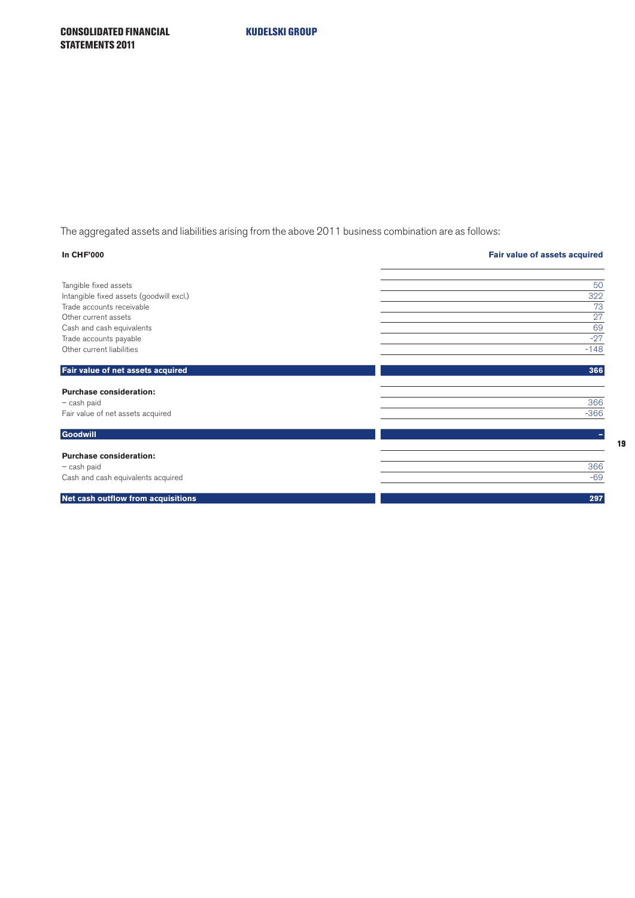The aggregated assets and liabilities arising from the above 2011 business combination are as follows:

| In CHF'000 | Fair value of assets acquired |
|---|---|
| Tangible fixed assets | 50 |
| Intangible fixed assets (goodwill excl.) | 322 |
| Trade accounts receivable | 73 |
| Other current assets | 27 |
| Cash and cash equivalents | 69 |
| Trade accounts payable | -27 |
| Other current liabilities | -148 |
| **Fair value of net assets acquired** | **366** |
| **Purchase consideration:** | |
| – cash paid | 366 |
| Fair value of net assets acquired | -366 |
| **Goodwill** | **–** |
| **Purchase consideration:** | |
| – cash paid | 366 |
| Cash and cash equivalents acquired | -69 |
| **Net cash outflow from acquisitions** | **297** |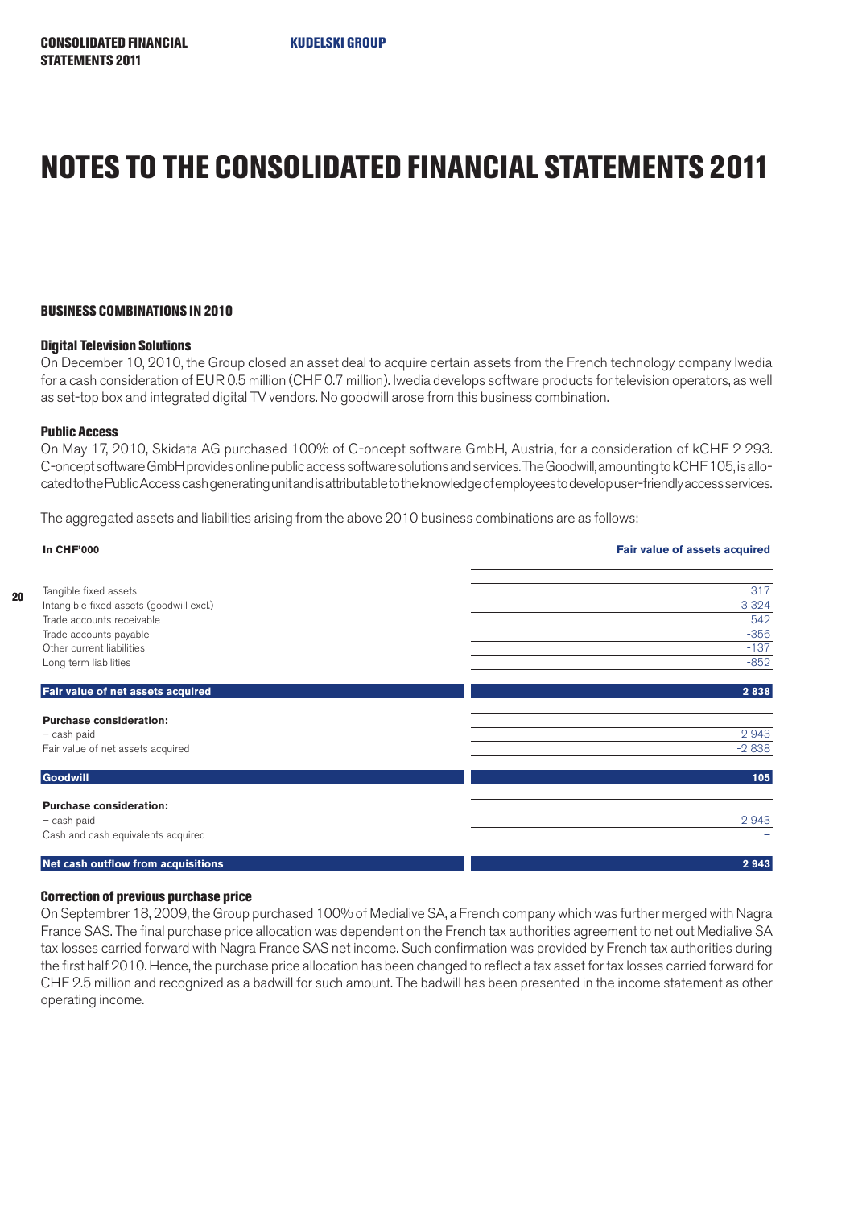# NOTES TO THE CONSOLIDATED FINANCIAL STATEMENTS 2011

## BUSINESS COMBINATIONS IN 2010

### Digital Television Solutions

On December 10, 2010, the Group closed an asset deal to acquire certain assets from the French technology company Iwedia for a cash consideration of EUR 0.5 million (CHF 0.7 million). Iwedia develops software products for television operators, as well as set-top box and integrated digital TV vendors. No goodwill arose from this business combination.

### Public Access

On May 17, 2010, Skidata AG purchased 100% of C-oncept software GmbH, Austria, for a consideration of kCHF 2 293. C-oncept software GmbH provides online public access software solutions and services. The Goodwill, amounting to kCHF 105, is allocated to the Public Access cash generating unit and is attributable to the knowledge of employees to develop user-friendly access services.

The aggregated assets and liabilities arising from the above 2010 business combinations are as follows:

| In CHF'000 | Fair value of assets acquired |
|---|---|
| Tangible fixed assets | 317 |
| Intangible fixed assets (goodwill excl.) | 3 324 |
| Trade accounts receivable | 542 |
| Trade accounts payable | -356 |
| Other current liabilities | -137 |
| Long term liabilities | -852 |
| **Fair value of net assets acquired** | **2 838** |
| **Purchase consideration:** | |
| – cash paid | 2 943 |
| Fair value of net assets acquired | -2 838 |
| **Goodwill** | **105** |
| **Purchase consideration:** | |
| – cash paid | 2 943 |
| Cash and cash equivalents acquired | – |
| **Net cash outflow from acquisitions** | **2 943** |

### Correction of previous purchase price

On Septembrer 18, 2009, the Group purchased 100% of Medialive SA, a French company which was further merged with Nagra France SAS. The final purchase price allocation was dependent on the French tax authorities agreement to net out Medialive SA tax losses carried forward with Nagra France SAS net income. Such confirmation was provided by French tax authorities during the first half 2010. Hence, the purchase price allocation has been changed to reflect a tax asset for tax losses carried forward for CHF 2.5 million and recognized as a badwill for such amount. The badwill has been presented in the income statement as other operating income.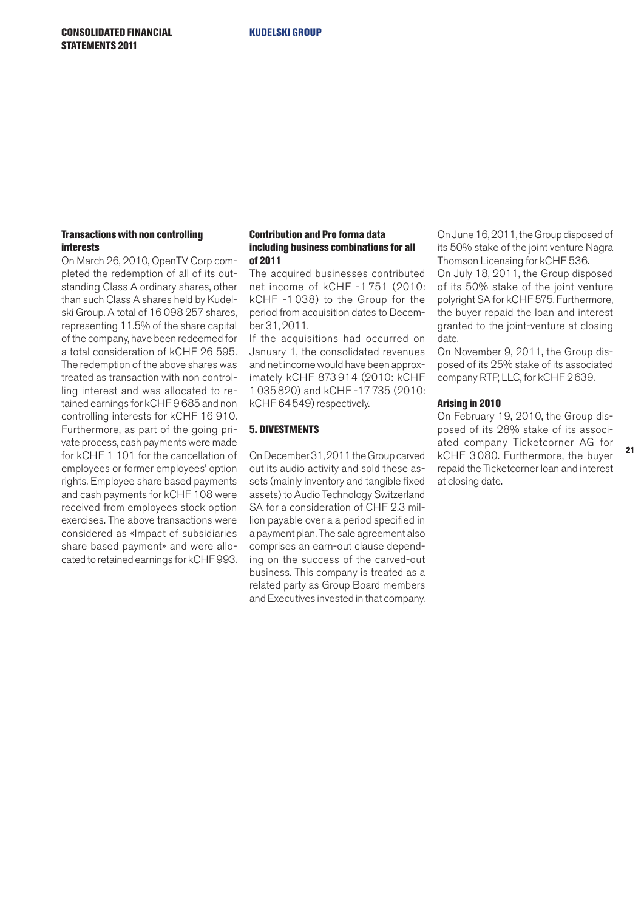#### Transactions with non controlling interests

On March 26, 2010, OpenTV Corp completed the redemption of all of its outstanding Class A ordinary shares, other than such Class A shares held by Kudelski Group. A total of 16 098 257 shares, representing 11.5% of the share capital of the company, have been redeemed for a total consideration of kCHF 26 595. The redemption of the above shares was treated as transaction with non controlling interest and was allocated to retained earnings for kCHF 9 685 and non controlling interests for kCHF 16 910. Furthermore, as part of the going private process, cash payments were made for kCHF 1 101 for the cancellation of employees or former employees' option rights. Employee share based payments and cash payments for kCHF 108 were received from employees stock option exercises. The above transactions were considered as «Impact of subsidiaries share based payment» and were allocated to retained earnings for kCHF 993.

#### Contribution and Pro forma data including business combinations for all of 2011

The acquired businesses contributed net income of kCHF -1 751 (2010: kCHF -1 038) to the Group for the period from acquisition dates to December 31, 2011.

If the acquisitions had occurred on January 1, the consolidated revenues and net income would have been approximately kCHF 873 914 (2010: kCHF 1 035 820) and kCHF -17 735 (2010: kCHF 64 549) respectively.

### 5. DIVESTMENTS

On December 31, 2011 the Group carved out its audio activity and sold these assets (mainly inventory and tangible fixed assets) to Audio Technology Switzerland SA for a consideration of CHF 2.3 million payable over a a period specified in a payment plan. The sale agreement also comprises an earn-out clause depending on the success of the carved-out business. This company is treated as a related party as Group Board members and Executives invested in that company.

On June 16, 2011, the Group disposed of its 50% stake of the joint venture Nagra Thomson Licensing for kCHF 536.

On July 18, 2011, the Group disposed of its 50% stake of the joint venture polyright SA for kCHF 575. Furthermore, the buyer repaid the loan and interest granted to the joint-venture at closing date.

On November 9, 2011, the Group disposed of its 25% stake of its associated company RTP, LLC, for kCHF 2 639.

#### Arising in 2010

On February 19, 2010, the Group disposed of its 28% stake of its associated company Ticketcorner AG for kCHF 3 080. Furthermore, the buyer repaid the Ticketcorner loan and interest at closing date.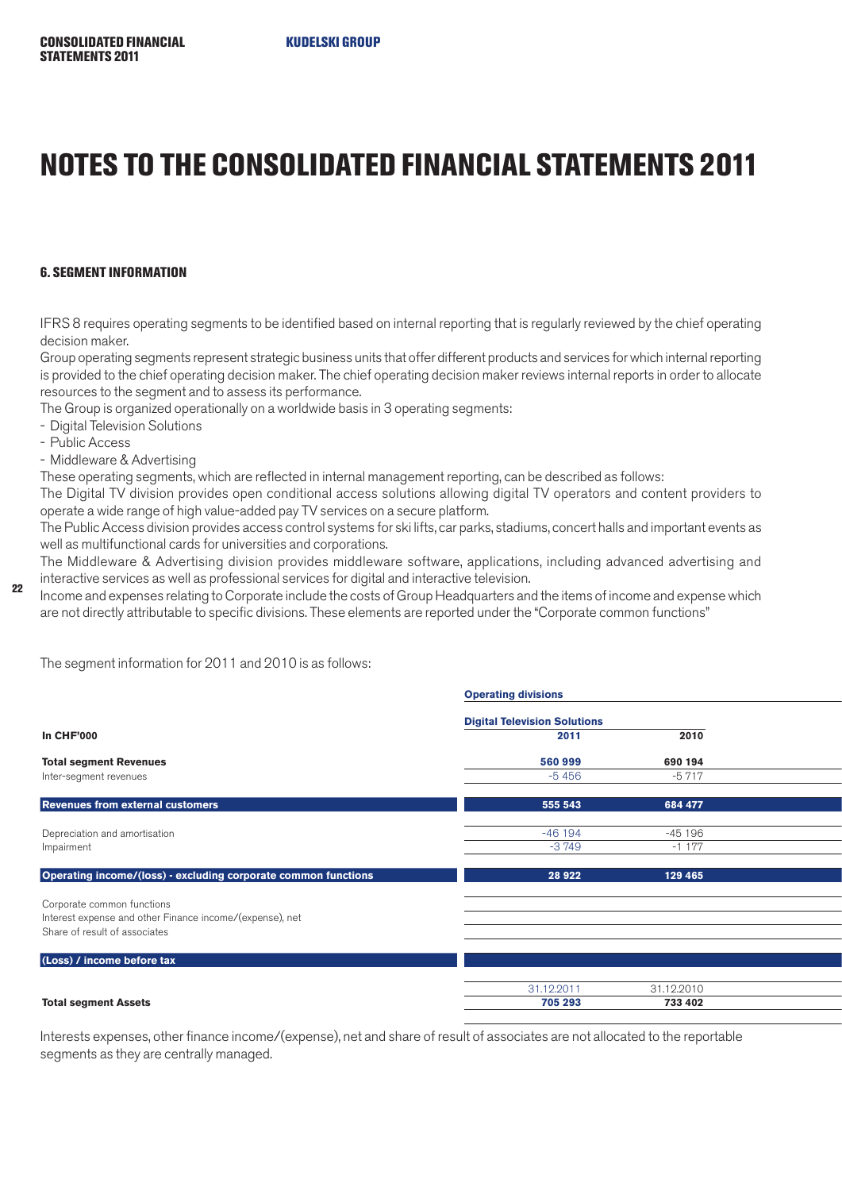# NOTES TO THE CONSOLIDATED FINANCIAL STATEMENTS 2011

### 6. SEGMENT INFORMATION

IFRS 8 requires operating segments to be identified based on internal reporting that is regularly reviewed by the chief operating decision maker.

Group operating segments represent strategic business units that offer different products and services for which internal reporting is provided to the chief operating decision maker. The chief operating decision maker reviews internal reports in order to allocate resources to the segment and to assess its performance.

The Group is organized operationally on a worldwide basis in 3 operating segments:

- Digital Television Solutions
- Public Access
- Middleware & Advertising

These operating segments, which are reflected in internal management reporting, can be described as follows:

The Digital TV division provides open conditional access solutions allowing digital TV operators and content providers to operate a wide range of high value-added pay TV services on a secure platform.

The Public Access division provides access control systems for ski lifts, car parks, stadiums, concert halls and important events as well as multifunctional cards for universities and corporations.

The Middleware & Advertising division provides middleware software, applications, including advanced advertising and interactive services as well as professional services for digital and interactive television.

Income and expenses relating to Corporate include the costs of Group Headquarters and the items of income and expense which are not directly attributable to specific divisions. These elements are reported under the "Corporate common functions"

The segment information for 2011 and 2010 is as follows:

| | Operating divisions | |
|---|---|---|
| | Digital Television Solutions | |
| In CHF'000 | 2011 | 2010 |
| **Total segment Revenues** | **560 999** | **690 194** |
| Inter-segment revenues | -5 456 | -5 717 |
| **Revenues from external customers** | **555 543** | **684 477** |
| Depreciation and amortisation | -46 194 | -45 196 |
| Impairment | -3 749 | -1 177 |
| **Operating income/(loss) - excluding corporate common functions** | **28 922** | **129 465** |
| Corporate common functions | | |
| Interest expense and other Finance income/(expense), net | | |
| Share of result of associates | | |
| **(Loss) / income before tax** | | |
| | 31.12.2011 | 31.12.2010 |
| **Total segment Assets** | **705 293** | **733 402** |

Interests expenses, other finance income/(expense), net and share of result of associates are not allocated to the reportable segments as they are centrally managed.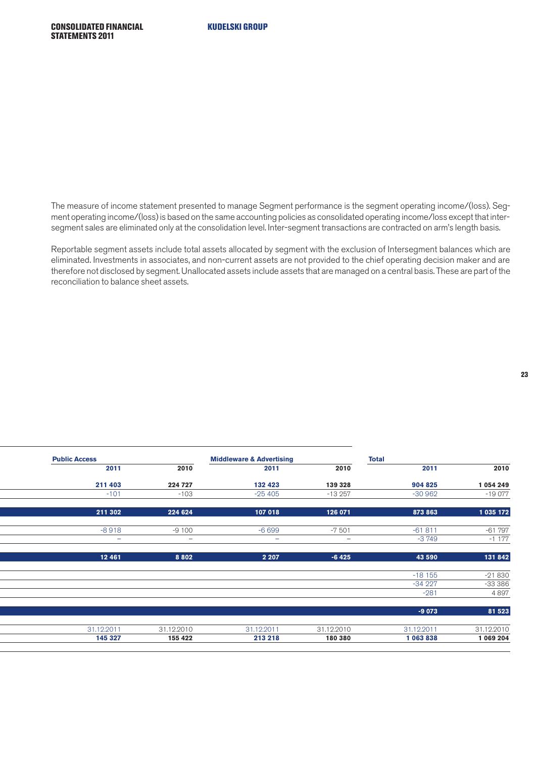The measure of income statement presented to manage Segment performance is the segment operating income/(loss). Segment operating income/(loss) is based on the same accounting policies as consolidated operating income/loss except that intersegment sales are eliminated only at the consolidation level. Inter-segment transactions are contracted on arm's length basis.

Reportable segment assets include total assets allocated by segment with the exclusion of Intersegment balances which are eliminated. Investments in associates, and non-current assets are not provided to the chief operating decision maker and are therefore not disclosed by segment. Unallocated assets include assets that are managed on a central basis. These are part of the reconciliation to balance sheet assets.

| Public Access | | Middleware & Advertising | | Total | |
|---|---|---|---|---|---|
| 2011 | 2010 | 2011 | 2010 | 2011 | 2010 |
| 211 403 | 224 727 | 132 423 | 139 328 | 904 825 | 1 054 249 |
| -101 | -103 | -25 405 | -13 257 | -30 962 | -19 077 |
| **211 302** | **224 624** | **107 018** | **126 071** | **873 863** | **1 035 172** |
| -8 918 | -9 100 | -6 699 | -7 501 | -61 811 | -61 797 |
| – | – | – | – | -3 749 | -1 177 |
| **12 461** | **8 802** | **2 207** | **-6 425** | **43 590** | **131 842** |
| | | | | -18 155 | -21 830 |
| | | | | -34 227 | -33 386 |
| | | | | -281 | 4 897 |
| | | | | **-9 073** | **81 523** |
| 31.12.2011 | 31.12.2010 | 31.12.2011 | 31.12.2010 | 31.12.2011 | 31.12.2010 |
| 145 327 | 155 422 | 213 218 | 180 380 | 1 063 838 | 1 069 204 |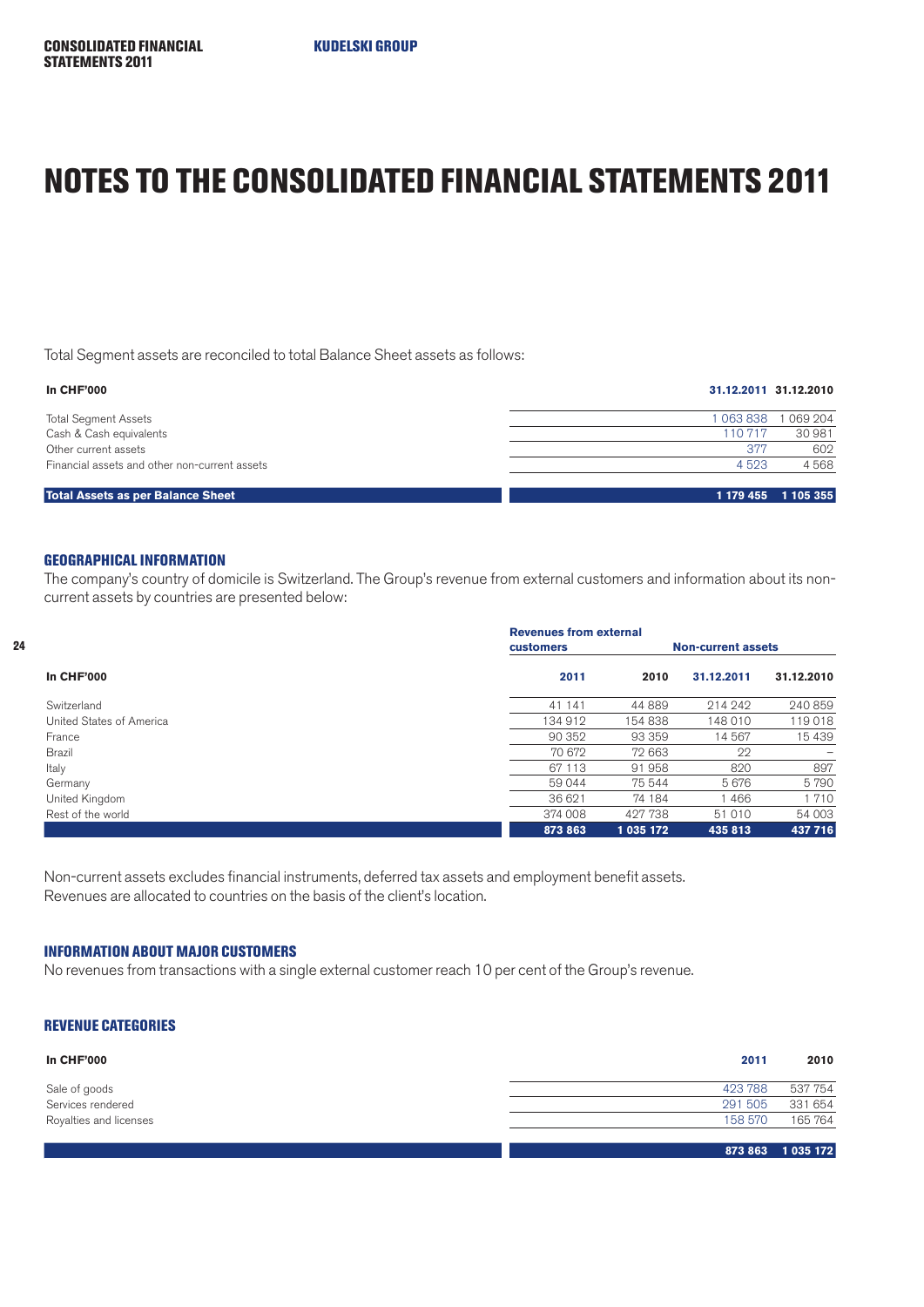# NOTES TO THE CONSOLIDATED FINANCIAL STATEMENTS 2011

Total Segment assets are reconciled to total Balance Sheet assets as follows:

| In CHF'000 | 31.12.2011 | 31.12.2010 |
|---|---|---|
| Total Segment Assets | 1 063 838 | 1 069 204 |
| Cash & Cash equivalents | 110 717 | 30 981 |
| Other current assets | 377 | 602 |
| Financial assets and other non-current assets | 4 523 | 4 568 |
| **Total Assets as per Balance Sheet** | **1 179 455** | **1 105 355** |

### GEOGRAPHICAL INFORMATION

The company's country of domicile is Switzerland. The Group's revenue from external customers and information about its non-current assets by countries are presented below:

| | Revenues from external customers | | Non-current assets | |
|---|---|---|---|---|
| In CHF'000 | 2011 | 2010 | 31.12.2011 | 31.12.2010 |
| Switzerland | 41 141 | 44 889 | 214 242 | 240 859 |
| United States of America | 134 912 | 154 838 | 148 010 | 119 018 |
| France | 90 352 | 93 359 | 14 567 | 15 439 |
| Brazil | 70 672 | 72 663 | 22 | – |
| Italy | 67 113 | 91 958 | 820 | 897 |
| Germany | 59 044 | 75 544 | 5 676 | 5 790 |
| United Kingdom | 36 621 | 74 184 | 1 466 | 1 710 |
| Rest of the world | 374 008 | 427 738 | 51 010 | 54 003 |
| | **873 863** | **1 035 172** | **435 813** | **437 716** |

Non-current assets excludes financial instruments, deferred tax assets and employment benefit assets.
Revenues are allocated to countries on the basis of the client's location.

### INFORMATION ABOUT MAJOR CUSTOMERS

No revenues from transactions with a single external customer reach 10 per cent of the Group's revenue.

### REVENUE CATEGORIES

| In CHF'000 | 2011 | 2010 |
|---|---|---|
| Sale of goods | 423 788 | 537 754 |
| Services rendered | 291 505 | 331 654 |
| Royalties and licenses | 158 570 | 165 764 |
| | **873 863** | **1 035 172** |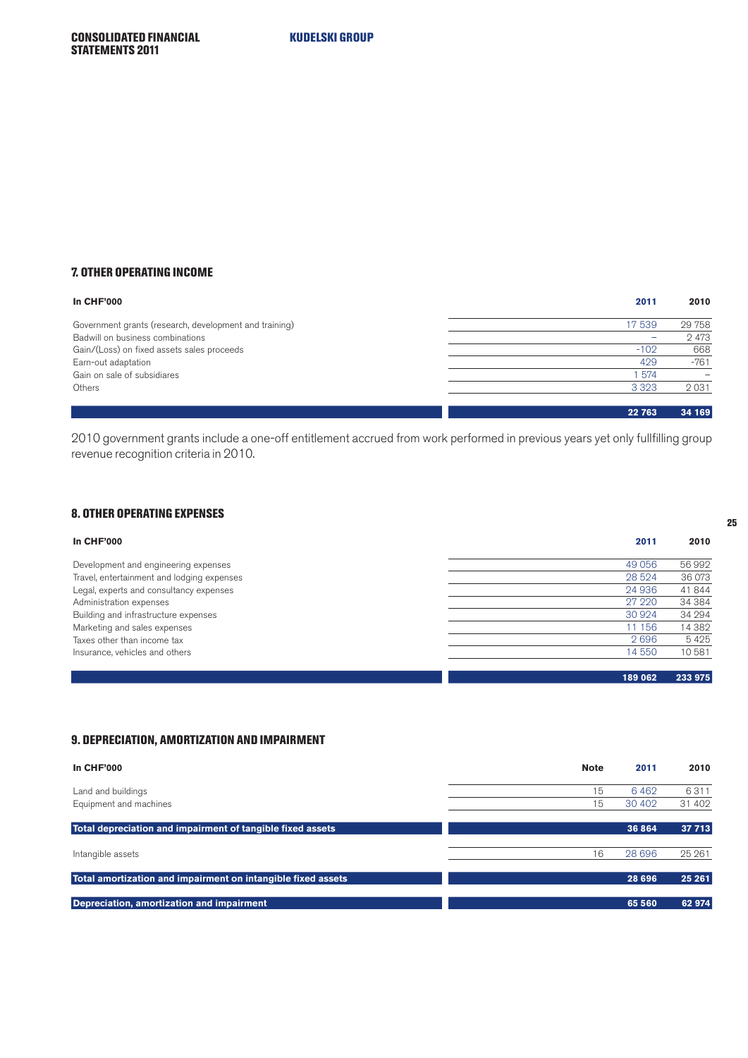## 7. OTHER OPERATING INCOME

| In CHF'000 | 2011 | 2010 |
|---|---|---|
| Government grants (research, development and training) | 17 539 | 29 758 |
| Badwill on business combinations | – | 2 473 |
| Gain/(Loss) on fixed assets sales proceeds | -102 | 668 |
| Earn-out adaptation | 429 | -761 |
| Gain on sale of subsidiares | 1 574 | – |
| Others | 3 323 | 2 031 |
| | **22 763** | **34 169** |

2010 government grants include a one-off entitlement accrued from work performed in previous years yet only fullfilling group revenue recognition criteria in 2010.

## 8. OTHER OPERATING EXPENSES

| In CHF'000 | 2011 | 2010 |
|---|---|---|
| Development and engineering expenses | 49 056 | 56 992 |
| Travel, entertainment and lodging expenses | 28 524 | 36 073 |
| Legal, experts and consultancy expenses | 24 936 | 41 844 |
| Administration expenses | 27 220 | 34 384 |
| Building and infrastructure expenses | 30 924 | 34 294 |
| Marketing and sales expenses | 11 156 | 14 382 |
| Taxes other than income tax | 2 696 | 5 425 |
| Insurance, vehicles and others | 14 550 | 10 581 |
| | **189 062** | **233 975** |

## 9. DEPRECIATION, AMORTIZATION AND IMPAIRMENT

| In CHF'000 | Note | 2011 | 2010 |
|---|---|---|---|
| Land and buildings | 15 | 6 462 | 6 311 |
| Equipment and machines | 15 | 30 402 | 31 402 |
| **Total depreciation and impairment of tangible fixed assets** | | **36 864** | **37 713** |
| Intangible assets | 16 | 28 696 | 25 261 |
| **Total amortization and impairment on intangible fixed assets** | | **28 696** | **25 261** |
| **Depreciation, amortization and impairment** | | **65 560** | **62 974** |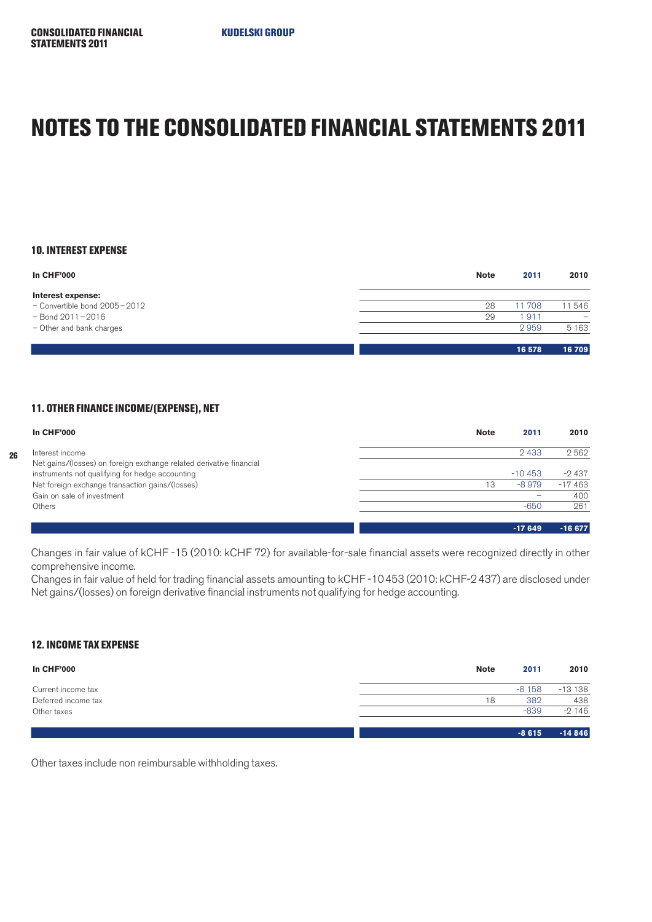# NOTES TO THE CONSOLIDATED FINANCIAL STATEMENTS 2011

## 10. INTEREST EXPENSE

| In CHF'000 | Note | 2011 | 2010 |
|---|---|---|---|
| **Interest expense:** | | | |
| – Convertible bond 2005 – 2012 | 28 | 11 708 | 11 546 |
| – Bond 2011 – 2016 | 29 | 1 911 | – |
| – Other and bank charges | | 2 959 | 5 163 |
| | | **16 578** | **16 709** |

## 11. OTHER FINANCE INCOME/(EXPENSE), NET

| In CHF'000 | Note | 2011 | 2010 |
|---|---|---|---|
| Interest income | | 2 433 | 2 562 |
| Net gains/(losses) on foreign exchange related derivative financial instruments not qualifying for hedge accounting | | -10 453 | -2 437 |
| Net foreign exchange transaction gains/(losses) | 13 | -8 979 | -17 463 |
| Gain on sale of investment | | – | 400 |
| Others | | -650 | 261 |
| | | **-17 649** | **-16 677** |

Changes in fair value of kCHF -15 (2010: kCHF 72) for available-for-sale financial assets were recognized directly in other comprehensive income.
Changes in fair value of held for trading financial assets amounting to kCHF -10 453 (2010: kCHF-2 437) are disclosed under Net gains/(losses) on foreign derivative financial instruments not qualifying for hedge accounting.

## 12. INCOME TAX EXPENSE

| In CHF'000 | Note | 2011 | 2010 |
|---|---|---|---|
| Current income tax | | -8 158 | -13 138 |
| Deferred income tax | 18 | 382 | 438 |
| Other taxes | | -839 | -2 146 |
| | | **-8 615** | **-14 846** |

Other taxes include non reimbursable withholding taxes.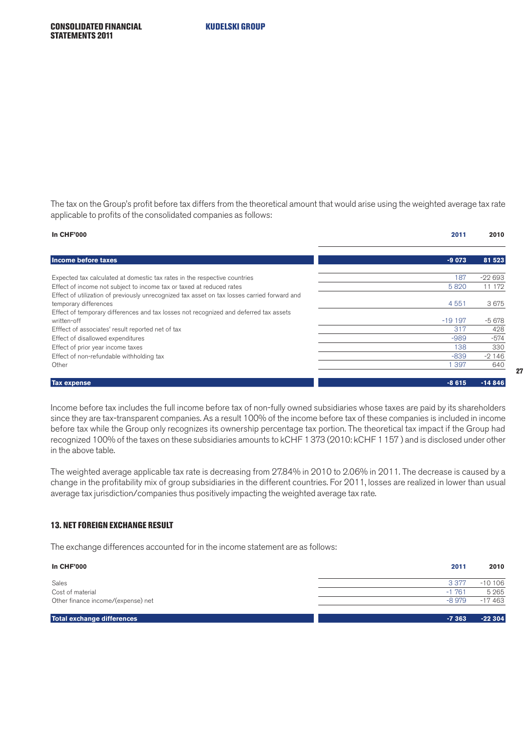The tax on the Group's profit before tax differs from the theoretical amount that would arise using the weighted average tax rate applicable to profits of the consolidated companies as follows:

| In CHF'000 | 2011 | 2010 |
|---|---|---|
| **Income before taxes** | **-9 073** | **81 523** |
| Expected tax calculated at domestic tax rates in the respective countries | 187 | -22 693 |
| Effect of income not subject to income tax or taxed at reduced rates | 5 820 | 11 172 |
| Effect of utilization of previously unrecognized tax asset on tax losses carried forward and temporary differences | 4 551 | 3 675 |
| Effect of temporary differences and tax losses not recognized and deferred tax assets written-off | -19 197 | -5 678 |
| Efffect of associates' result reported net of tax | 317 | 428 |
| Effect of disallowed expenditures | -989 | -574 |
| Effect of prior year income taxes | 138 | 330 |
| Effect of non-refundable withholding tax | -839 | -2 146 |
| Other | 1 397 | 640 |
| **Tax expense** | **-8 615** | **-14 846** |

Income before tax includes the full income before tax of non-fully owned subsidiaries whose taxes are paid by its shareholders since they are tax-transparent companies. As a result 100% of the income before tax of these companies is included in income before tax while the Group only recognizes its ownership percentage tax portion. The theoretical tax impact if the Group had recognized 100% of the taxes on these subsidiaries amounts to kCHF 1 373 (2010: kCHF 1 157 ) and is disclosed under other in the above table.

The weighted average applicable tax rate is decreasing from 27.84% in 2010 to 2.06% in 2011. The decrease is caused by a change in the profitability mix of group subsidiaries in the different countries. For 2011, losses are realized in lower than usual average tax jurisdiction/companies thus positively impacting the weighted average tax rate.

## 13. NET FOREIGN EXCHANGE RESULT

The exchange differences accounted for in the income statement are as follows:

| In CHF'000 | 2011 | 2010 |
|---|---|---|
| Sales | 3 377 | -10 106 |
| Cost of material | -1 761 | 5 265 |
| Other finance income/(expense) net | -8 979 | -17 463 |
| **Total exchange differences** | **-7 363** | **-22 304** |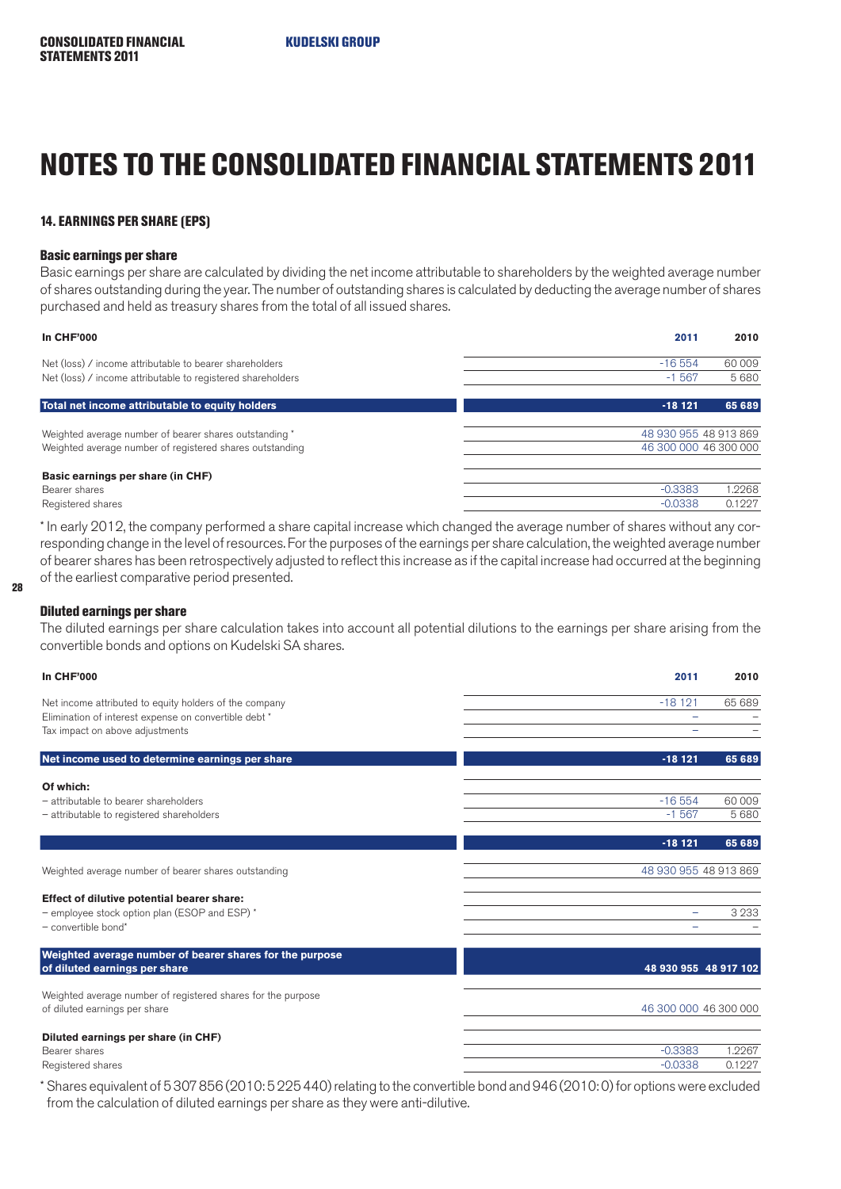# NOTES TO THE CONSOLIDATED FINANCIAL STATEMENTS 2011

### 14. EARNINGS PER SHARE (EPS)

#### Basic earnings per share

Basic earnings per share are calculated by dividing the net income attributable to shareholders by the weighted average number of shares outstanding during the year. The number of outstanding shares is calculated by deducting the average number of shares purchased and held as treasury shares from the total of all issued shares.

| In CHF'000 | 2011 | 2010 |
|---|---|---|
| Net (loss) / income attributable to bearer shareholders | -16 554 | 60 009 |
| Net (loss) / income attributable to registered shareholders | -1 567 | 5 680 |
| **Total net income attributable to equity holders** | **-18 121** | **65 689** |
| Weighted average number of bearer shares outstanding * | 48 930 955 | 48 913 869 |
| Weighted average number of registered shares outstanding | 46 300 000 | 46 300 000 |
| **Basic earnings per share (in CHF)** | | |
| Bearer shares | -0.3383 | 1.2268 |
| Registered shares | -0.0338 | 0.1227 |

\* In early 2012, the company performed a share capital increase which changed the average number of shares without any corresponding change in the level of resources. For the purposes of the earnings per share calculation, the weighted average number of bearer shares has been retrospectively adjusted to reflect this increase as if the capital increase had occurred at the beginning of the earliest comparative period presented.

#### Diluted earnings per share

The diluted earnings per share calculation takes into account all potential dilutions to the earnings per share arising from the convertible bonds and options on Kudelski SA shares.

| In CHF'000 | 2011 | 2010 |
|---|---|---|
| Net income attributed to equity holders of the company | -18 121 | 65 689 |
| Elimination of interest expense on convertible debt * | – | – |
| Tax impact on above adjustments | – | – |
| **Net income used to determine earnings per share** | **-18 121** | **65 689** |
| **Of which:** | | |
| – attributable to bearer shareholders | -16 554 | 60 009 |
| – attributable to registered shareholders | -1 567 | 5 680 |
| | **-18 121** | **65 689** |
| Weighted average number of bearer shares outstanding | 48 930 955 | 48 913 869 |
| **Effect of dilutive potential bearer share:** | | |
| – employee stock option plan (ESOP and ESP) * | – | 3 233 |
| – convertible bond* | – | – |
| **Weighted average number of bearer shares for the purpose of diluted earnings per share** | **48 930 955** | **48 917 102** |
| Weighted average number of registered shares for the purpose of diluted earnings per share | 46 300 000 | 46 300 000 |
| **Diluted earnings per share (in CHF)** | | |
| Bearer shares | -0.3383 | 1.2267 |
| Registered shares | -0.0338 | 0.1227 |

\* Shares equivalent of 5 307 856 (2010: 5 225 440) relating to the convertible bond and 946 (2010: 0) for options were excluded from the calculation of diluted earnings per share as they were anti-dilutive.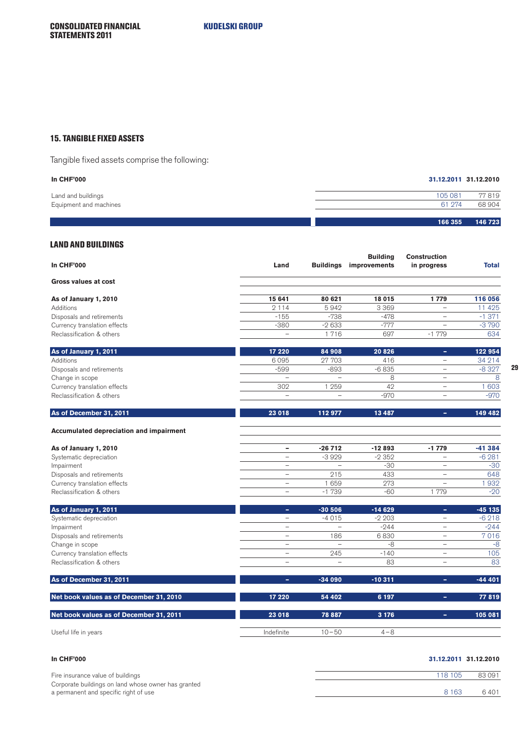## 15. TANGIBLE FIXED ASSETS

Tangible fixed assets comprise the following:

| In CHF'000 | 31.12.2011 | 31.12.2010 |
|---|---|---|
| Land and buildings | 105 081 | 77 819 |
| Equipment and machines | 61 274 | 68 904 |
| | **166 355** | **146 723** |

### LAND AND BUILDINGS

| In CHF'000 | Land | Buildings | Building improvements | Construction in progress | Total |
|---|---|---|---|---|---|
| **Gross values at cost** | | | | | |
| **As of January 1, 2010** | **15 641** | **80 621** | **18 015** | **1 779** | **116 056** |
| Additions | 2 114 | 5 942 | 3 369 | – | 11 425 |
| Disposals and retirements | -155 | -738 | -478 | – | -1 371 |
| Currency translation effects | -380 | -2 633 | -777 | – | -3 790 |
| Reclassification & others | – | 1 716 | 697 | -1 779 | 634 |
| **As of January 1, 2011** | **17 220** | **84 908** | **20 826** | **–** | **122 954** |
| Additions | 6 095 | 27 703 | 416 | – | 34 214 |
| Disposals and retirements | -599 | -893 | -6 835 | – | -8 327 |
| Change in scope | – | – | 8 | – | 8 |
| Currency translation effects | 302 | 1 259 | 42 | – | 1 603 |
| Reclassification & others | – | – | -970 | – | -970 |
| **As of December 31, 2011** | **23 018** | **112 977** | **13 487** | **–** | **149 482** |
| **Accumulated depreciation and impairment** | | | | | |
| **As of January 1, 2010** | **–** | **-26 712** | **-12 893** | **-1 779** | **-41 384** |
| Systematic depreciation | – | -3 929 | -2 352 | – | -6 281 |
| Impairment | – | – | -30 | – | -30 |
| Disposals and retirements | – | 215 | 433 | – | 648 |
| Currency translation effects | – | 1 659 | 273 | – | 1 932 |
| Reclassification & others | – | -1 739 | -60 | 1 779 | -20 |
| **As of January 1, 2011** | **–** | **-30 506** | **-14 629** | **–** | **-45 135** |
| Systematic depreciation | – | -4 015 | -2 203 | – | -6 218 |
| Impairment | – | – | -244 | – | -244 |
| Disposals and retirements | – | 186 | 6 830 | – | 7 016 |
| Change in scope | – | – | -8 | – | -8 |
| Currency translation effects | – | 245 | -140 | – | 105 |
| Reclassification & others | – | – | 83 | – | 83 |
| **As of December 31, 2011** | **–** | **-34 090** | **-10 311** | **–** | **-44 401** |
| **Net book values as of December 31, 2010** | **17 220** | **54 402** | **6 197** | **–** | **77 819** |
| **Net book values as of December 31, 2011** | **23 018** | **78 887** | **3 176** | **–** | **105 081** |
| Useful life in years | Indefinite | 10 – 50 | 4 – 8 | | |

| In CHF'000 | 31.12.2011 | 31.12.2010 |
|---|---|---|
| Fire insurance value of buildings | 118 105 | 83 091 |
| Corporate buildings on land whose owner has granted a permanent and specific right of use | 8 163 | 6 401 |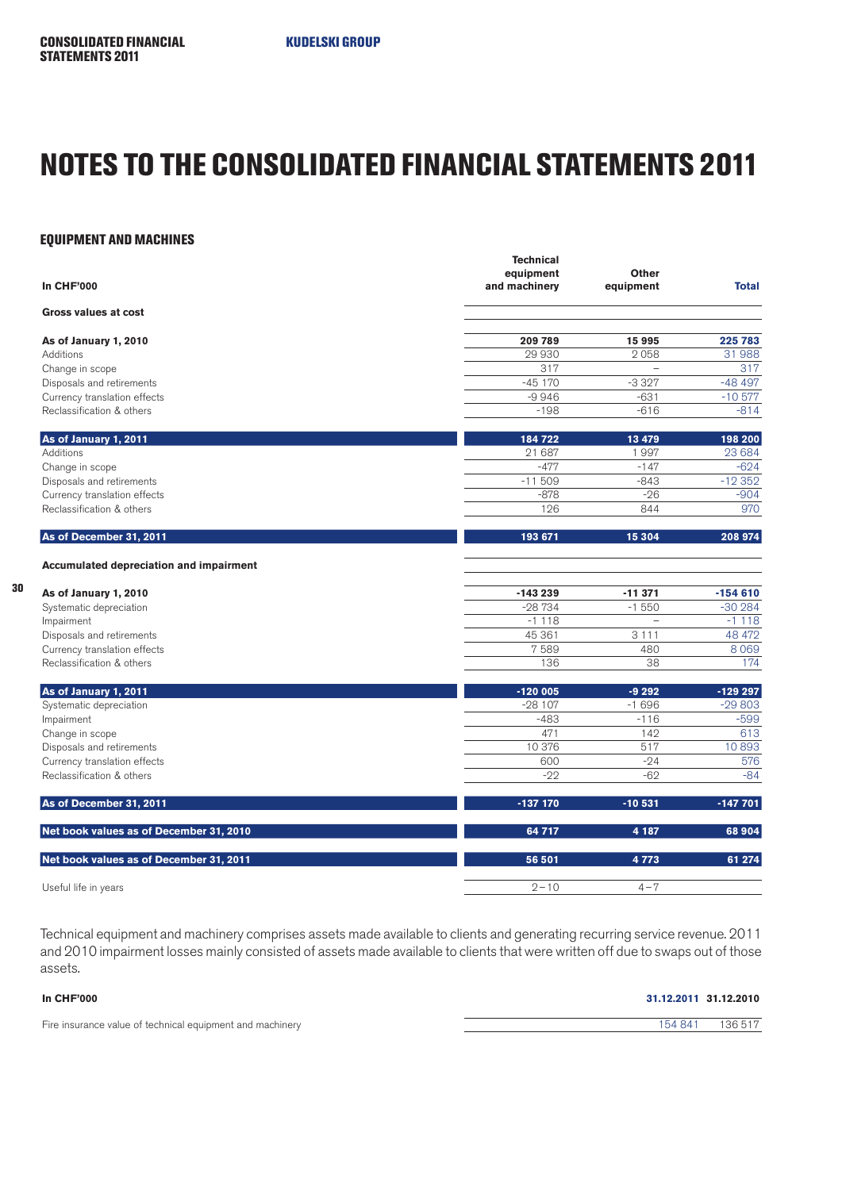# NOTES TO THE CONSOLIDATED FINANCIAL STATEMENTS 2011

### EQUIPMENT AND MACHINES

| In CHF'000 | Technical equipment and machinery | Other equipment | Total |
|---|---|---|---|
| **Gross values at cost** | | | |
| **As of January 1, 2010** | **209 789** | **15 995** | **225 783** |
| Additions | 29 930 | 2 058 | 31 988 |
| Change in scope | 317 | – | 317 |
| Disposals and retirements | -45 170 | -3 327 | -48 497 |
| Currency translation effects | -9 946 | -631 | -10 577 |
| Reclassification & others | -198 | -616 | -814 |
| **As of January 1, 2011** | **184 722** | **13 479** | **198 200** |
| Additions | 21 687 | 1 997 | 23 684 |
| Change in scope | -477 | -147 | -624 |
| Disposals and retirements | -11 509 | -843 | -12 352 |
| Currency translation effects | -878 | -26 | -904 |
| Reclassification & others | 126 | 844 | 970 |
| **As of December 31, 2011** | **193 671** | **15 304** | **208 974** |
| **Accumulated depreciation and impairment** | | | |
| **As of January 1, 2010** | **-143 239** | **-11 371** | **-154 610** |
| Systematic depreciation | -28 734 | -1 550 | -30 284 |
| Impairment | -1 118 | – | -1 118 |
| Disposals and retirements | 45 361 | 3 111 | 48 472 |
| Currency translation effects | 7 589 | 480 | 8 069 |
| Reclassification & others | 136 | 38 | 174 |
| **As of January 1, 2011** | **-120 005** | **-9 292** | **-129 297** |
| Systematic depreciation | -28 107 | -1 696 | -29 803 |
| Impairment | -483 | -116 | -599 |
| Change in scope | 471 | 142 | 613 |
| Disposals and retirements | 10 376 | 517 | 10 893 |
| Currency translation effects | 600 | -24 | 576 |
| Reclassification & others | -22 | -62 | -84 |
| **As of December 31, 2011** | **-137 170** | **-10 531** | **-147 701** |
| **Net book values as of December 31, 2010** | **64 717** | **4 187** | **68 904** |
| **Net book values as of December 31, 2011** | **56 501** | **4 773** | **61 274** |
| Useful life in years | 2–10 | 4–7 | |

Technical equipment and machinery comprises assets made available to clients and generating recurring service revenue. 2011 and 2010 impairment losses mainly consisted of assets made available to clients that were written off due to swaps out of those assets.

| In CHF'000 | 31.12.2011 | 31.12.2010 |
|---|---|---|
| Fire insurance value of technical equipment and machinery | 154 841 | 136 517 |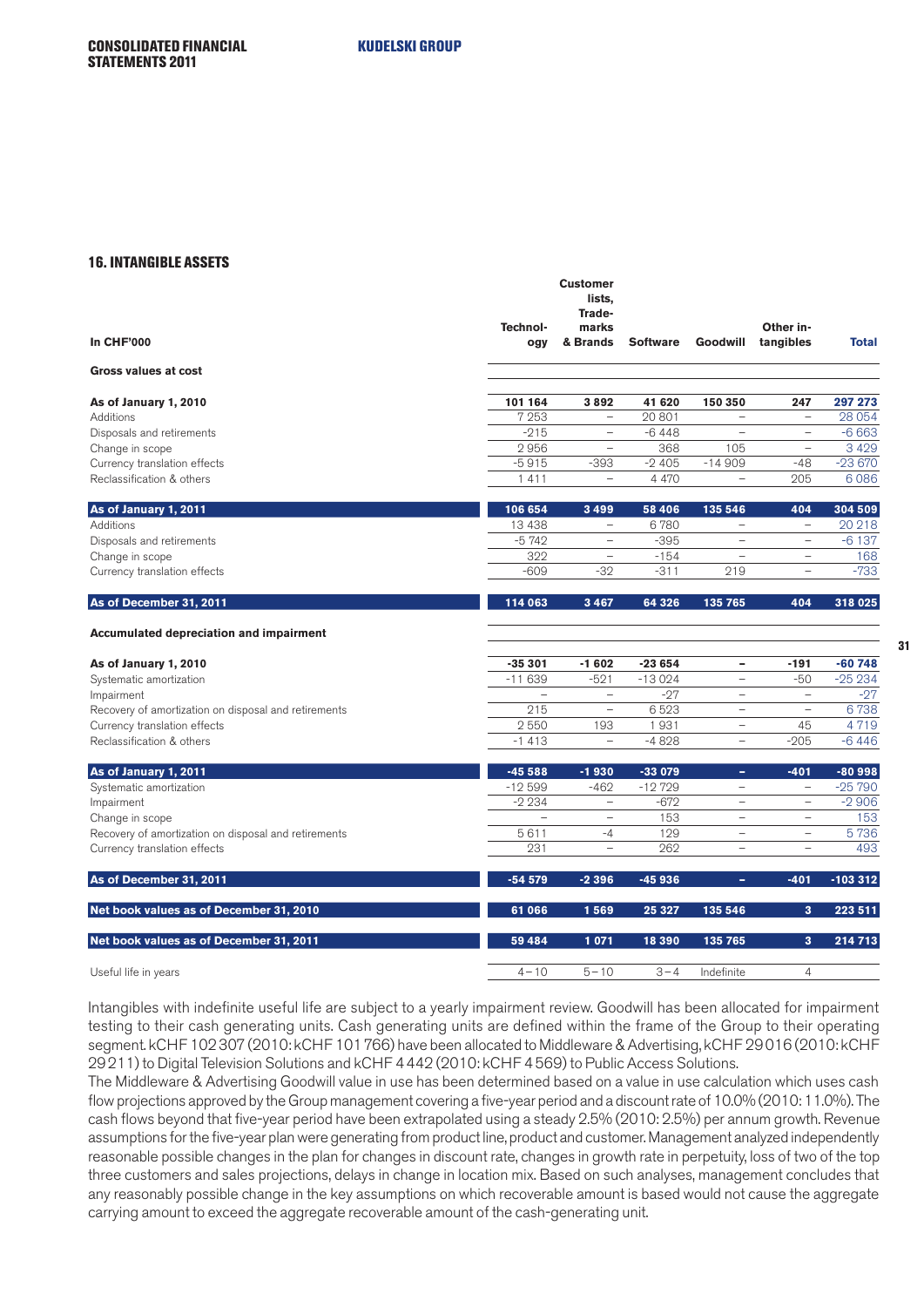## 16. INTANGIBLE ASSETS

| In CHF'000 | Technology | Customer lists, Trademarks & Brands | Software | Goodwill | Other intangibles | Total |
|---|---|---|---|---|---|---|
| **Gross values at cost** | | | | | | |
| **As of January 1, 2010** | **101 164** | **3 892** | **41 620** | **150 350** | **247** | **297 273** |
| Additions | 7 253 | – | 20 801 | – | – | 28 054 |
| Disposals and retirements | -215 | – | -6 448 | – | – | -6 663 |
| Change in scope | 2 956 | – | 368 | 105 | – | 3 429 |
| Currency translation effects | -5 915 | -393 | -2 405 | -14 909 | -48 | -23 670 |
| Reclassification & others | 1 411 | – | 4 470 | – | 205 | 6 086 |
| **As of January 1, 2011** | **106 654** | **3 499** | **58 406** | **135 546** | **404** | **304 509** |
| Additions | 13 438 | – | 6 780 | – | – | 20 218 |
| Disposals and retirements | -5 742 | – | -395 | – | – | -6 137 |
| Change in scope | 322 | – | -154 | – | – | 168 |
| Currency translation effects | -609 | -32 | -311 | 219 | – | -733 |
| **As of December 31, 2011** | **114 063** | **3 467** | **64 326** | **135 765** | **404** | **318 025** |
| **Accumulated depreciation and impairment** | | | | | | |
| **As of January 1, 2010** | **-35 301** | **-1 602** | **-23 654** | **–** | **-191** | **-60 748** |
| Systematic amortization | -11 639 | -521 | -13 024 | – | -50 | -25 234 |
| Impairment | – | – | -27 | – | – | -27 |
| Recovery of amortization on disposal and retirements | 215 | – | 6 523 | – | – | 6 738 |
| Currency translation effects | 2 550 | 193 | 1 931 | – | 45 | 4 719 |
| Reclassification & others | -1 413 | – | -4 828 | – | -205 | -6 446 |
| **As of January 1, 2011** | **-45 588** | **-1 930** | **-33 079** | **–** | **-401** | **-80 998** |
| Systematic amortization | -12 599 | -462 | -12 729 | – | – | -25 790 |
| Impairment | -2 234 | – | -672 | – | – | -2 906 |
| Change in scope | – | – | 153 | – | – | 153 |
| Recovery of amortization on disposal and retirements | 5 611 | -4 | 129 | – | – | 5 736 |
| Currency translation effects | 231 | – | 262 | – | – | 493 |
| **As of December 31, 2011** | **-54 579** | **-2 396** | **-45 936** | **–** | **-401** | **-103 312** |
| **Net book values as of December 31, 2010** | **61 066** | **1 569** | **25 327** | **135 546** | **3** | **223 511** |
| **Net book values as of December 31, 2011** | **59 484** | **1 071** | **18 390** | **135 765** | **3** | **214 713** |
| Useful life in years | 4 – 10 | 5 – 10 | 3 – 4 | Indefinite | 4 | |

Intangibles with indefinite useful life are subject to a yearly impairment review. Goodwill has been allocated for impairment testing to their cash generating units. Cash generating units are defined within the frame of the Group to their operating segment. kCHF 102 307 (2010: kCHF 101 766) have been allocated to Middleware & Advertising, kCHF 29 016 (2010: kCHF 29 211) to Digital Television Solutions and kCHF 4 442 (2010: kCHF 4 569) to Public Access Solutions.

The Middleware & Advertising Goodwill value in use has been determined based on a value in use calculation which uses cash flow projections approved by the Group management covering a five-year period and a discount rate of 10.0% (2010: 11.0%). The cash flows beyond that five-year period have been extrapolated using a steady 2.5% (2010: 2.5%) per annum growth. Revenue assumptions for the five-year plan were generating from product line, product and customer. Management analyzed independently reasonable possible changes in the plan for changes in discount rate, changes in growth rate in perpetuity, loss of two of the top three customers and sales projections, delays in change in location mix. Based on such analyses, management concludes that any reasonably possible change in the key assumptions on which recoverable amount is based would not cause the aggregate carrying amount to exceed the aggregate recoverable amount of the cash-generating unit.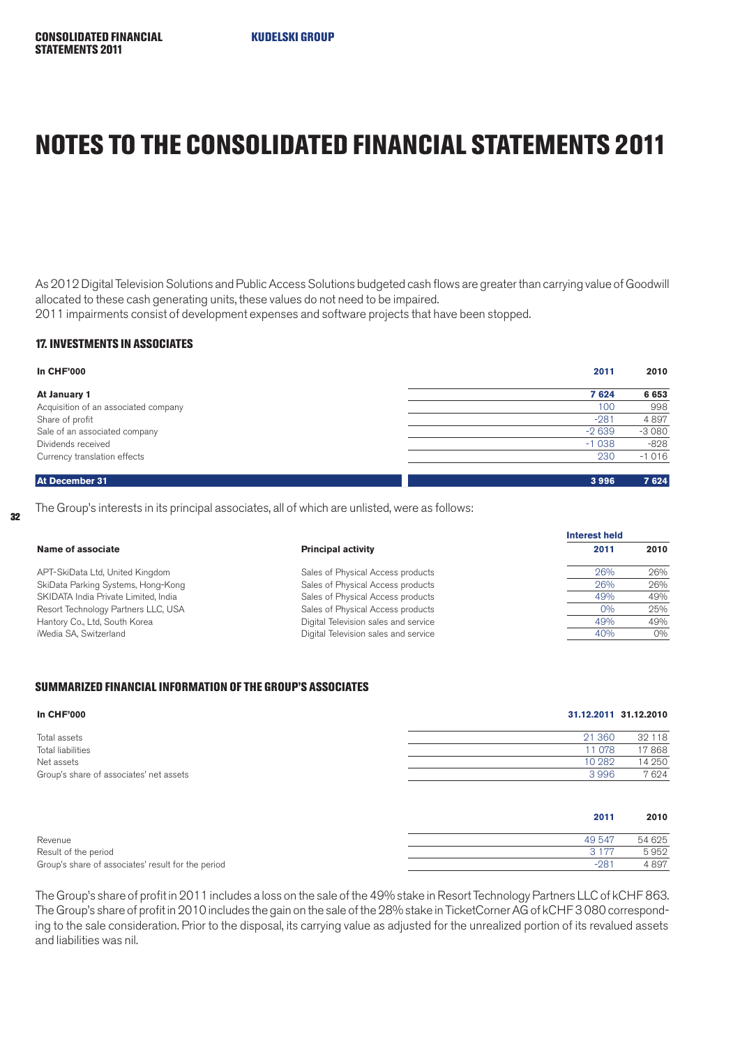# NOTES TO THE CONSOLIDATED FINANCIAL STATEMENTS 2011

As 2012 Digital Television Solutions and Public Access Solutions budgeted cash flows are greater than carrying value of Goodwill allocated to these cash generating units, these values do not need to be impaired.
2011 impairments consist of development expenses and software projects that have been stopped.

### 17. INVESTMENTS IN ASSOCIATES

| In CHF'000 | 2011 | 2010 |
|---|---|---|
| **At January 1** | **7 624** | **6 653** |
| Acquisition of an associated company | 100 | 998 |
| Share of profit | -281 | 4 897 |
| Sale of an associated company | -2 639 | -3 080 |
| Dividends received | -1 038 | -828 |
| Currency translation effects | 230 | -1 016 |
| **At December 31** | **3 996** | **7 624** |

The Group's interests in its principal associates, all of which are unlisted, were as follows:

| Name of associate | Principal activity | Interest held 2011 | Interest held 2010 |
|---|---|---|---|
| APT-SkiData Ltd, United Kingdom | Sales of Physical Access products | 26% | 26% |
| SkiData Parking Systems, Hong-Kong | Sales of Physical Access products | 26% | 26% |
| SKIDATA India Private Limited, India | Sales of Physical Access products | 49% | 49% |
| Resort Technology Partners LLC, USA | Sales of Physical Access products | 0% | 25% |
| Hantory Co., Ltd, South Korea | Digital Television sales and service | 49% | 49% |
| iWedia SA, Switzerland | Digital Television sales and service | 40% | 0% |

### SUMMARIZED FINANCIAL INFORMATION OF THE GROUP'S ASSOCIATES

| In CHF'000 | 31.12.2011 | 31.12.2010 |
|---|---|---|
| Total assets | 21 360 | 32 118 |
| Total liabilities | 11 078 | 17 868 |
| Net assets | 10 282 | 14 250 |
| Group's share of associates' net assets | 3 996 | 7 624 |

| | 2011 | 2010 |
|---|---|---|
| Revenue | 49 547 | 54 625 |
| Result of the period | 3 177 | 5 952 |
| Group's share of associates' result for the period | -281 | 4 897 |

The Group's share of profit in 2011 includes a loss on the sale of the 49% stake in Resort Technology Partners LLC of kCHF 863. The Group's share of profit in 2010 includes the gain on the sale of the 28% stake in TicketCorner AG of kCHF 3 080 corresponding to the sale consideration. Prior to the disposal, its carrying value as adjusted for the unrealized portion of its revalued assets and liabilities was nil.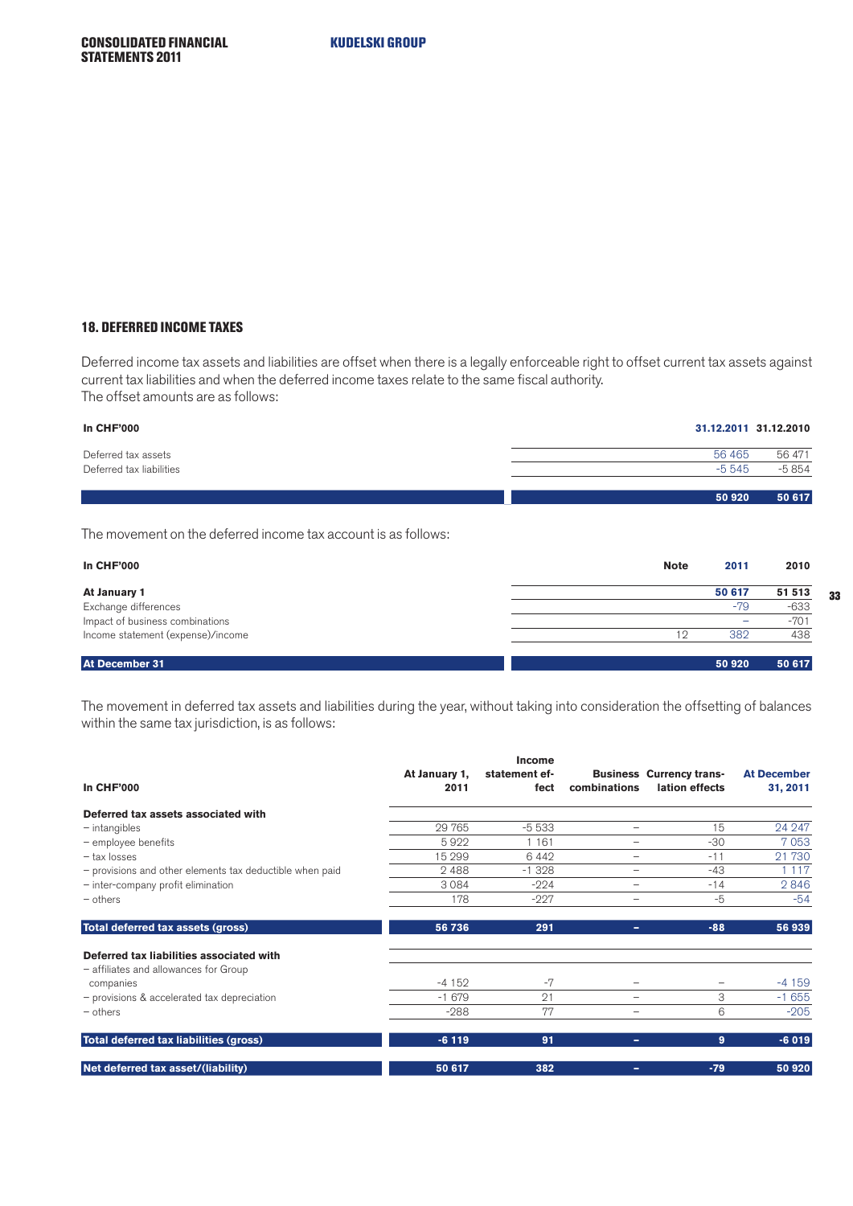## 18. DEFERRED INCOME TAXES

Deferred income tax assets and liabilities are offset when there is a legally enforceable right to offset current tax assets against current tax liabilities and when the deferred income taxes relate to the same fiscal authority.
The offset amounts are as follows:

| In CHF'000 | 31.12.2011 | 31.12.2010 |
|---|---|---|
| Deferred tax assets | 56 465 | 56 471 |
| Deferred tax liabilities | -5 545 | -5 854 |
| | **50 920** | **50 617** |

The movement on the deferred income tax account is as follows:

| In CHF'000 | Note | 2011 | 2010 |
|---|---|---|---|
| **At January 1** | | **50 617** | **51 513** |
| Exchange differences | | -79 | -633 |
| Impact of business combinations | | – | -701 |
| Income statement (expense)/income | 12 | 382 | 438 |
| **At December 31** | | **50 920** | **50 617** |

The movement in deferred tax assets and liabilities during the year, without taking into consideration the offsetting of balances within the same tax jurisdiction, is as follows:

| In CHF'000 | At January 1, 2011 | Income statement effect | Business combinations | Currency translation effects | At December 31, 2011 |
|---|---|---|---|---|---|
| **Deferred tax assets associated with** | | | | | |
| – intangibles | 29 765 | -5 533 | – | 15 | 24 247 |
| – employee benefits | 5 922 | 1 161 | – | -30 | 7 053 |
| – tax losses | 15 299 | 6 442 | – | -11 | 21 730 |
| – provisions and other elements tax deductible when paid | 2 488 | -1 328 | – | -43 | 1 117 |
| – inter-company profit elimination | 3 084 | -224 | – | -14 | 2 846 |
| – others | 178 | -227 | – | -5 | -54 |
| **Total deferred tax assets (gross)** | **56 736** | **291** | **–** | **-88** | **56 939** |
| **Deferred tax liabilities associated with** | | | | | |
| – affiliates and allowances for Group companies | -4 152 | -7 | – | – | -4 159 |
| – provisions & accelerated tax depreciation | -1 679 | 21 | – | 3 | -1 655 |
| – others | -288 | 77 | – | 6 | -205 |
| **Total deferred tax liabilities (gross)** | **-6 119** | **91** | **–** | **9** | **-6 019** |
| **Net deferred tax asset/(liability)** | **50 617** | **382** | **–** | **-79** | **50 920** |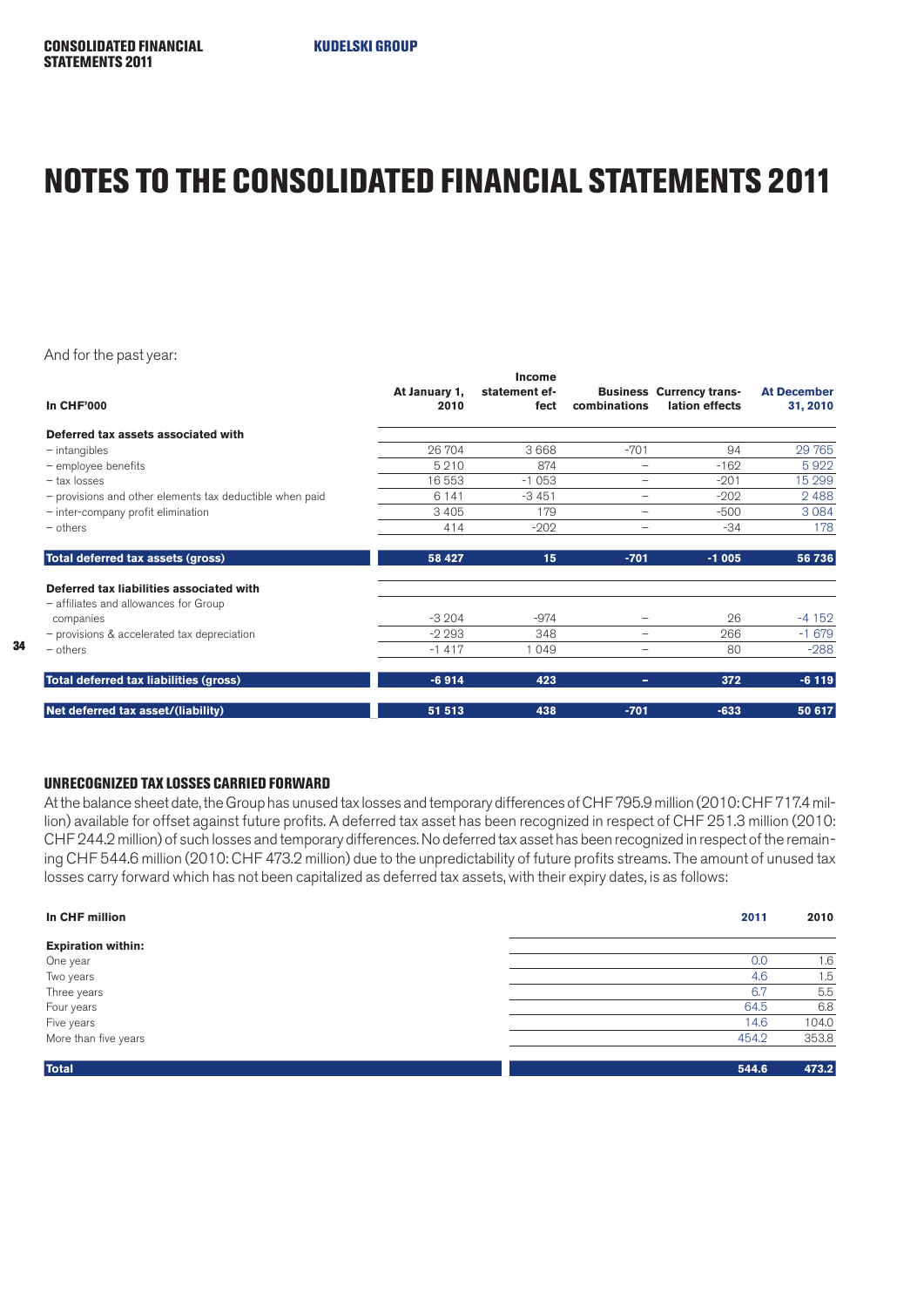# NOTES TO THE CONSOLIDATED FINANCIAL STATEMENTS 2011

And for the past year:

| In CHF'000 | At January 1, 2010 | Income statement effect | Business combinations | Currency translation effects | At December 31, 2010 |
|---|---|---|---|---|---|
| **Deferred tax assets associated with** | | | | | |
| – intangibles | 26 704 | 3 668 | -701 | 94 | 29 765 |
| – employee benefits | 5 210 | 874 | – | -162 | 5 922 |
| – tax losses | 16 553 | -1 053 | – | -201 | 15 299 |
| – provisions and other elements tax deductible when paid | 6 141 | -3 451 | – | -202 | 2 488 |
| – inter-company profit elimination | 3 405 | 179 | – | -500 | 3 084 |
| – others | 414 | -202 | – | -34 | 178 |
| **Total deferred tax assets (gross)** | **58 427** | **15** | **-701** | **-1 005** | **56 736** |
| **Deferred tax liabilities associated with** | | | | | |
| – affiliates and allowances for Group companies | -3 204 | -974 | – | 26 | -4 152 |
| – provisions & accelerated tax depreciation | -2 293 | 348 | – | 266 | -1 679 |
| – others | -1 417 | 1 049 | – | 80 | -288 |
| **Total deferred tax liabilities (gross)** | **-6 914** | **423** | **–** | **372** | **-6 119** |
| **Net deferred tax asset/(liability)** | **51 513** | **438** | **-701** | **-633** | **50 617** |

### UNRECOGNIZED TAX LOSSES CARRIED FORWARD

At the balance sheet date, the Group has unused tax losses and temporary differences of CHF 795.9 million (2010: CHF 717.4 million) available for offset against future profits. A deferred tax asset has been recognized in respect of CHF 251.3 million (2010: CHF 244.2 million) of such losses and temporary differences. No deferred tax asset has been recognized in respect of the remaining CHF 544.6 million (2010: CHF 473.2 million) due to the unpredictability of future profits streams. The amount of unused tax losses carry forward which has not been capitalized as deferred tax assets, with their expiry dates, is as follows:

| In CHF million | 2011 | 2010 |
|---|---|---|
| **Expiration within:** | | |
| One year | 0.0 | 1.6 |
| Two years | 4.6 | 1.5 |
| Three years | 6.7 | 5.5 |
| Four years | 64.5 | 6.8 |
| Five years | 14.6 | 104.0 |
| More than five years | 454.2 | 353.8 |
| **Total** | **544.6** | **473.2** |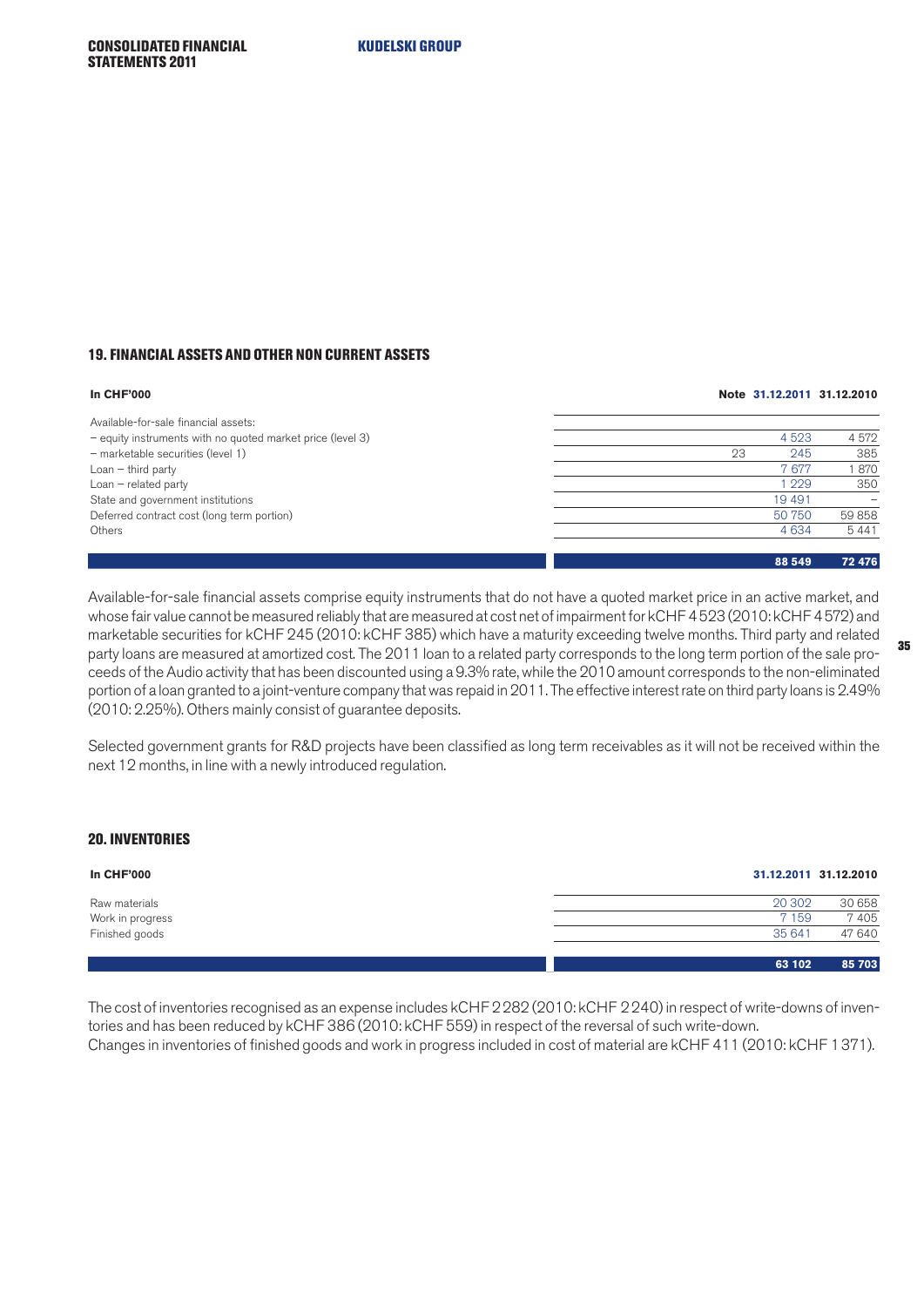## 19. FINANCIAL ASSETS AND OTHER NON CURRENT ASSETS

| In CHF'000 | Note | 31.12.2011 | 31.12.2010 |
|---|---|---|---|
| Available-for-sale financial assets: | | | |
| – equity instruments with no quoted market price (level 3) | | 4 523 | 4 572 |
| – marketable securities (level 1) | 23 | 245 | 385 |
| Loan – third party | | 7 677 | 1 870 |
| Loan – related party | | 1 229 | 350 |
| State and government institutions | | 19 491 | – |
| Deferred contract cost (long term portion) | | 50 750 | 59 858 |
| Others | | 4 634 | 5 441 |
| | | **88 549** | **72 476** |

Available-for-sale financial assets comprise equity instruments that do not have a quoted market price in an active market, and whose fair value cannot be measured reliably that are measured at cost net of impairment for kCHF 4 523 (2010: kCHF 4 572) and marketable securities for kCHF 245 (2010: kCHF 385) which have a maturity exceeding twelve months. Third party and related party loans are measured at amortized cost. The 2011 loan to a related party corresponds to the long term portion of the sale proceeds of the Audio activity that has been discounted using a 9.3% rate, while the 2010 amount corresponds to the non-eliminated portion of a loan granted to a joint-venture company that was repaid in 2011. The effective interest rate on third party loans is 2.49% (2010: 2.25%). Others mainly consist of guarantee deposits.

Selected government grants for R&D projects have been classified as long term receivables as it will not be received within the next 12 months, in line with a newly introduced regulation.

## 20. INVENTORIES

| In CHF'000 | 31.12.2011 | 31.12.2010 |
|---|---|---|
| Raw materials | 20 302 | 30 658 |
| Work in progress | 7 159 | 7 405 |
| Finished goods | 35 641 | 47 640 |
| | **63 102** | **85 703** |

The cost of inventories recognised as an expense includes kCHF 2 282 (2010: kCHF 2 240) in respect of write-downs of inventories and has been reduced by kCHF 386 (2010: kCHF 559) in respect of the reversal of such write-down.
Changes in inventories of finished goods and work in progress included in cost of material are kCHF 411 (2010: kCHF 1 371).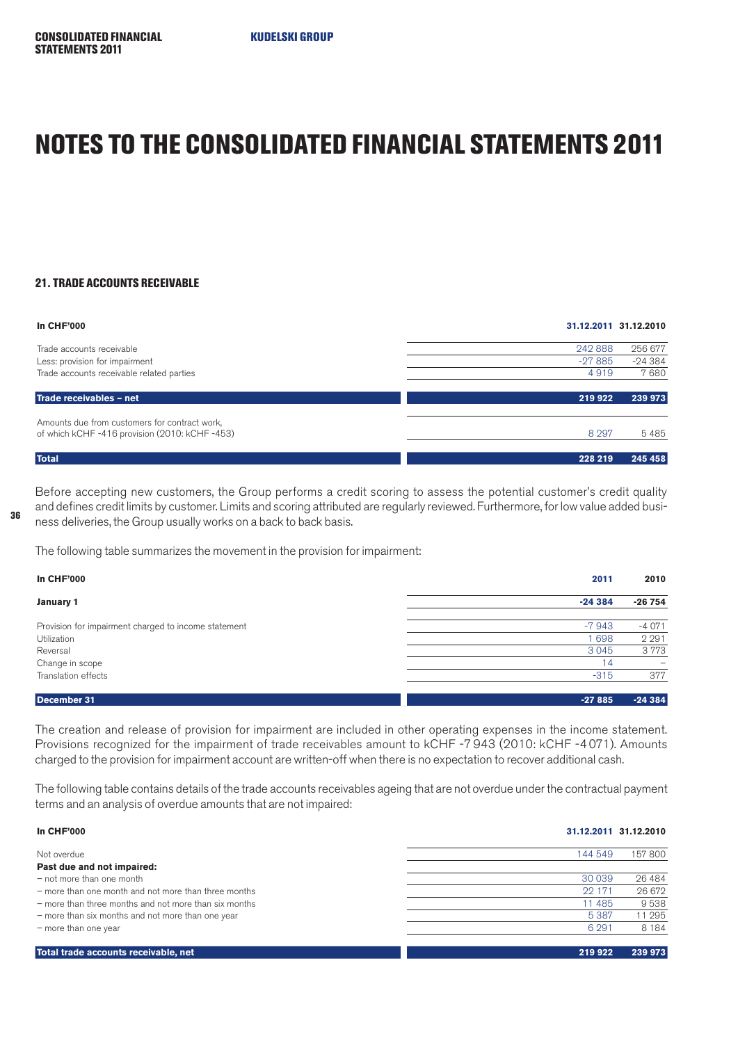# NOTES TO THE CONSOLIDATED FINANCIAL STATEMENTS 2011

### 21. TRADE ACCOUNTS RECEIVABLE

| In CHF'000 | 31.12.2011 | 31.12.2010 |
|---|---|---|
| Trade accounts receivable | 242 888 | 256 677 |
| Less: provision for impairment | -27 885 | -24 384 |
| Trade accounts receivable related parties | 4 919 | 7 680 |
| **Trade receivables – net** | **219 922** | **239 973** |
| Amounts due from customers for contract work, of which kCHF -416 provision (2010: kCHF -453) | 8 297 | 5 485 |
| **Total** | **228 219** | **245 458** |

Before accepting new customers, the Group performs a credit scoring to assess the potential customer's credit quality and defines credit limits by customer. Limits and scoring attributed are regularly reviewed. Furthermore, for low value added business deliveries, the Group usually works on a back to back basis.

The following table summarizes the movement in the provision for impairment:

| In CHF'000 | 2011 | 2010 |
|---|---|---|
| **January 1** | **-24 384** | **-26 754** |
| Provision for impairment charged to income statement | -7 943 | -4 071 |
| Utilization | 1 698 | 2 291 |
| Reversal | 3 045 | 3 773 |
| Change in scope | 14 | – |
| Translation effects | -315 | 377 |
| **December 31** | **-27 885** | **-24 384** |

The creation and release of provision for impairment are included in other operating expenses in the income statement. Provisions recognized for the impairment of trade receivables amount to kCHF -7 943 (2010: kCHF -4 071). Amounts charged to the provision for impairment account are written-off when there is no expectation to recover additional cash.

The following table contains details of the trade accounts receivables ageing that are not overdue under the contractual payment terms and an analysis of overdue amounts that are not impaired:

| In CHF'000 | 31.12.2011 | 31.12.2010 |
|---|---|---|
| Not overdue | 144 549 | 157 800 |
| **Past due and not impaired:** | | |
| – not more than one month | 30 039 | 26 484 |
| – more than one month and not more than three months | 22 171 | 26 672 |
| – more than three months and not more than six months | 11 485 | 9 538 |
| – more than six months and not more than one year | 5 387 | 11 295 |
| – more than one year | 6 291 | 8 184 |
| **Total trade accounts receivable, net** | **219 922** | **239 973** |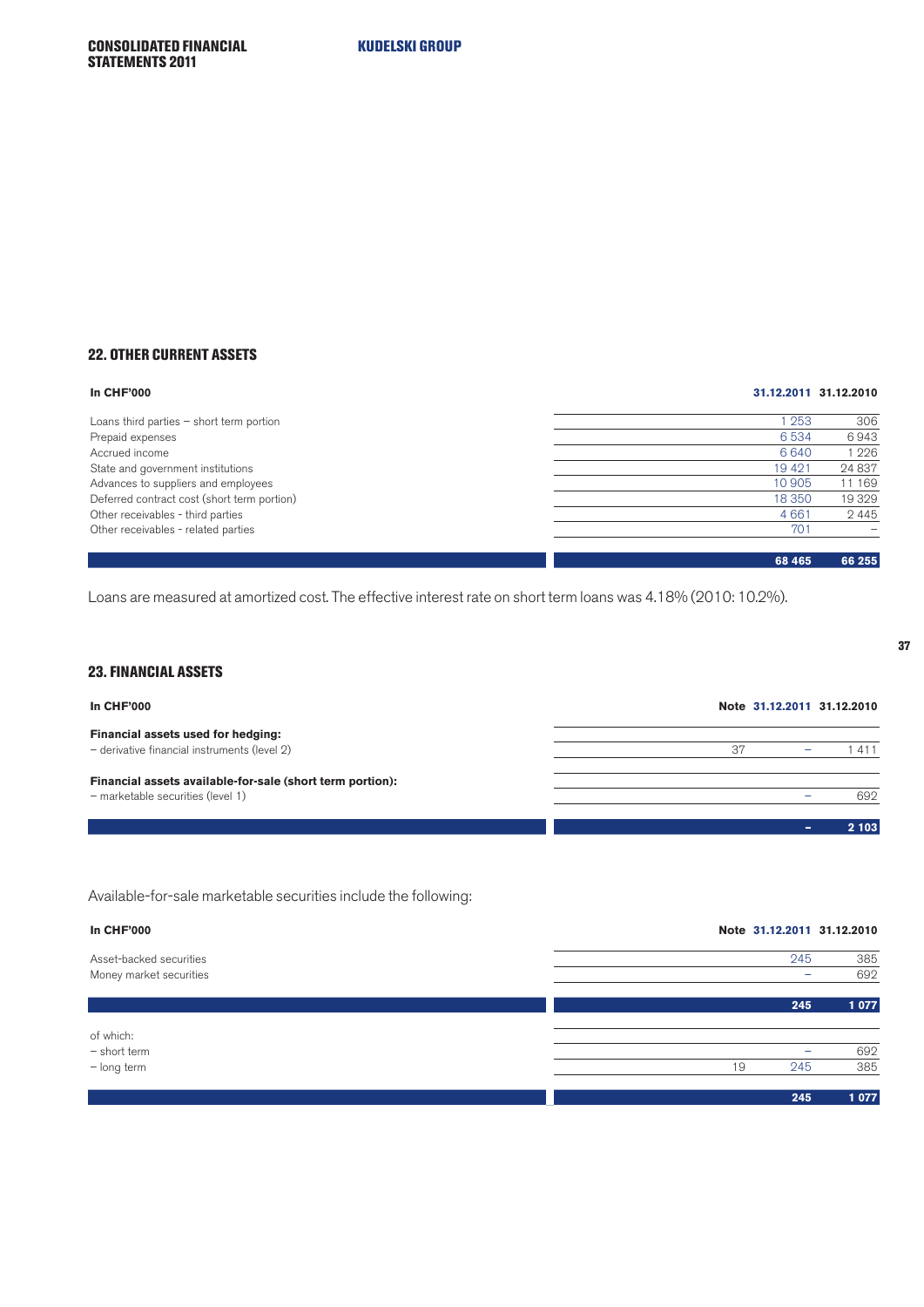## 22. OTHER CURRENT ASSETS

| In CHF'000 | 31.12.2011 | 31.12.2010 |
|---|---|---|
| Loans third parties – short term portion | 1 253 | 306 |
| Prepaid expenses | 6 534 | 6 943 |
| Accrued income | 6 640 | 1 226 |
| State and government institutions | 19 421 | 24 837 |
| Advances to suppliers and employees | 10 905 | 11 169 |
| Deferred contract cost (short term portion) | 18 350 | 19 329 |
| Other receivables - third parties | 4 661 | 2 445 |
| Other receivables - related parties | 701 | – |
| | **68 465** | **66 255** |

Loans are measured at amortized cost. The effective interest rate on short term loans was 4.18% (2010: 10.2%).

## 23. FINANCIAL ASSETS

| In CHF'000 | Note | 31.12.2011 | 31.12.2010 |
|---|---|---|---|
| **Financial assets used for hedging:** | | | |
| – derivative financial instruments (level 2) | 37 | – | 1 411 |
| **Financial assets available-for-sale (short term portion):** | | | |
| – marketable securities (level 1) | | – | 692 |
| | | **–** | **2 103** |

Available-for-sale marketable securities include the following:

| In CHF'000 | Note | 31.12.2011 | 31.12.2010 |
|---|---|---|---|
| Asset-backed securities | | 245 | 385 |
| Money market securities | | – | 692 |
| | | **245** | **1 077** |
| of which: | | | |
| – short term | | – | 692 |
| – long term | 19 | 245 | 385 |
| | | **245** | **1 077** |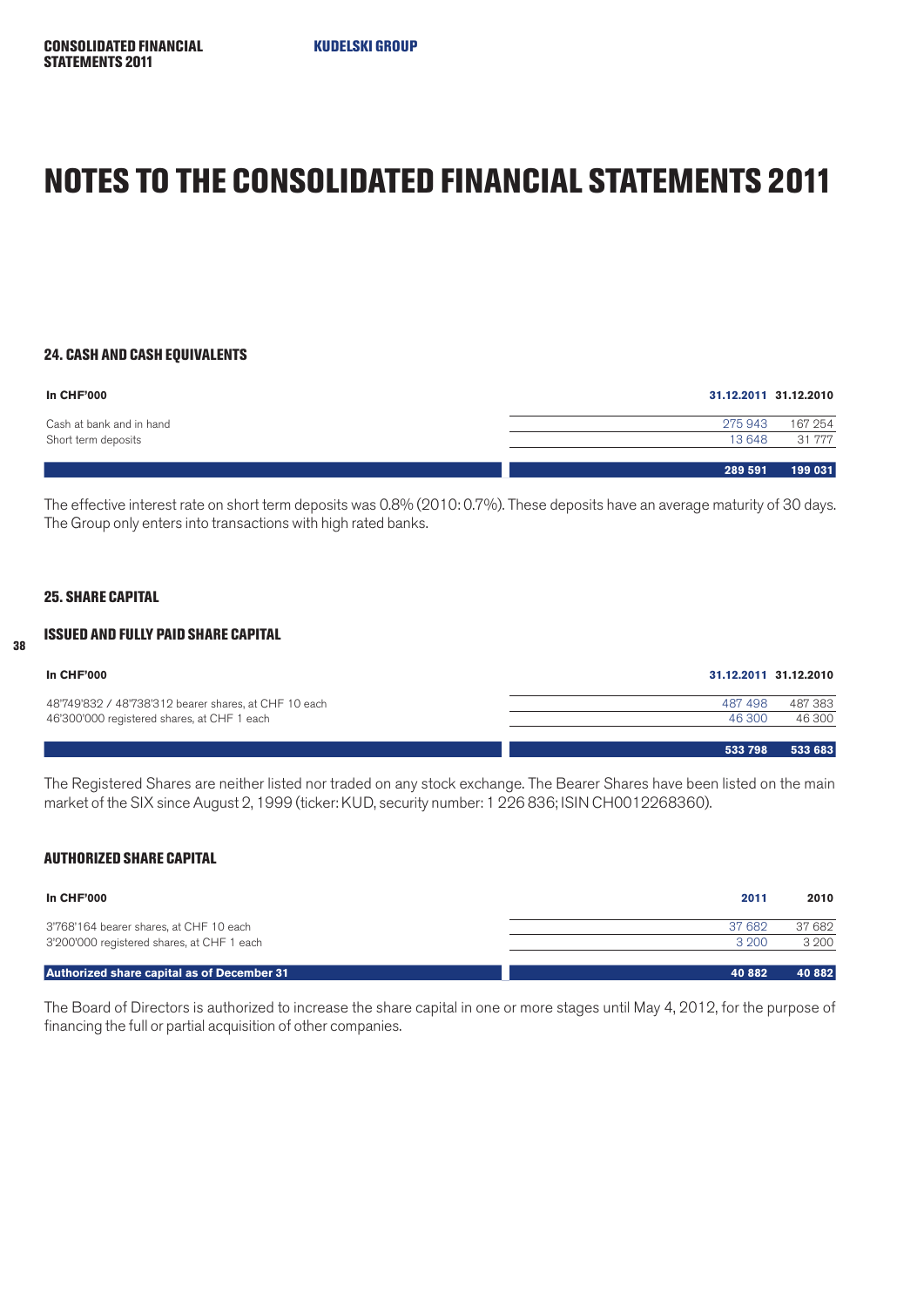# NOTES TO THE CONSOLIDATED FINANCIAL STATEMENTS 2011

### 24. CASH AND CASH EQUIVALENTS

| In CHF'000 | 31.12.2011 | 31.12.2010 |
|---|---|---|
| Cash at bank and in hand | 275 943 | 167 254 |
| Short term deposits | 13 648 | 31 777 |
| | **289 591** | **199 031** |

The effective interest rate on short term deposits was 0.8% (2010: 0.7%). These deposits have an average maturity of 30 days. The Group only enters into transactions with high rated banks.

### 25. SHARE CAPITAL

### ISSUED AND FULLY PAID SHARE CAPITAL

| In CHF'000 | 31.12.2011 | 31.12.2010 |
|---|---|---|
| 48'749'832 / 48'738'312 bearer shares, at CHF 10 each | 487 498 | 487 383 |
| 46'300'000 registered shares, at CHF 1 each | 46 300 | 46 300 |
| | **533 798** | **533 683** |

The Registered Shares are neither listed nor traded on any stock exchange. The Bearer Shares have been listed on the main market of the SIX since August 2, 1999 (ticker: KUD, security number: 1 226 836; ISIN CH0012268360).

### AUTHORIZED SHARE CAPITAL

| In CHF'000 | 2011 | 2010 |
|---|---|---|
| 3'768'164 bearer shares, at CHF 10 each | 37 682 | 37 682 |
| 3'200'000 registered shares, at CHF 1 each | 3 200 | 3 200 |
| **Authorized share capital as of December 31** | **40 882** | **40 882** |

The Board of Directors is authorized to increase the share capital in one or more stages until May 4, 2012, for the purpose of financing the full or partial acquisition of other companies.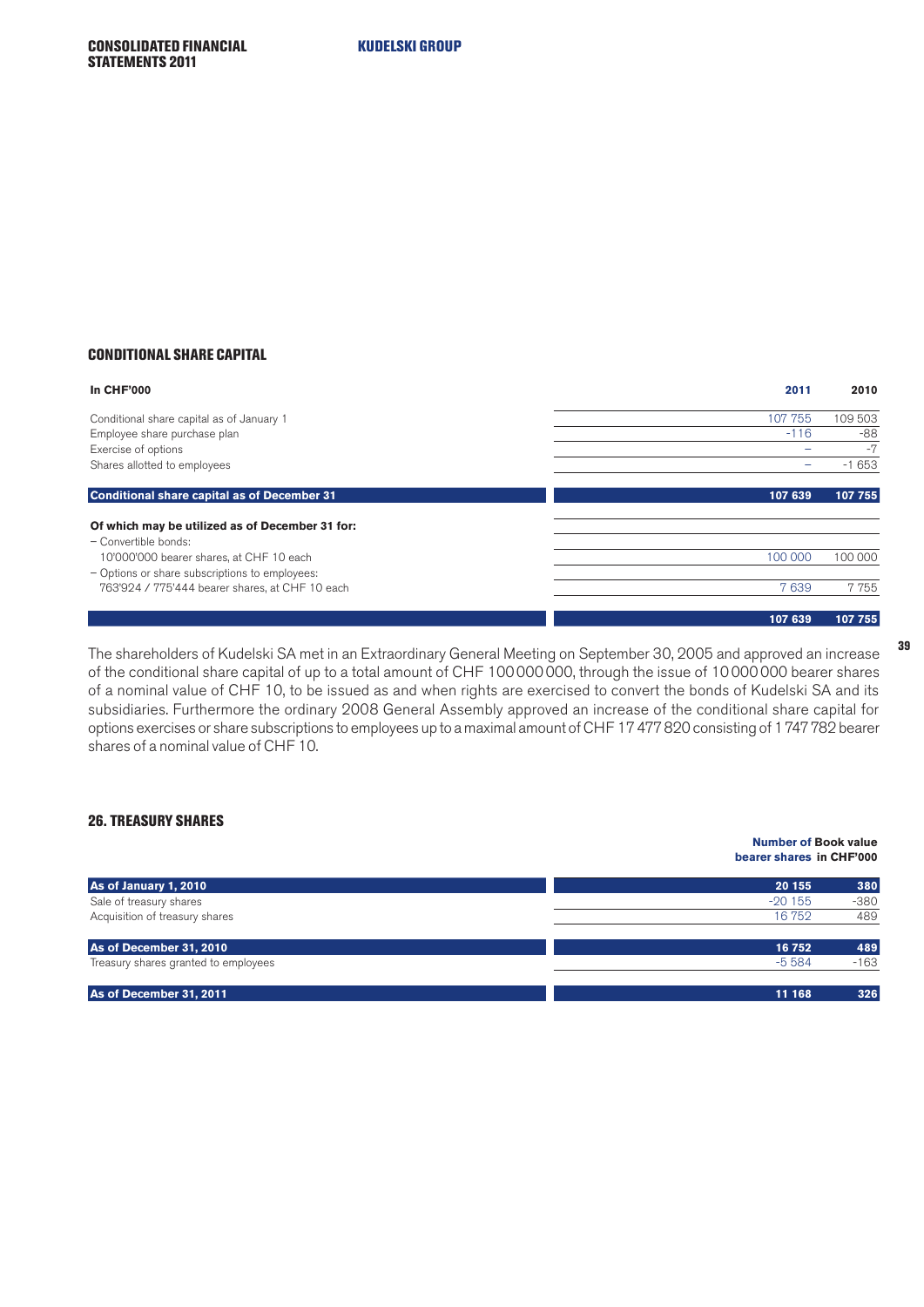## CONDITIONAL SHARE CAPITAL

| In CHF'000 | 2011 | 2010 |
|---|---|---|
| Conditional share capital as of January 1 | 107 755 | 109 503 |
| Employee share purchase plan | -116 | -88 |
| Exercise of options | – | -7 |
| Shares allotted to employees | – | -1 653 |
| **Conditional share capital as of December 31** | **107 639** | **107 755** |
| **Of which may be utilized as of December 31 for:** | | |
| – Convertible bonds: | | |
| 10'000'000 bearer shares, at CHF 10 each | 100 000 | 100 000 |
| – Options or share subscriptions to employees: | | |
| 763'924 / 775'444 bearer shares, at CHF 10 each | 7 639 | 7 755 |
| | **107 639** | **107 755** |

The shareholders of Kudelski SA met in an Extraordinary General Meeting on September 30, 2005 and approved an increase of the conditional share capital of up to a total amount of CHF 100 000 000, through the issue of 10 000 000 bearer shares of a nominal value of CHF 10, to be issued as and when rights are exercised to convert the bonds of Kudelski SA and its subsidiaries. Furthermore the ordinary 2008 General Assembly approved an increase of the conditional share capital for options exercises or share subscriptions to employees up to a maximal amount of CHF 17 477 820 consisting of 1 747 782 bearer shares of a nominal value of CHF 10.

## 26. TREASURY SHARES

| | Number of bearer shares | Book value in CHF'000 |
|---|---|---|
| **As of January 1, 2010** | **20 155** | **380** |
| Sale of treasury shares | -20 155 | -380 |
| Acquisition of treasury shares | 16 752 | 489 |
| **As of December 31, 2010** | **16 752** | **489** |
| Treasury shares granted to employees | -5 584 | -163 |
| **As of December 31, 2011** | **11 168** | **326** |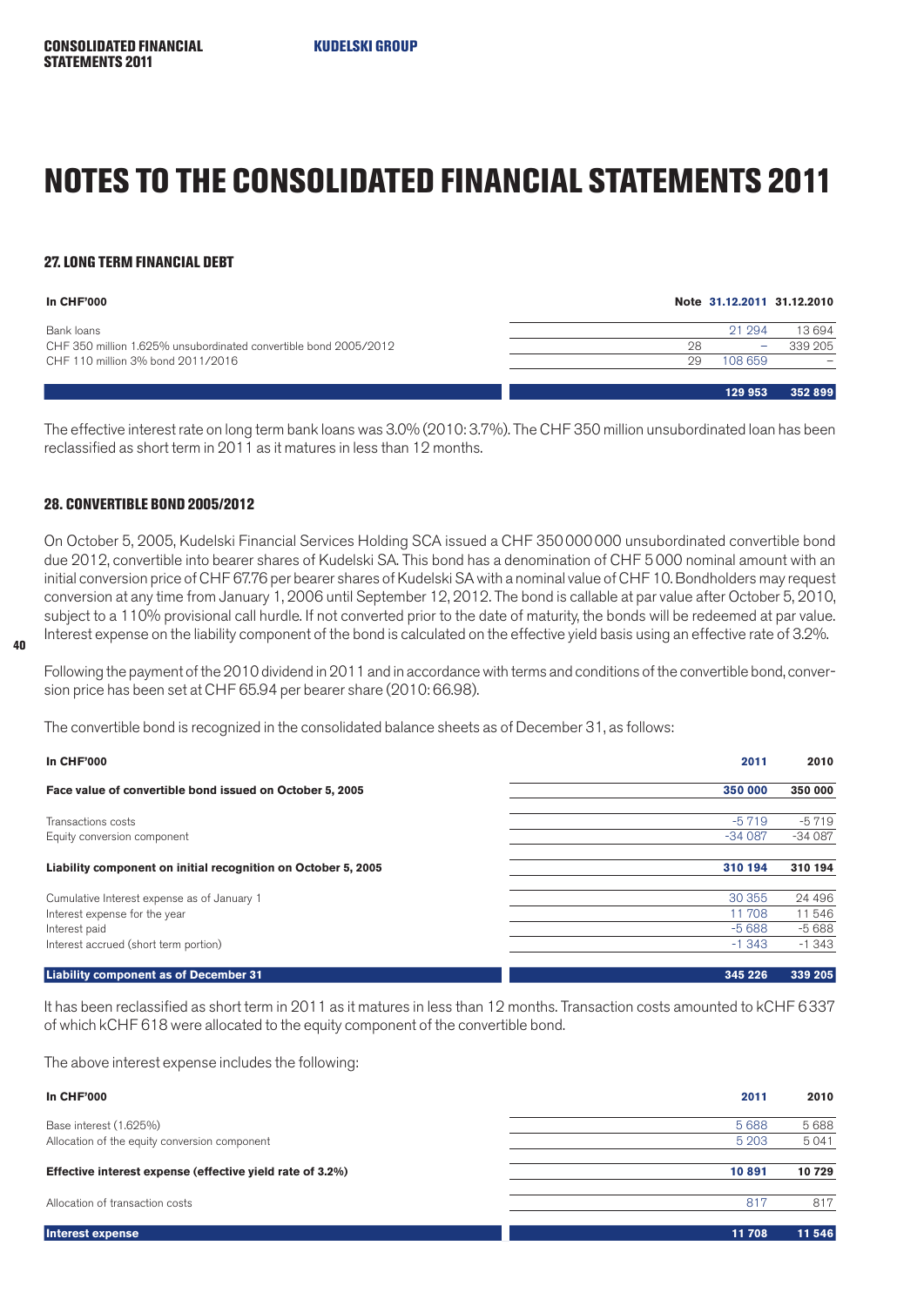# NOTES TO THE CONSOLIDATED FINANCIAL STATEMENTS 2011

### 27. LONG TERM FINANCIAL DEBT

| In CHF'000 | Note | 31.12.2011 | 31.12.2010 |
|---|---|---|---|
| Bank loans | | 21 294 | 13 694 |
| CHF 350 million 1.625% unsubordinated convertible bond 2005/2012 | 28 | – | 339 205 |
| CHF 110 million 3% bond 2011/2016 | 29 | 108 659 | – |
| | | **129 953** | **352 899** |

The effective interest rate on long term bank loans was 3.0% (2010: 3.7%). The CHF 350 million unsubordinated loan has been reclassified as short term in 2011 as it matures in less than 12 months.

### 28. CONVERTIBLE BOND 2005/2012

On October 5, 2005, Kudelski Financial Services Holding SCA issued a CHF 350 000 000 unsubordinated convertible bond due 2012, convertible into bearer shares of Kudelski SA. This bond has a denomination of CHF 5 000 nominal amount with an initial conversion price of CHF 67.76 per bearer shares of Kudelski SA with a nominal value of CHF 10. Bondholders may request conversion at any time from January 1, 2006 until September 12, 2012. The bond is callable at par value after October 5, 2010, subject to a 110% provisional call hurdle. If not converted prior to the date of maturity, the bonds will be redeemed at par value. Interest expense on the liability component of the bond is calculated on the effective yield basis using an effective rate of 3.2%.

Following the payment of the 2010 dividend in 2011 and in accordance with terms and conditions of the convertible bond, conversion price has been set at CHF 65.94 per bearer share (2010: 66.98).

The convertible bond is recognized in the consolidated balance sheets as of December 31, as follows:

| In CHF'000 | 2011 | 2010 |
|---|---|---|
| **Face value of convertible bond issued on October 5, 2005** | **350 000** | **350 000** |
| Transactions costs | -5 719 | -5 719 |
| Equity conversion component | -34 087 | -34 087 |
| **Liability component on initial recognition on October 5, 2005** | **310 194** | **310 194** |
| Cumulative Interest expense as of January 1 | 30 355 | 24 496 |
| Interest expense for the year | 11 708 | 11 546 |
| Interest paid | -5 688 | -5 688 |
| Interest accrued (short term portion) | -1 343 | -1 343 |
| **Liability component as of December 31** | **345 226** | **339 205** |

It has been reclassified as short term in 2011 as it matures in less than 12 months. Transaction costs amounted to kCHF 6 337 of which kCHF 618 were allocated to the equity component of the convertible bond.

The above interest expense includes the following:

| In CHF'000 | 2011 | 2010 |
|---|---|---|
| Base interest (1.625%) | 5 688 | 5 688 |
| Allocation of the equity conversion component | 5 203 | 5 041 |
| **Effective interest expense (effective yield rate of 3.2%)** | **10 891** | **10 729** |
| Allocation of transaction costs | 817 | 817 |
| **Interest expense** | **11 708** | **11 546** |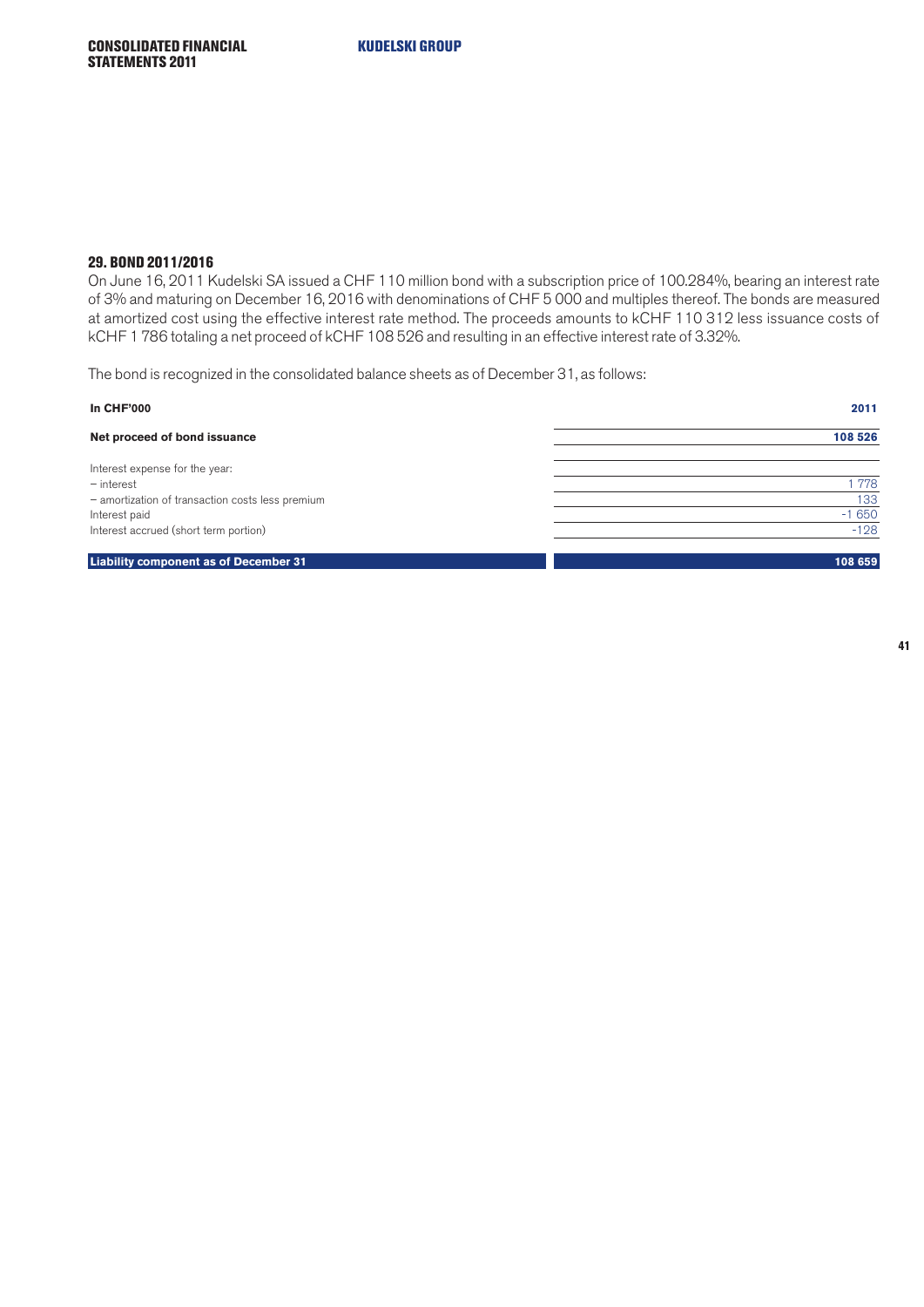## 29. BOND 2011/2016

On June 16, 2011 Kudelski SA issued a CHF 110 million bond with a subscription price of 100.284%, bearing an interest rate of 3% and maturing on December 16, 2016 with denominations of CHF 5 000 and multiples thereof. The bonds are measured at amortized cost using the effective interest rate method. The proceeds amounts to kCHF 110 312 less issuance costs of kCHF 1 786 totaling a net proceed of kCHF 108 526 and resulting in an effective interest rate of 3.32%.

The bond is recognized in the consolidated balance sheets as of December 31, as follows:

| In CHF'000 | 2011 |
|---|---|
| **Net proceed of bond issuance** | **108 526** |
| Interest expense for the year: | |
| – interest | 1 778 |
| – amortization of transaction costs less premium | 133 |
| Interest paid | -1 650 |
| Interest accrued (short term portion) | -128 |
| **Liability component as of December 31** | **108 659** |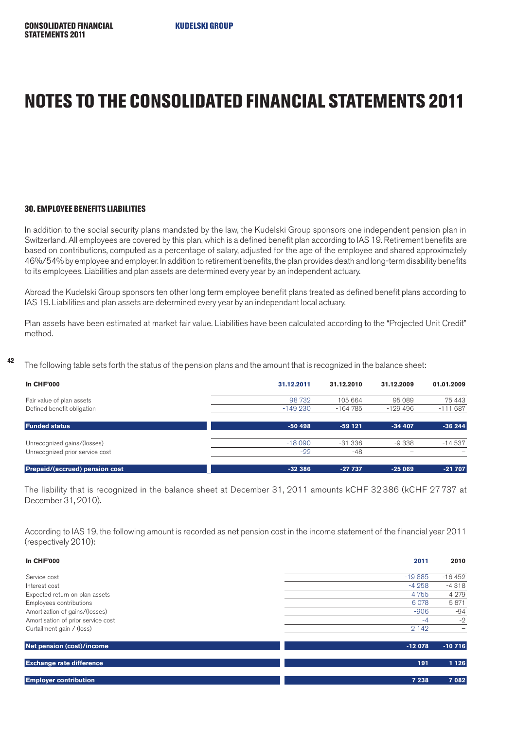# NOTES TO THE CONSOLIDATED FINANCIAL STATEMENTS 2011

### 30. EMPLOYEE BENEFITS LIABILITIES

In addition to the social security plans mandated by the law, the Kudelski Group sponsors one independent pension plan in Switzerland. All employees are covered by this plan, which is a defined benefit plan according to IAS 19. Retirement benefits are based on contributions, computed as a percentage of salary, adjusted for the age of the employee and shared approximately 46%/54% by employee and employer. In addition to retirement benefits, the plan provides death and long-term disability benefits to its employees. Liabilities and plan assets are determined every year by an independent actuary.

Abroad the Kudelski Group sponsors ten other long term employee benefit plans treated as defined benefit plans according to IAS 19. Liabilities and plan assets are determined every year by an independant local actuary.

Plan assets have been estimated at market fair value. Liabilities have been calculated according to the "Projected Unit Credit" method.

The following table sets forth the status of the pension plans and the amount that is recognized in the balance sheet:

| In CHF'000 | 31.12.2011 | 31.12.2010 | 31.12.2009 | 01.01.2009 |
|---|---|---|---|---|
| Fair value of plan assets | 98 732 | 105 664 | 95 089 | 75 443 |
| Defined benefit obligation | -149 230 | -164 785 | -129 496 | -111 687 |
| **Funded status** | **-50 498** | **-59 121** | **-34 407** | **-36 244** |
| Unrecognized gains/(losses) | -18 090 | -31 336 | -9 338 | -14 537 |
| Unrecognized prior service cost | -22 | -48 | – | – |
| **Prepaid/(accrued) pension cost** | **-32 386** | **-27 737** | **-25 069** | **-21 707** |

The liability that is recognized in the balance sheet at December 31, 2011 amounts kCHF 32 386 (kCHF 27 737 at December 31, 2010).

According to IAS 19, the following amount is recorded as net pension cost in the income statement of the financial year 2011 (respectively 2010):

| In CHF'000 | 2011 | 2010 |
|---|---|---|
| Service cost | -19 885 | -16 452 |
| Interest cost | -4 258 | -4 318 |
| Expected return on plan assets | 4 755 | 4 279 |
| Employees contributions | 6 078 | 5 871 |
| Amortization of gains/(losses) | -906 | -94 |
| Amortisation of prior service cost | -4 | -2 |
| Curtailment gain / (loss) | 2 142 | – |
| **Net pension (cost)/income** | **-12 078** | **-10 716** |
| **Exchange rate difference** | **191** | **1 126** |
| **Employer contribution** | **7 238** | **7 082** |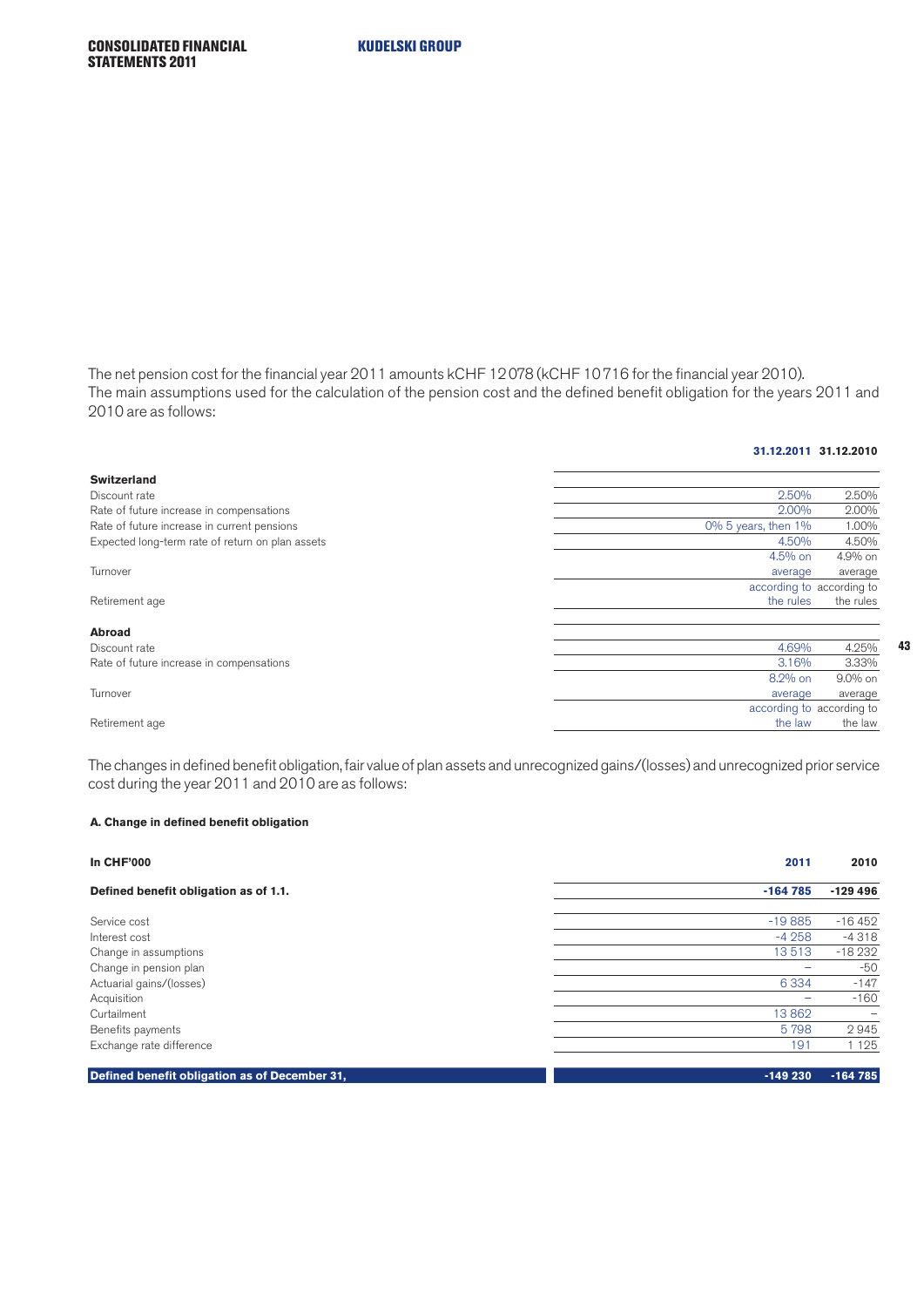The net pension cost for the financial year 2011 amounts kCHF 12 078 (kCHF 10 716 for the financial year 2010).
The main assumptions used for the calculation of the pension cost and the defined benefit obligation for the years 2011 and 2010 are as follows:

| | 31.12.2011 | 31.12.2010 |
|---|---|---|
| **Switzerland** | | |
| Discount rate | 2.50% | 2.50% |
| Rate of future increase in compensations | 2.00% | 2.00% |
| Rate of future increase in current pensions | 0% 5 years, then 1% | 1.00% |
| Expected long-term rate of return on plan assets | 4.50% | 4.50% |
| Turnover | 4.5% on average | 4.9% on average |
| Retirement age | according to the rules | according to the rules |
| **Abroad** | | |
| Discount rate | 4.69% | 4.25% |
| Rate of future increase in compensations | 3.16% | 3.33% |
| Turnover | 8.2% on average | 9.0% on average |
| Retirement age | according to the law | according to the law |

The changes in defined benefit obligation, fair value of plan assets and unrecognized gains/(losses) and unrecognized prior service cost during the year 2011 and 2010 are as follows:

**A. Change in defined benefit obligation**

| In CHF'000 | 2011 | 2010 |
|---|---|---|
| **Defined benefit obligation as of 1.1.** | **-164 785** | **-129 496** |
| Service cost | -19 885 | -16 452 |
| Interest cost | -4 258 | -4 318 |
| Change in assumptions | 13 513 | -18 232 |
| Change in pension plan | – | -50 |
| Actuarial gains/(losses) | 6 334 | -147 |
| Acquisition | – | -160 |
| Curtailment | 13 862 | – |
| Benefits payments | 5 798 | 2 945 |
| Exchange rate difference | 191 | 1 125 |
| **Defined benefit obligation as of December 31,** | **-149 230** | **-164 785** |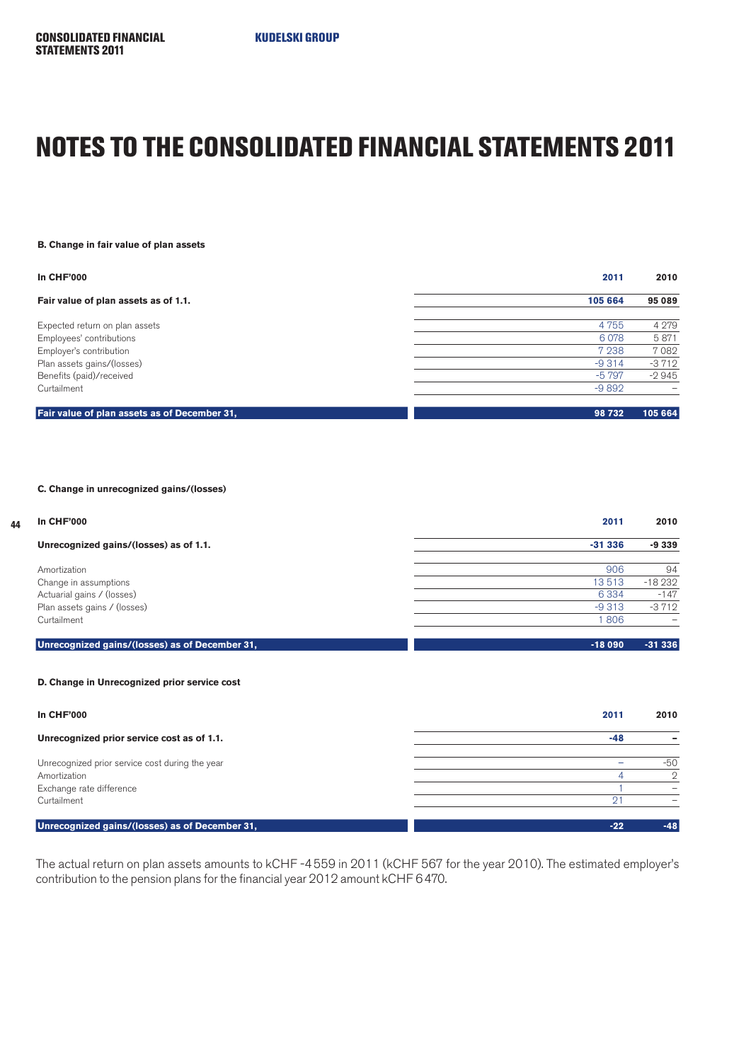# NOTES TO THE CONSOLIDATED FINANCIAL STATEMENTS 2011

**B. Change in fair value of plan assets**

| In CHF'000 | 2011 | 2010 |
|---|---|---|
| **Fair value of plan assets as of 1.1.** | **105 664** | **95 089** |
| Expected return on plan assets | 4 755 | 4 279 |
| Employees' contributions | 6 078 | 5 871 |
| Employer's contribution | 7 238 | 7 082 |
| Plan assets gains/(losses) | -9 314 | -3 712 |
| Benefits (paid)/received | -5 797 | -2 945 |
| Curtailment | -9 892 | – |
| **Fair value of plan assets as of December 31,** | **98 732** | **105 664** |

**C. Change in unrecognized gains/(losses)**

| In CHF'000 | 2011 | 2010 |
|---|---|---|
| **Unrecognized gains/(losses) as of 1.1.** | **-31 336** | **-9 339** |
| Amortization | 906 | 94 |
| Change in assumptions | 13 513 | -18 232 |
| Actuarial gains / (losses) | 6 334 | -147 |
| Plan assets gains / (losses) | -9 313 | -3 712 |
| Curtailment | 1 806 | – |
| **Unrecognized gains/(losses) as of December 31,** | **-18 090** | **-31 336** |

**D. Change in Unrecognized prior service cost**

| In CHF'000 | 2011 | 2010 |
|---|---|---|
| **Unrecognized prior service cost as of 1.1.** | **-48** | **–** |
| Unrecognized prior service cost during the year | – | -50 |
| Amortization | 4 | 2 |
| Exchange rate difference | 1 | – |
| Curtailment | 21 | – |
| **Unrecognized gains/(losses) as of December 31,** | **-22** | **-48** |

The actual return on plan assets amounts to kCHF -4 559 in 2011 (kCHF 567 for the year 2010). The estimated employer's contribution to the pension plans for the financial year 2012 amount kCHF 6 470.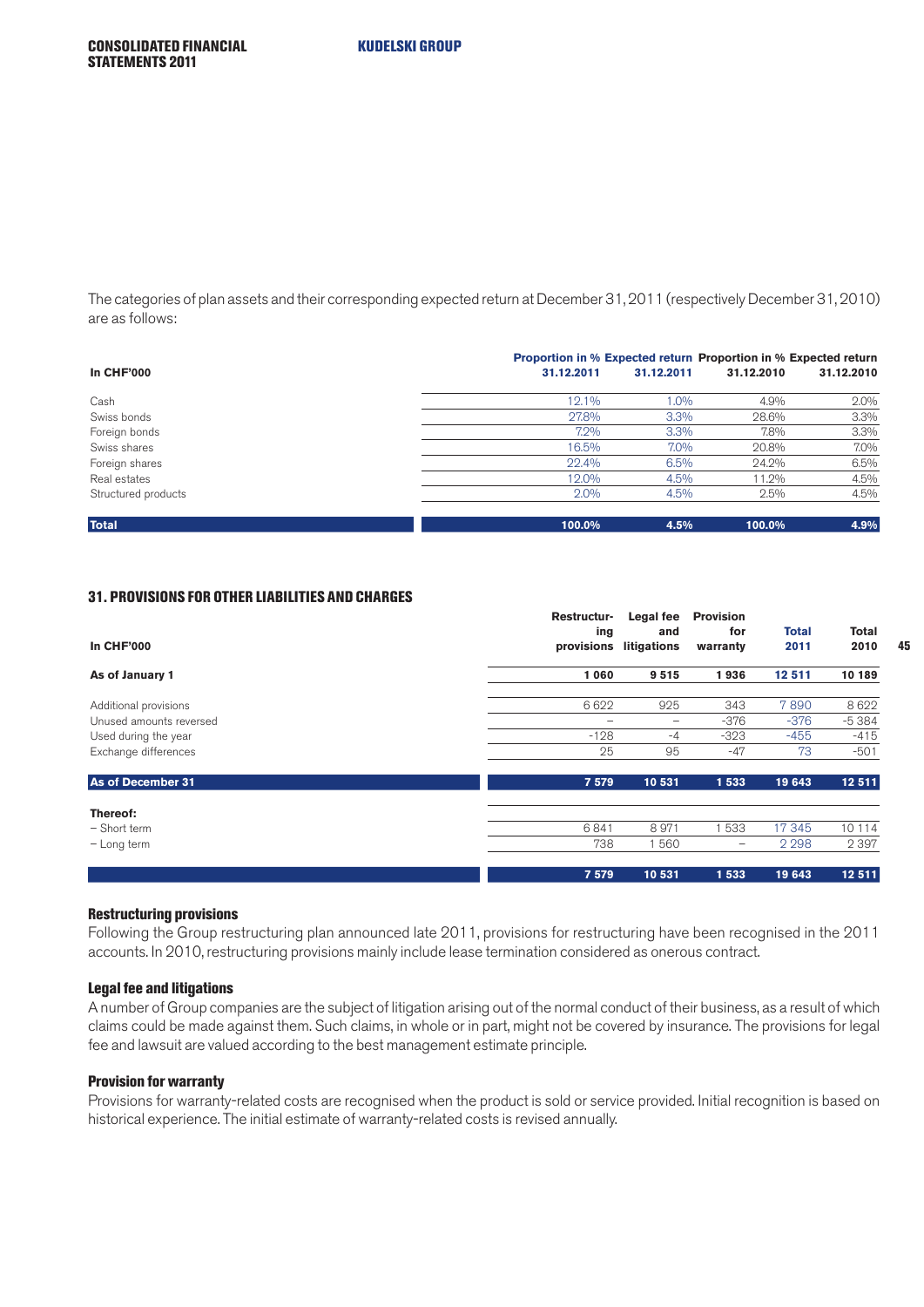The categories of plan assets and their corresponding expected return at December 31, 2011 (respectively December 31, 2010) are as follows:

| In CHF'000 | Proportion in % 31.12.2011 | Expected return 31.12.2011 | Proportion in % 31.12.2010 | Expected return 31.12.2010 |
|---|---|---|---|---|
| Cash | 12.1% | 1.0% | 4.9% | 2.0% |
| Swiss bonds | 27.8% | 3.3% | 28.6% | 3.3% |
| Foreign bonds | 7.2% | 3.3% | 7.8% | 3.3% |
| Swiss shares | 16.5% | 7.0% | 20.8% | 7.0% |
| Foreign shares | 22.4% | 6.5% | 24.2% | 6.5% |
| Real estates | 12.0% | 4.5% | 11.2% | 4.5% |
| Structured products | 2.0% | 4.5% | 2.5% | 4.5% |
| **Total** | **100.0%** | **4.5%** | **100.0%** | **4.9%** |

## 31. PROVISIONS FOR OTHER LIABILITIES AND CHARGES

| In CHF'000 | Restructuring provisions | Legal fee and litigations | Provision for warranty | Total 2011 | Total 2010 |
|---|---|---|---|---|---|
| **As of January 1** | **1 060** | **9 515** | **1 936** | **12 511** | **10 189** |
| Additional provisions | 6 622 | 925 | 343 | 7 890 | 8 622 |
| Unused amounts reversed | – | – | -376 | -376 | -5 384 |
| Used during the year | -128 | -4 | -323 | -455 | -415 |
| Exchange differences | 25 | 95 | -47 | 73 | -501 |
| **As of December 31** | **7 579** | **10 531** | **1 533** | **19 643** | **12 511** |
| **Thereof:** | | | | | |
| – Short term | 6 841 | 8 971 | 1 533 | 17 345 | 10 114 |
| – Long term | 738 | 1 560 | – | 2 298 | 2 397 |
| | **7 579** | **10 531** | **1 533** | **19 643** | **12 511** |

### Restructuring provisions

Following the Group restructuring plan announced late 2011, provisions for restructuring have been recognised in the 2011 accounts. In 2010, restructuring provisions mainly include lease termination considered as onerous contract.

### Legal fee and litigations

A number of Group companies are the subject of litigation arising out of the normal conduct of their business, as a result of which claims could be made against them. Such claims, in whole or in part, might not be covered by insurance. The provisions for legal fee and lawsuit are valued according to the best management estimate principle.

### Provision for warranty

Provisions for warranty-related costs are recognised when the product is sold or service provided. Initial recognition is based on historical experience. The initial estimate of warranty-related costs is revised annually.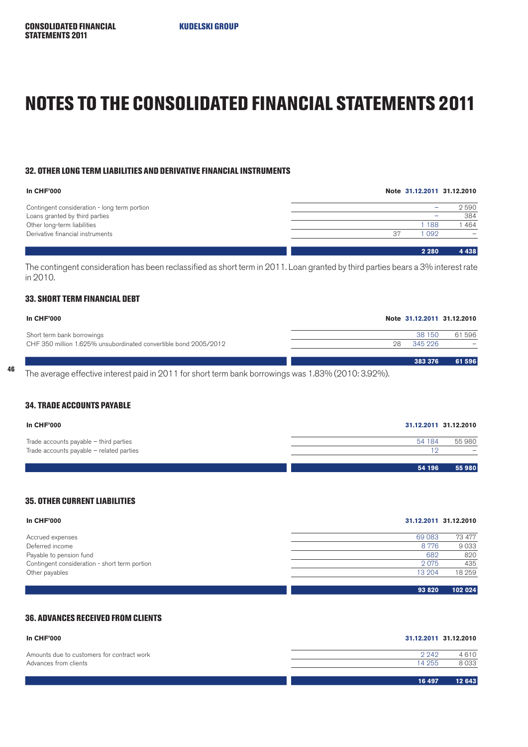# NOTES TO THE CONSOLIDATED FINANCIAL STATEMENTS 2011

### 32. OTHER LONG TERM LIABILITIES AND DERIVATIVE FINANCIAL INSTRUMENTS

| In CHF'000 | Note | 31.12.2011 | 31.12.2010 |
|---|---|---|---|
| Contingent consideration - long term portion | | – | 2 590 |
| Loans granted by third parties | | – | 384 |
| Other long-term liabilities | | 1 188 | 1 464 |
| Derivative financial instruments | 37 | 1 092 | – |
| | | **2 280** | **4 438** |

The contingent consideration has been reclassified as short term in 2011. Loan granted by third parties bears a 3% interest rate in 2010.

### 33. SHORT TERM FINANCIAL DEBT

| In CHF'000 | Note | 31.12.2011 | 31.12.2010 |
|---|---|---|---|
| Short term bank borrowings | | 38 150 | 61 596 |
| CHF 350 million 1.625% unsubordinated convertible bond 2005/2012 | 28 | 345 226 | – |
| | | **383 376** | **61 596** |

The average effective interest paid in 2011 for short term bank borrowings was 1.83% (2010: 3.92%).

### 34. TRADE ACCOUNTS PAYABLE

| In CHF'000 | 31.12.2011 | 31.12.2010 |
|---|---|---|
| Trade accounts payable – third parties | 54 184 | 55 980 |
| Trade accounts payable – related parties | 12 | – |
| | **54 196** | **55 980** |

### 35. OTHER CURRENT LIABILITIES

| In CHF'000 | 31.12.2011 | 31.12.2010 |
|---|---|---|
| Accrued expenses | 69 083 | 73 477 |
| Deferred income | 8 776 | 9 033 |
| Payable to pension fund | 682 | 820 |
| Contingent consideration - short term portion | 2 075 | 435 |
| Other payables | 13 204 | 18 259 |
| | **93 820** | **102 024** |

### 36. ADVANCES RECEIVED FROM CLIENTS

| In CHF'000 | 31.12.2011 | 31.12.2010 |
|---|---|---|
| Amounts due to customers for contract work | 2 242 | 4 610 |
| Advances from clients | 14 255 | 8 033 |
| | **16 497** | **12 643** |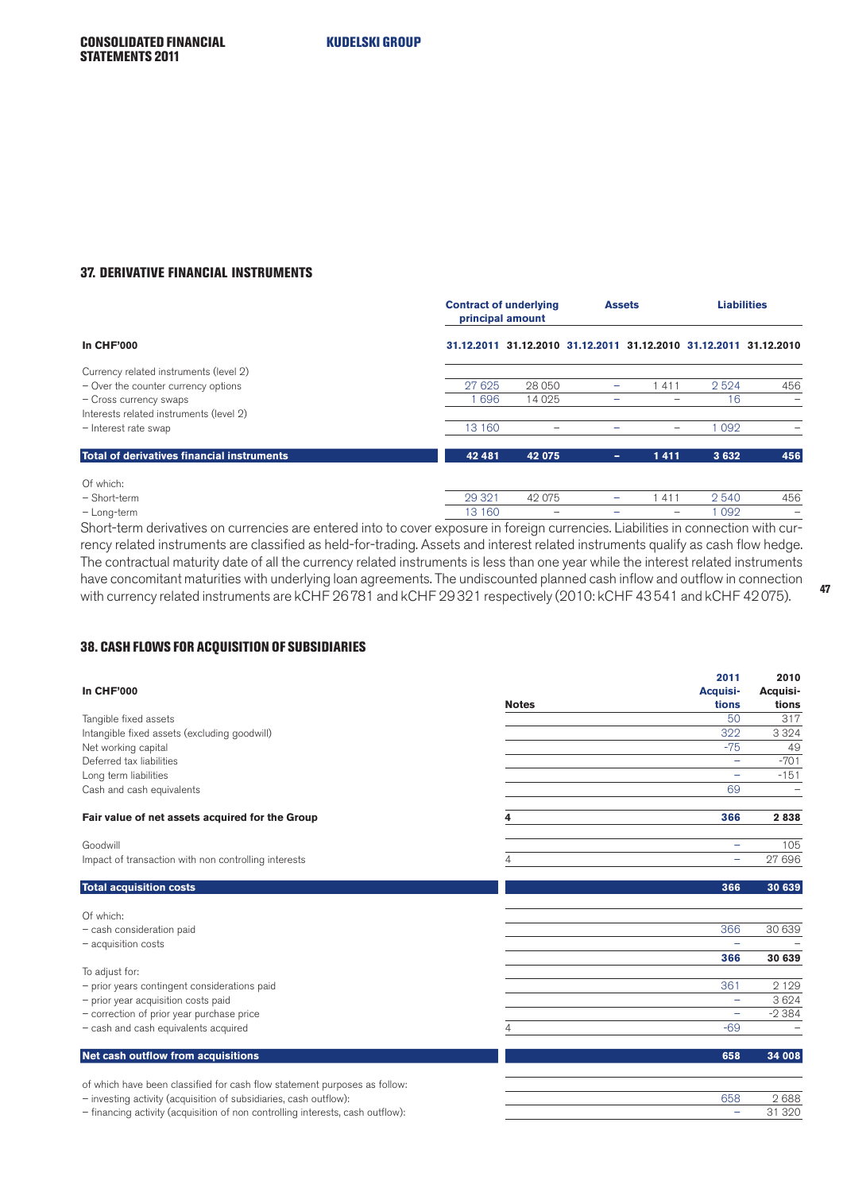## 37. DERIVATIVE FINANCIAL INSTRUMENTS

| | Contract of underlying principal amount | | Assets | | Liabilities | |
|---|---|---|---|---|---|---|
| In CHF'000 | 31.12.2011 | 31.12.2010 | 31.12.2011 | 31.12.2010 | 31.12.2011 | 31.12.2010 |
| Currency related instruments (level 2) | | | | | | |
| – Over the counter currency options | 27 625 | 28 050 | – | 1 411 | 2 524 | 456 |
| – Cross currency swaps | 1 696 | 14 025 | – | – | 16 | – |
| Interests related instruments (level 2) | | | | | | |
| – Interest rate swap | 13 160 | – | – | – | 1 092 | – |
| **Total of derivatives financial instruments** | **42 481** | **42 075** | **–** | **1 411** | **3 632** | **456** |
| Of which: | | | | | | |
| – Short-term | 29 321 | 42 075 | – | 1 411 | 2 540 | 456 |
| – Long-term | 13 160 | – | – | – | 1 092 | – |

Short-term derivatives on currencies are entered into to cover exposure in foreign currencies. Liabilities in connection with currency related instruments are classified as held-for-trading. Assets and interest related instruments qualify as cash flow hedge. The contractual maturity date of all the currency related instruments is less than one year while the interest related instruments have concomitant maturities with underlying loan agreements. The undiscounted planned cash inflow and outflow in connection with currency related instruments are kCHF 26 781 and kCHF 29 321 respectively (2010: kCHF 43 541 and kCHF 42 075).

## 38. CASH FLOWS FOR ACQUISITION OF SUBSIDIARIES

| In CHF'000 | Notes | 2011 Acquisitions | 2010 Acquisitions |
|---|---|---|---|
| Tangible fixed assets | | 50 | 317 |
| Intangible fixed assets (excluding goodwill) | | 322 | 3 324 |
| Net working capital | | -75 | 49 |
| Deferred tax liabilities | | – | -701 |
| Long term liabilities | | – | -151 |
| Cash and cash equivalents | | 69 | – |
| **Fair value of net assets acquired for the Group** | **4** | **366** | **2 838** |
| Goodwill | | – | 105 |
| Impact of transaction with non controlling interests | 4 | – | 27 696 |
| **Total acquisition costs** | | **366** | **30 639** |
| Of which: | | | |
| – cash consideration paid | | 366 | 30 639 |
| – acquisition costs | | – | – |
| | | **366** | **30 639** |
| To adjust for: | | | |
| – prior years contingent considerations paid | | 361 | 2 129 |
| – prior year acquisition costs paid | | – | 3 624 |
| – correction of prior year purchase price | | – | -2 384 |
| – cash and cash equivalents acquired | 4 | -69 | – |
| **Net cash outflow from acquisitions** | | **658** | **34 008** |
| of which have been classified for cash flow statement purposes as follow: | | | |
| – investing activity (acquisition of subsidiaries, cash outflow): | | 658 | 2 688 |
| – financing activity (acquisition of non controlling interests, cash outflow): | | – | 31 320 |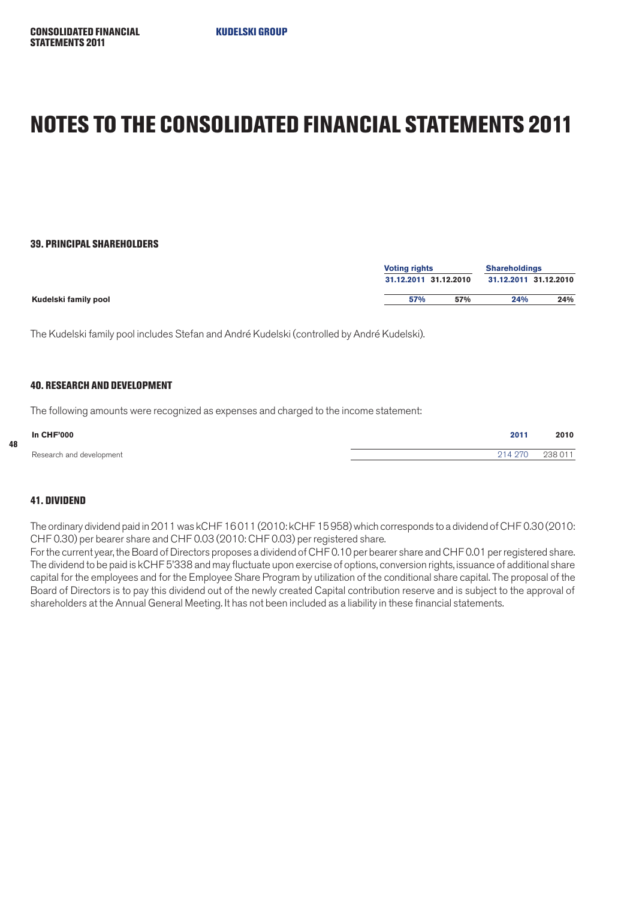# NOTES TO THE CONSOLIDATED FINANCIAL STATEMENTS 2011

### 39. PRINCIPAL SHAREHOLDERS

| | Voting rights | | Shareholdings | |
|---|---|---|---|---|
| | 31.12.2011 | 31.12.2010 | 31.12.2011 | 31.12.2010 |
| **Kudelski family pool** | **57%** | **57%** | **24%** | **24%** |

The Kudelski family pool includes Stefan and André Kudelski (controlled by André Kudelski).

### 40. RESEARCH AND DEVELOPMENT

The following amounts were recognized as expenses and charged to the income statement:

| In CHF'000 | 2011 | 2010 |
|---|---|---|
| Research and development | 214 270 | 238 011 |

### 41. DIVIDEND

The ordinary dividend paid in 2011 was kCHF 16 011 (2010: kCHF 15 958) which corresponds to a dividend of CHF 0.30 (2010: CHF 0.30) per bearer share and CHF 0.03 (2010: CHF 0.03) per registered share.

For the current year, the Board of Directors proposes a dividend of CHF 0.10 per bearer share and CHF 0.01 per registered share. The dividend to be paid is kCHF 5'338 and may fluctuate upon exercise of options, conversion rights, issuance of additional share capital for the employees and for the Employee Share Program by utilization of the conditional share capital. The proposal of the Board of Directors is to pay this dividend out of the newly created Capital contribution reserve and is subject to the approval of shareholders at the Annual General Meeting. It has not been included as a liability in these financial statements.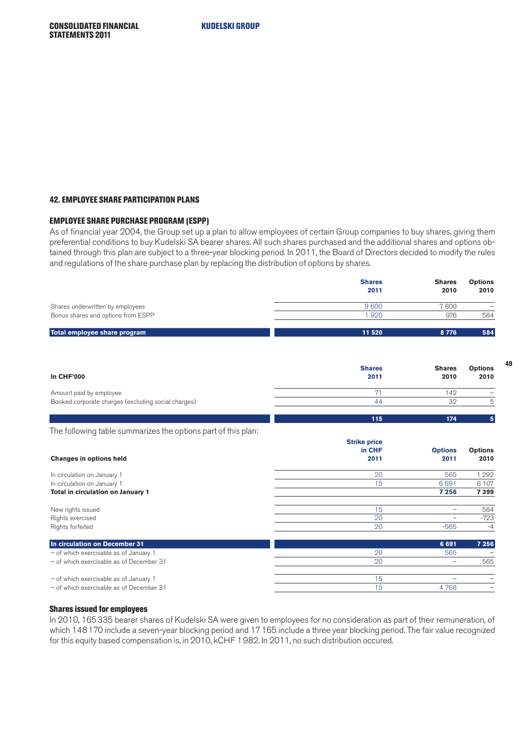## 42. EMPLOYEE SHARE PARTICIPATION PLANS

### EMPLOYEE SHARE PURCHASE PROGRAM (ESPP)

As of financial year 2004, the Group set up a plan to allow employees of certain Group companies to buy shares, giving them preferential conditions to buy Kudelski SA bearer shares. All such shares purchased and the additional shares and options obtained through this plan are subject to a three-year blocking period. In 2011, the Board of Directors decided to modify the rules and regulations of the share purchase plan by replacing the distribution of options by shares.

| | Shares 2011 | Shares 2010 | Options 2010 |
|---|---|---|---|
| Shares underwritten by employees | 9 600 | 7 800 | – |
| Bonus shares and options from ESPP | 1 920 | 976 | 584 |
| **Total employee share program** | **11 520** | **8 776** | **584** |

| In CHF'000 | Shares 2011 | Shares 2010 | Options 2010 |
|---|---|---|---|
| Amount paid by employee | 71 | 142 | – |
| Booked corporate charges (excluding social charges) | 44 | 32 | 5 |
| | **115** | **174** | **5** |

The following table summarizes the options part of this plan:

| Changes in options held | Strike price in CHF 2011 | Options 2011 | Options 2010 |
|---|---|---|---|
| In circulation on January 1 | 20 | 565 | 1 292 |
| In circulation on January 1 | 15 | 6 691 | 6 107 |
| **Total in circulation on January 1** | | **7 256** | **7 399** |
| New rights issued | 15 | – | 584 |
| Rights exercised | 20 | – | -723 |
| Rights forfeited | 20 | -565 | -4 |
| **In circulation on December 31** | | **6 691** | **7 256** |
| – of which exercisable as of January 1 | 20 | 565 | – |
| – of which exercisable as of December 31 | 20 | – | 565 |
| – of which exercisable as of January 1 | 15 | – | – |
| – of which exercisable as of December 31 | 15 | 4 768 | – |

### Shares issued for employees

In 2010, 165 335 bearer shares of Kudelski SA were given to employees for no consideration as part of their remuneration, of which 148 170 include a seven-year blocking period and 17 165 include a three year blocking period. The fair value recognized for this equity based compensation is, in 2010, kCHF 1 982. In 2011, no such distribution occured.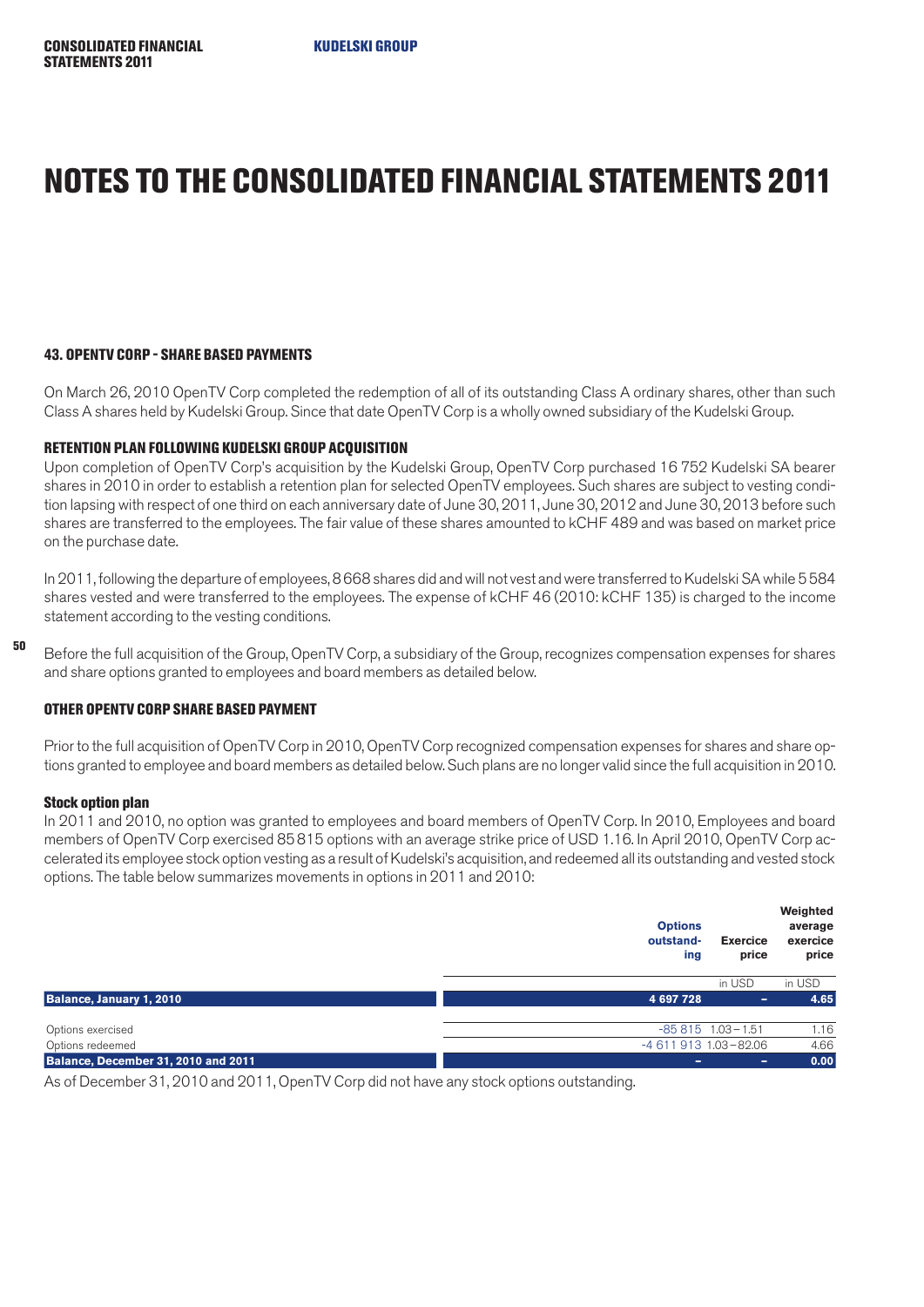# NOTES TO THE CONSOLIDATED FINANCIAL STATEMENTS 2011

## 43. OPENTV CORP - SHARE BASED PAYMENTS

On March 26, 2010 OpenTV Corp completed the redemption of all of its outstanding Class A ordinary shares, other than such Class A shares held by Kudelski Group. Since that date OpenTV Corp is a wholly owned subsidiary of the Kudelski Group.

### RETENTION PLAN FOLLOWING KUDELSKI GROUP ACQUISITION

Upon completion of OpenTV Corp's acquisition by the Kudelski Group, OpenTV Corp purchased 16 752 Kudelski SA bearer shares in 2010 in order to establish a retention plan for selected OpenTV employees. Such shares are subject to vesting condition lapsing with respect of one third on each anniversary date of June 30, 2011, June 30, 2012 and June 30, 2013 before such shares are transferred to the employees. The fair value of these shares amounted to kCHF 489 and was based on market price on the purchase date.

In 2011, following the departure of employees, 8 668 shares did and will not vest and were transferred to Kudelski SA while 5 584 shares vested and were transferred to the employees. The expense of kCHF 46 (2010: kCHF 135) is charged to the income statement according to the vesting conditions.

Before the full acquisition of the Group, OpenTV Corp, a subsidiary of the Group, recognizes compensation expenses for shares and share options granted to employees and board members as detailed below.

### OTHER OPENTV CORP SHARE BASED PAYMENT

Prior to the full acquisition of OpenTV Corp in 2010, OpenTV Corp recognized compensation expenses for shares and share options granted to employee and board members as detailed below. Such plans are no longer valid since the full acquisition in 2010.

#### Stock option plan

In 2011 and 2010, no option was granted to employees and board members of OpenTV Corp. In 2010, Employees and board members of OpenTV Corp exercised 85 815 options with an average strike price of USD 1.16. In April 2010, OpenTV Corp accelerated its employee stock option vesting as a result of Kudelski's acquisition, and redeemed all its outstanding and vested stock options. The table below summarizes movements in options in 2011 and 2010:

| | Options outstanding | Exercice price | Weighted average exercice price |
|---|---|---|---|
| | | in USD | in USD |
| **Balance, January 1, 2010** | **4 697 728** | **-** | **4.65** |
| Options exercised | -85 815 | 1.03 – 1.51 | 1.16 |
| Options redeemed | -4 611 913 | 1.03 – 82.06 | 4.66 |
| **Balance, December 31, 2010 and 2011** | **-** | **-** | **0.00** |

As of December 31, 2010 and 2011, OpenTV Corp did not have any stock options outstanding.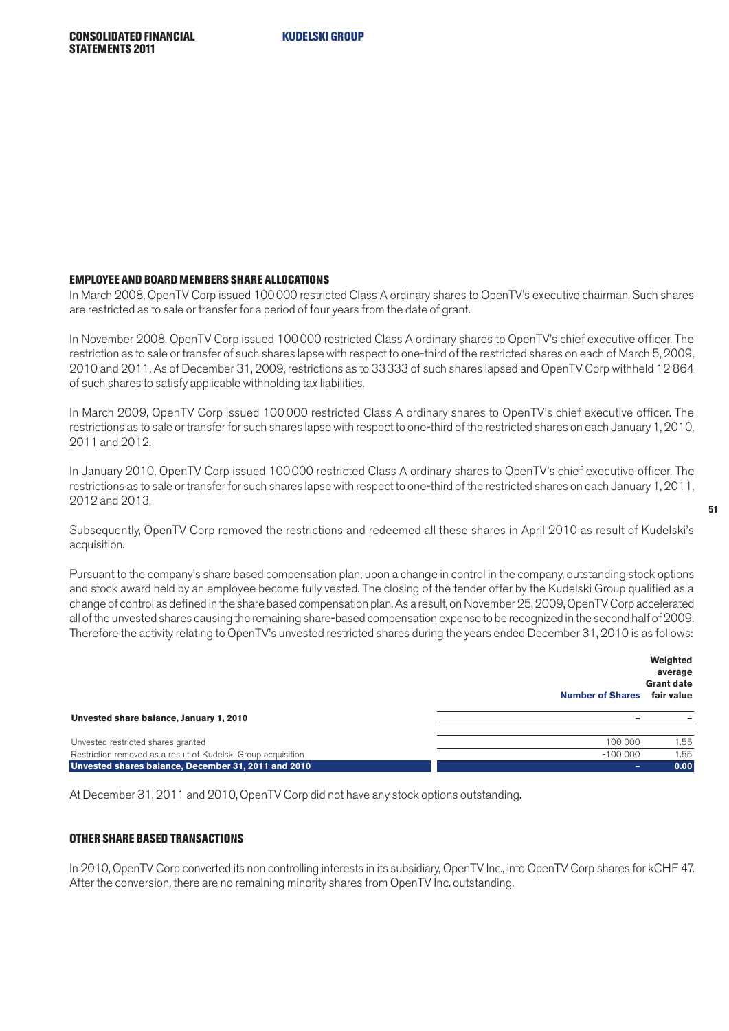### EMPLOYEE AND BOARD MEMBERS SHARE ALLOCATIONS

In March 2008, OpenTV Corp issued 100 000 restricted Class A ordinary shares to OpenTV's executive chairman. Such shares are restricted as to sale or transfer for a period of four years from the date of grant.

In November 2008, OpenTV Corp issued 100 000 restricted Class A ordinary shares to OpenTV's chief executive officer. The restriction as to sale or transfer of such shares lapse with respect to one-third of the restricted shares on each of March 5, 2009, 2010 and 2011. As of December 31, 2009, restrictions as to 33 333 of such shares lapsed and OpenTV Corp withheld 12 864 of such shares to satisfy applicable withholding tax liabilities.

In March 2009, OpenTV Corp issued 100 000 restricted Class A ordinary shares to OpenTV's chief executive officer. The restrictions as to sale or transfer for such shares lapse with respect to one-third of the restricted shares on each January 1, 2010, 2011 and 2012.

In January 2010, OpenTV Corp issued 100 000 restricted Class A ordinary shares to OpenTV's chief executive officer. The restrictions as to sale or transfer for such shares lapse with respect to one-third of the restricted shares on each January 1, 2011, 2012 and 2013.

Subsequently, OpenTV Corp removed the restrictions and redeemed all these shares in April 2010 as result of Kudelski's acquisition.

Pursuant to the company's share based compensation plan, upon a change in control in the company, outstanding stock options and stock award held by an employee become fully vested. The closing of the tender offer by the Kudelski Group qualified as a change of control as defined in the share based compensation plan. As a result, on November 25, 2009, OpenTV Corp accelerated all of the unvested shares causing the remaining share-based compensation expense to be recognized in the second half of 2009. Therefore the activity relating to OpenTV's unvested restricted shares during the years ended December 31, 2010 is as follows:

| | Number of Shares | Weighted average Grant date fair value |
|---|---|---|
| **Unvested share balance, January 1, 2010** | – | – |
| Unvested restricted shares granted | 100 000 | 1.55 |
| Restriction removed as a result of Kudelski Group acquisition | -100 000 | 1.55 |
| **Unvested shares balance, December 31, 2011 and 2010** | **–** | **0.00** |

At December 31, 2011 and 2010, OpenTV Corp did not have any stock options outstanding.

### OTHER SHARE BASED TRANSACTIONS

In 2010, OpenTV Corp converted its non controlling interests in its subsidiary, OpenTV Inc., into OpenTV Corp shares for kCHF 47. After the conversion, there are no remaining minority shares from OpenTV Inc. outstanding.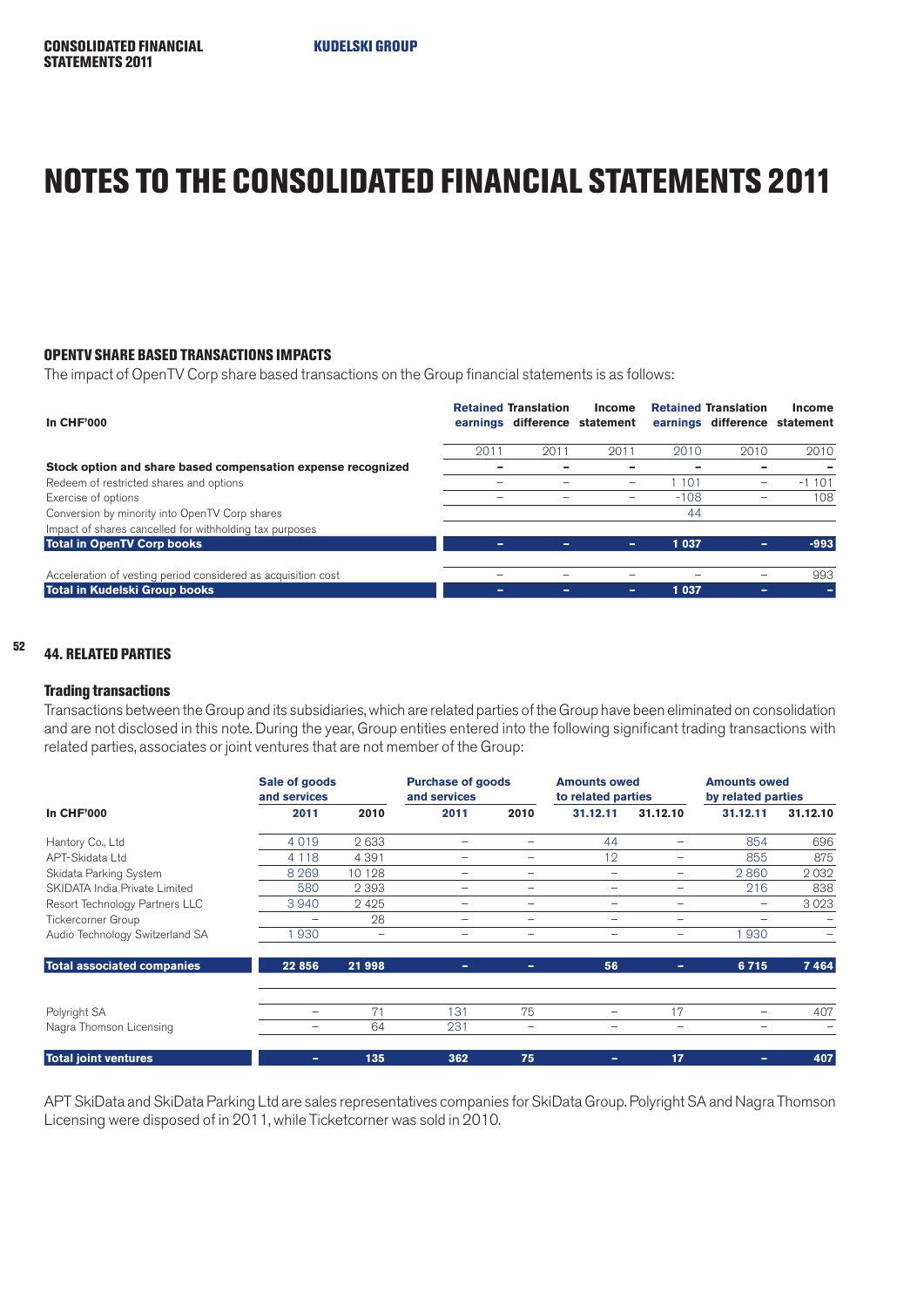# NOTES TO THE CONSOLIDATED FINANCIAL STATEMENTS 2011

### OPENTV SHARE BASED TRANSACTIONS IMPACTS

The impact of OpenTV Corp share based transactions on the Group financial statements is as follows:

| In CHF'000 | Retained earnings | Translation difference | Income statement | Retained earnings | Translation difference | Income statement |
|---|---|---|---|---|---|---|
| | 2011 | 2011 | 2011 | 2010 | 2010 | 2010 |
| **Stock option and share based compensation expense recognized** | – | – | – | – | – | – |
| Redeem of restricted shares and options | – | – | – | 1 101 | – | -1 101 |
| Exercise of options | – | – | – | -108 | – | 108 |
| Conversion by minority into OpenTV Corp shares | | | | 44 | | |
| Impact of shares cancelled for withholding tax purposes | | | | | | |
| **Total in OpenTV Corp books** | **–** | **–** | **–** | **1 037** | **–** | **-993** |
| Acceleration of vesting period considered as acquisition cost | – | – | – | – | – | 993 |
| **Total in Kudelski Group books** | **–** | **–** | **–** | **1 037** | **–** | **–** |

### 44. RELATED PARTIES

#### Trading transactions

Transactions between the Group and its subsidiaries, which are related parties of the Group have been eliminated on consolidation and are not disclosed in this note. During the year, Group entities entered into the following significant trading transactions with related parties, associates or joint ventures that are not member of the Group:

| | Sale of goods and services | | Purchase of goods and services | | Amounts owed to related parties | | Amounts owed by related parties | |
|---|---|---|---|---|---|---|---|---|
| **In CHF'000** | **2011** | **2010** | **2011** | **2010** | **31.12.11** | **31.12.10** | **31.12.11** | **31.12.10** |
| Hantory Co., Ltd | 4 019 | 2 633 | – | – | 44 | – | 854 | 696 |
| APT-Skidata Ltd | 4 118 | 4 391 | – | – | 12 | – | 855 | 875 |
| Skidata Parking System | 8 269 | 10 128 | – | – | – | – | 2 860 | 2 032 |
| SKIDATA India Private Limited | 580 | 2 393 | – | – | – | – | 216 | 838 |
| Resort Technology Partners LLC | 3 940 | 2 425 | – | – | – | – | – | 3 023 |
| Tickercorner Group | – | 28 | – | – | – | – | – | – |
| Audio Technology Switzerland SA | 1 930 | – | – | – | – | – | 1 930 | – |
| **Total associated companies** | **22 856** | **21 998** | **–** | **–** | **56** | **–** | **6 715** | **7 464** |
| Polyright SA | – | 71 | 131 | 75 | – | 17 | – | 407 |
| Nagra Thomson Licensing | – | 64 | 231 | – | – | – | – | – |
| **Total joint ventures** | **–** | **135** | **362** | **75** | **–** | **17** | **–** | **407** |

APT SkiData and SkiData Parking Ltd are sales representatives companies for SkiData Group. Polyright SA and Nagra Thomson Licensing were disposed of in 2011, while Ticketcorner was sold in 2010.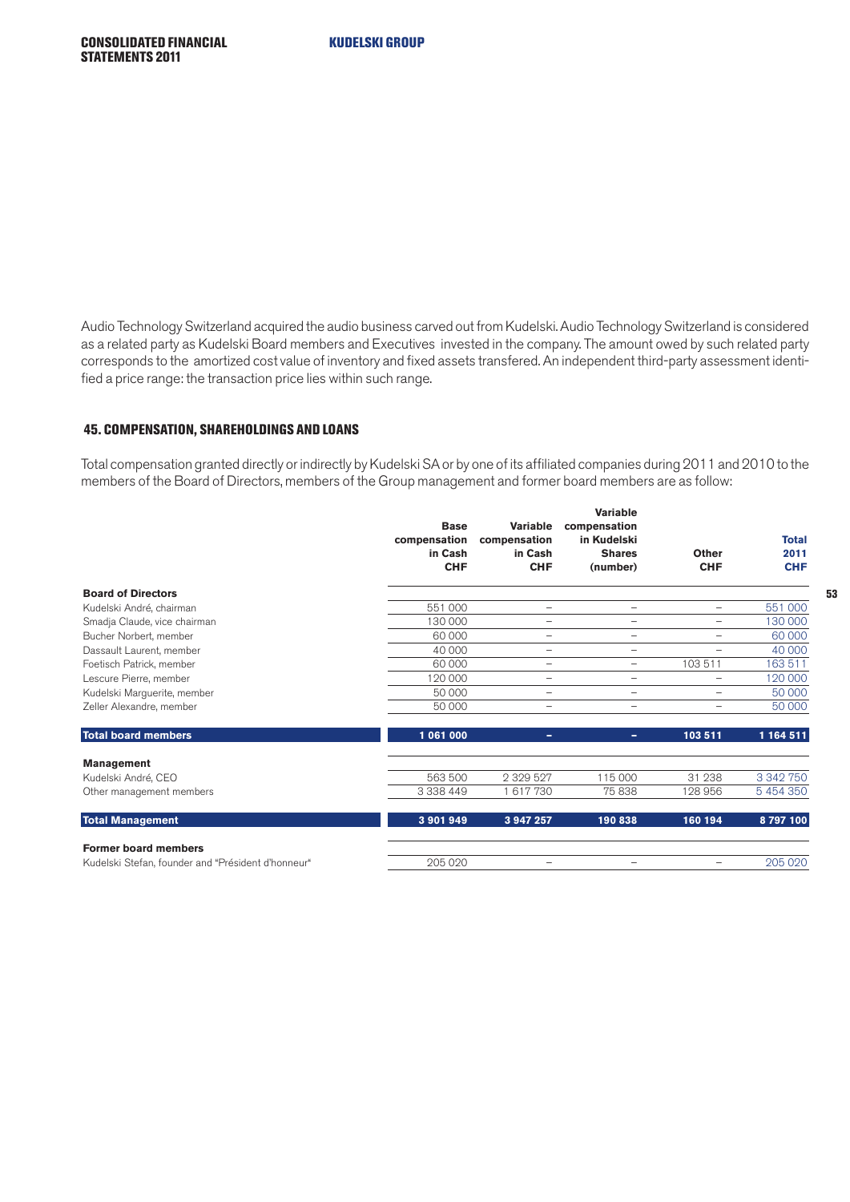Audio Technology Switzerland acquired the audio business carved out from Kudelski. Audio Technology Switzerland is considered as a related party as Kudelski Board members and Executives invested in the company. The amount owed by such related party corresponds to the amortized cost value of inventory and fixed assets transfered. An independent third-party assessment identified a price range: the transaction price lies within such range.

## 45. COMPENSATION, SHAREHOLDINGS AND LOANS

Total compensation granted directly or indirectly by Kudelski SA or by one of its affiliated companies during 2011 and 2010 to the members of the Board of Directors, members of the Group management and former board members are as follow:

| | Base compensation in Cash CHF | Variable compensation in Cash CHF | Variable compensation in Kudelski Shares (number) | Other CHF | Total 2011 CHF |
|---|---|---|---|---|---|
| **Board of Directors** | | | | | |
| Kudelski André, chairman | 551 000 | – | – | – | 551 000 |
| Smadja Claude, vice chairman | 130 000 | – | – | – | 130 000 |
| Bucher Norbert, member | 60 000 | – | – | – | 60 000 |
| Dassault Laurent, member | 40 000 | – | – | – | 40 000 |
| Foetisch Patrick, member | 60 000 | – | – | 103 511 | 163 511 |
| Lescure Pierre, member | 120 000 | – | – | – | 120 000 |
| Kudelski Marguerite, member | 50 000 | – | – | – | 50 000 |
| Zeller Alexandre, member | 50 000 | – | – | – | 50 000 |
| **Total board members** | **1 061 000** | **–** | **–** | **103 511** | **1 164 511** |
| **Management** | | | | | |
| Kudelski André, CEO | 563 500 | 2 329 527 | 115 000 | 31 238 | 3 342 750 |
| Other management members | 3 338 449 | 1 617 730 | 75 838 | 128 956 | 5 454 350 |
| **Total Management** | **3 901 949** | **3 947 257** | **190 838** | **160 194** | **8 797 100** |
| **Former board members** | | | | | |
| Kudelski Stefan, founder and "Président d'honneur" | 205 020 | – | – | – | 205 020 |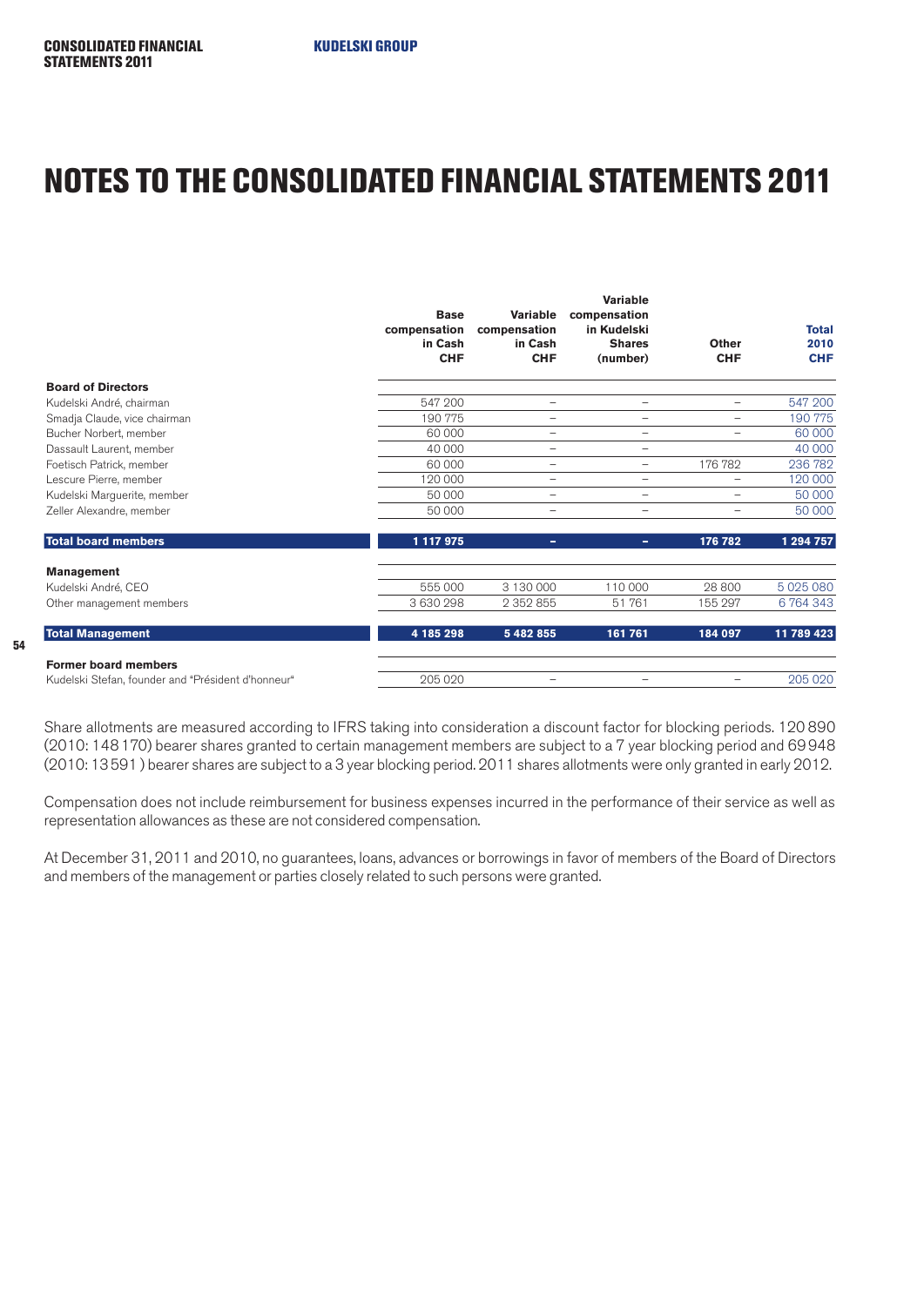# NOTES TO THE CONSOLIDATED FINANCIAL STATEMENTS 2011

| | Base compensation in Cash CHF | Variable compensation in Cash CHF | Variable compensation in Kudelski Shares (number) | Other CHF | Total 2010 CHF |
|---|---|---|---|---|---|
| **Board of Directors** | | | | | |
| Kudelski André, chairman | 547 200 | – | – | – | 547 200 |
| Smadja Claude, vice chairman | 190 775 | – | – | – | 190 775 |
| Bucher Norbert, member | 60 000 | – | – | – | 60 000 |
| Dassault Laurent, member | 40 000 | – | – | | 40 000 |
| Foetisch Patrick, member | 60 000 | – | – | 176 782 | 236 782 |
| Lescure Pierre, member | 120 000 | – | – | – | 120 000 |
| Kudelski Marguerite, member | 50 000 | – | – | – | 50 000 |
| Zeller Alexandre, member | 50 000 | – | – | – | 50 000 |
| **Total board members** | **1 117 975** | **–** | **–** | **176 782** | **1 294 757** |
| **Management** | | | | | |
| Kudelski André, CEO | 555 000 | 3 130 000 | 110 000 | 28 800 | 5 025 080 |
| Other management members | 3 630 298 | 2 352 855 | 51 761 | 155 297 | 6 764 343 |
| **Total Management** | **4 185 298** | **5 482 855** | **161 761** | **184 097** | **11 789 423** |
| **Former board members** | | | | | |
| Kudelski Stefan, founder and "Président d'honneur" | 205 020 | – | – | – | 205 020 |

Share allotments are measured according to IFRS taking into consideration a discount factor for blocking periods. 120 890 (2010: 148 170) bearer shares granted to certain management members are subject to a 7 year blocking period and 69 948 (2010: 13 591 ) bearer shares are subject to a 3 year blocking period. 2011 shares allotments were only granted in early 2012.

Compensation does not include reimbursement for business expenses incurred in the performance of their service as well as representation allowances as these are not considered compensation.

At December 31, 2011 and 2010, no guarantees, loans, advances or borrowings in favor of members of the Board of Directors and members of the management or parties closely related to such persons were granted.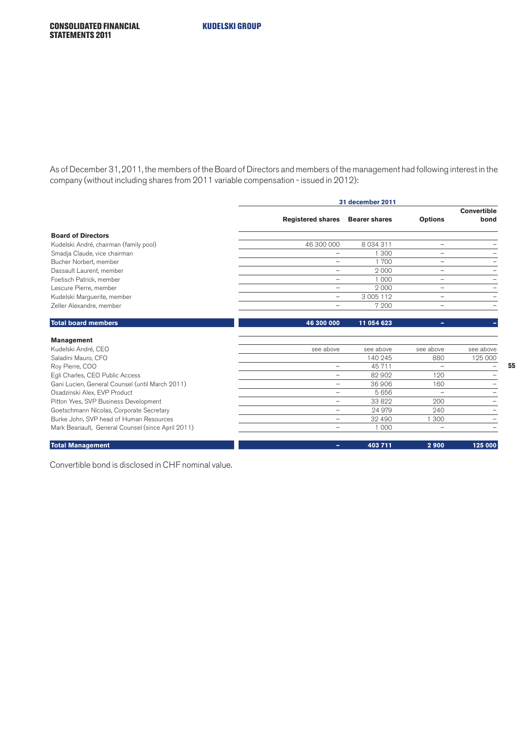As of December 31, 2011, the members of the Board of Directors and members of the management had following interest in the company (without including shares from 2011 variable compensation - issued in 2012):

| | 31 december 2011 | | | |
|---|---|---|---|---|
| | Registered shares | Bearer shares | Options | Convertible bond |
| **Board of Directors** | | | | |
| Kudelski André, chairman (family pool) | 46 300 000 | 8 034 311 | – | – |
| Smadja Claude, vice chairman | – | 1 300 | – | – |
| Bucher Norbert, member | – | 1 700 | – | – |
| Dassault Laurent, member | – | 2 000 | – | – |
| Foetisch Patrick, member | – | 1 000 | – | – |
| Lescure Pierre, member | – | 2 000 | – | – |
| Kudelski Marguerite, member | – | 3 005 112 | – | – |
| Zeller Alexandre, member | – | 7 200 | – | – |
| **Total board members** | **46 300 000** | **11 054 623** | **–** | **–** |
| **Management** | | | | |
| Kudelski André, CEO | see above | see above | see above | see above |
| Saladini Mauro, CFO | | 140 245 | 880 | 125 000 |
| Roy Pierre, COO | – | 45 711 | – | – |
| Egli Charles, CEO Public Access | – | 82 902 | 120 | – |
| Gani Lucien, General Counsel (until March 2011) | – | 36 906 | 160 | – |
| Osadzinski Alex, EVP Product | – | 5 656 | – | – |
| Pitton Yves, SVP Business Development | – | 33 822 | 200 | – |
| Goetschmann Nicolas, Corporate Secretary | – | 24 979 | 240 | – |
| Burke John, SVP head of Human Resources | – | 32 490 | 1 300 | – |
| Mark Beariault, General Counsel (since April 2011) | – | 1 000 | – | – |
| **Total Management** | **–** | **403 711** | **2 900** | **125 000** |

Convertible bond is disclosed in CHF nominal value.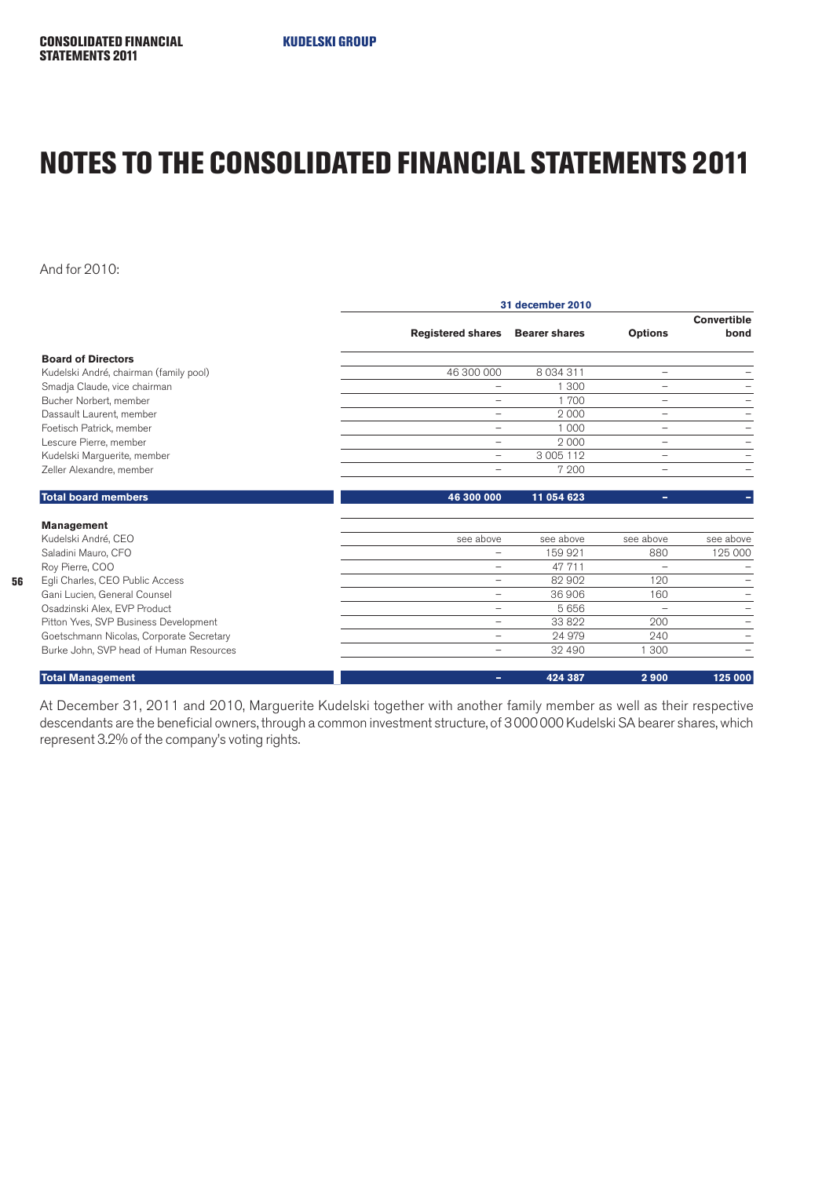# NOTES TO THE CONSOLIDATED FINANCIAL STATEMENTS 2011

And for 2010:

| | 31 december 2010 | | | |
|---|---|---|---|---|
| | Registered shares | Bearer shares | Options | Convertible bond |
| **Board of Directors** | | | | |
| Kudelski André, chairman (family pool) | 46 300 000 | 8 034 311 | – | – |
| Smadja Claude, vice chairman | – | 1 300 | – | – |
| Bucher Norbert, member | – | 1 700 | – | – |
| Dassault Laurent, member | – | 2 000 | – | – |
| Foetisch Patrick, member | – | 1 000 | – | – |
| Lescure Pierre, member | – | 2 000 | – | – |
| Kudelski Marguerite, member | – | 3 005 112 | – | – |
| Zeller Alexandre, member | – | 7 200 | – | – |
| **Total board members** | **46 300 000** | **11 054 623** | **–** | **–** |
| **Management** | | | | |
| Kudelski André, CEO | see above | see above | see above | see above |
| Saladini Mauro, CFO | – | 159 921 | 880 | 125 000 |
| Roy Pierre, COO | – | 47 711 | – | – |
| Egli Charles, CEO Public Access | – | 82 902 | 120 | – |
| Gani Lucien, General Counsel | – | 36 906 | 160 | – |
| Osadzinski Alex, EVP Product | – | 5 656 | – | – |
| Pitton Yves, SVP Business Development | – | 33 822 | 200 | – |
| Goetschmann Nicolas, Corporate Secretary | – | 24 979 | 240 | – |
| Burke John, SVP head of Human Resources | – | 32 490 | 1 300 | – |
| **Total Management** | **–** | **424 387** | **2 900** | **125 000** |

At December 31, 2011 and 2010, Marguerite Kudelski together with another family member as well as their respective descendants are the beneficial owners, through a common investment structure, of 3 000 000 Kudelski SA bearer shares, which represent 3.2% of the company's voting rights.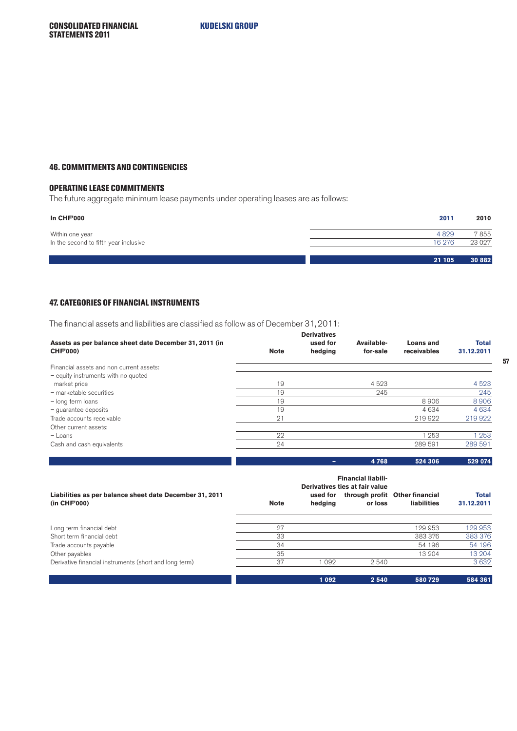## 46. COMMITMENTS AND CONTINGENCIES

### OPERATING LEASE COMMITMENTS

The future aggregate minimum lease payments under operating leases are as follows:

| In CHF'000 | 2011 | 2010 |
|---|---|---|
| Within one year | 4 829 | 7 855 |
| In the second to fifth year inclusive | 16 276 | 23 027 |
| | **21 105** | **30 882** |

## 47. CATEGORIES OF FINANCIAL INSTRUMENTS

The financial assets and liabilities are classified as follow as of December 31, 2011:

| Assets as per balance sheet date December 31, 2011 (in CHF'000) | Note | Derivatives used for hedging | Available-for-sale | Loans and receivables | Total 31.12.2011 |
|---|---|---|---|---|---|
| Financial assets and non current assets: | | | | | |
| – equity instruments with no quoted market price | 19 | | 4 523 | | 4 523 |
| – marketable securities | 19 | | 245 | | 245 |
| – long term loans | 19 | | | 8 906 | 8 906 |
| – guarantee deposits | 19 | | | 4 634 | 4 634 |
| Trade accounts receivable | 21 | | | 219 922 | 219 922 |
| Other current assets: | | | | | |
| – Loans | 22 | | | 1 253 | 1 253 |
| Cash and cash equivalents | 24 | | | 289 591 | 289 591 |
| | | **–** | **4 768** | **524 306** | **529 074** |

| Liabilities as per balance sheet date December 31, 2011 (in CHF'000) | Note | Derivatives used for hedging | Financial liabilities at fair value through profit or loss | Other financial liabilities | Total 31.12.2011 |
|---|---|---|---|---|---|
| Long term financial debt | 27 | | | 129 953 | 129 953 |
| Short term financial debt | 33 | | | 383 376 | 383 376 |
| Trade accounts payable | 34 | | | 54 196 | 54 196 |
| Other payables | 35 | | | 13 204 | 13 204 |
| Derivative financial instruments (short and long term) | 37 | 1 092 | 2 540 | | 3 632 |
| | | **1 092** | **2 540** | **580 729** | **584 361** |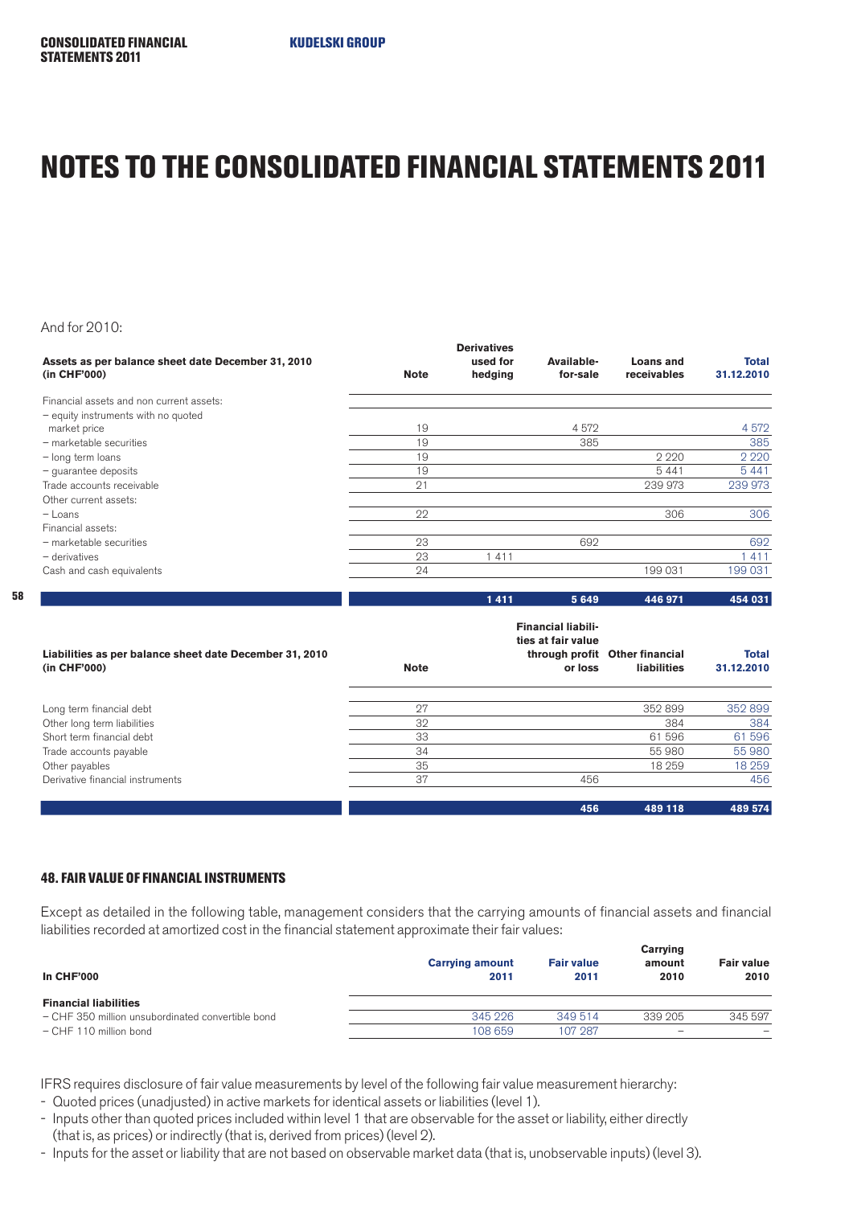# NOTES TO THE CONSOLIDATED FINANCIAL STATEMENTS 2011

And for 2010:

| Assets as per balance sheet date December 31, 2010 (in CHF'000) | Note | Derivatives used for hedging | Available-for-sale | Loans and receivables | Total 31.12.2010 |
|---|---|---|---|---|---|
| Financial assets and non current assets: | | | | | |
| – equity instruments with no quoted market price | 19 | | 4 572 | | 4 572 |
| – marketable securities | 19 | | 385 | | 385 |
| – long term loans | 19 | | | 2 220 | 2 220 |
| – guarantee deposits | 19 | | | 5 441 | 5 441 |
| Trade accounts receivable | 21 | | | 239 973 | 239 973 |
| Other current assets: | | | | | |
| – Loans | 22 | | | 306 | 306 |
| Financial assets: | | | | | |
| – marketable securities | 23 | | 692 | | 692 |
| – derivatives | 23 | 1 411 | | | 1 411 |
| Cash and cash equivalents | 24 | | | 199 031 | 199 031 |
| | | **1 411** | **5 649** | **446 971** | **454 031** |

| Liabilities as per balance sheet date December 31, 2010 (in CHF'000) | Note | Financial liabilities at fair value through profit or loss | Other financial liabilities | Total 31.12.2010 |
|---|---|---|---|---|
| Long term financial debt | 27 | | 352 899 | 352 899 |
| Other long term liabilities | 32 | | 384 | 384 |
| Short term financial debt | 33 | | 61 596 | 61 596 |
| Trade accounts payable | 34 | | 55 980 | 55 980 |
| Other payables | 35 | | 18 259 | 18 259 |
| Derivative financial instruments | 37 | 456 | | 456 |
| | | **456** | **489 118** | **489 574** |

### 48. FAIR VALUE OF FINANCIAL INSTRUMENTS

Except as detailed in the following table, management considers that the carrying amounts of financial assets and financial liabilities recorded at amortized cost in the financial statement approximate their fair values:

| In CHF'000 | Carrying amount 2011 | Fair value 2011 | Carrying amount 2010 | Fair value 2010 |
|---|---|---|---|---|
| **Financial liabilities** | | | | |
| – CHF 350 million unsubordinated convertible bond | 345 226 | 349 514 | 339 205 | 345 597 |
| – CHF 110 million bond | 108 659 | 107 287 | – | – |

IFRS requires disclosure of fair value measurements by level of the following fair value measurement hierarchy:

- Quoted prices (unadjusted) in active markets for identical assets or liabilities (level 1).
- Inputs other than quoted prices included within level 1 that are observable for the asset or liability, either directly (that is, as prices) or indirectly (that is, derived from prices) (level 2).
- Inputs for the asset or liability that are not based on observable market data (that is, unobservable inputs) (level 3).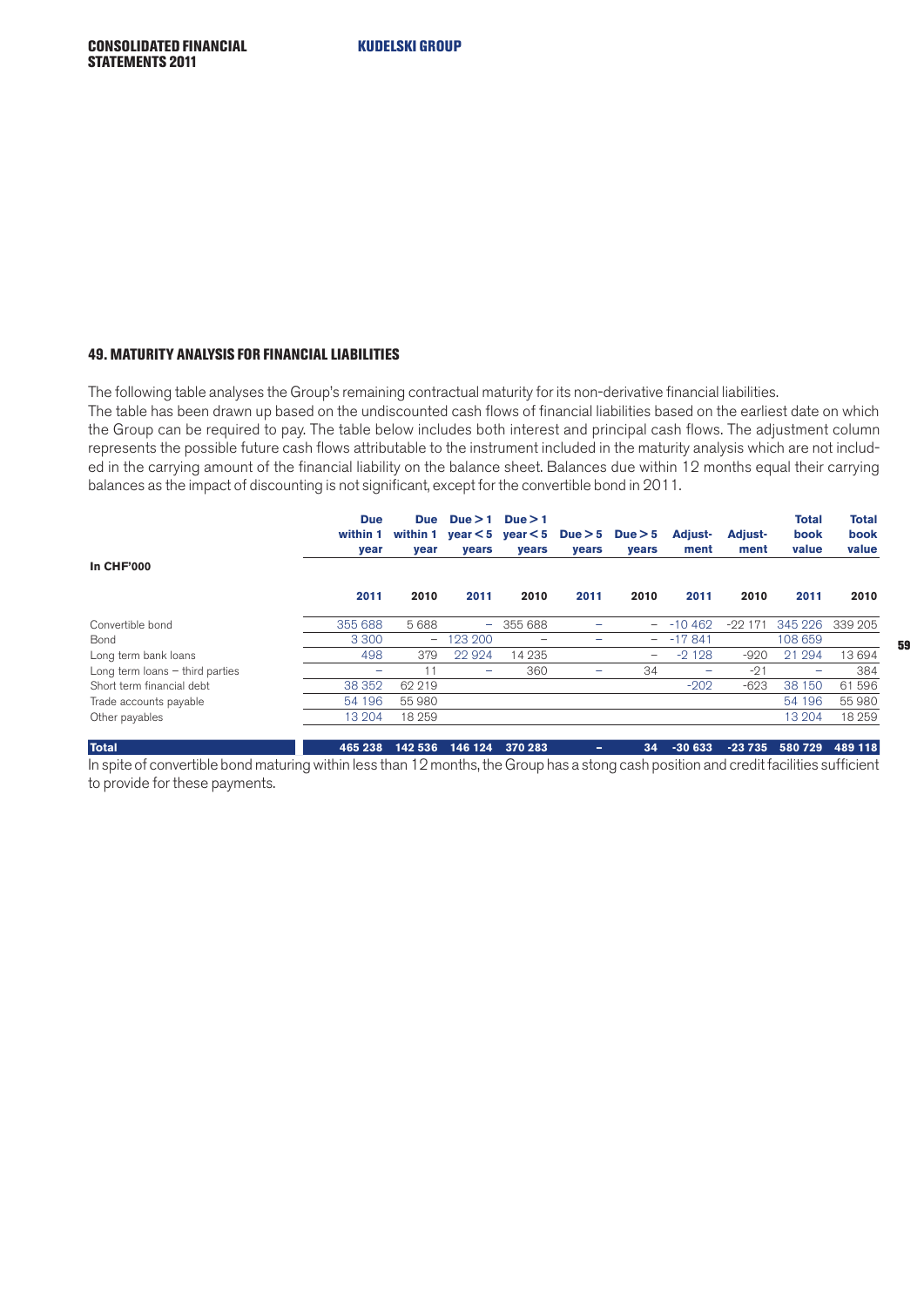## 49. MATURITY ANALYSIS FOR FINANCIAL LIABILITIES

The following table analyses the Group's remaining contractual maturity for its non-derivative financial liabilities.
The table has been drawn up based on the undiscounted cash flows of financial liabilities based on the earliest date on which the Group can be required to pay. The table below includes both interest and principal cash flows. The adjustment column represents the possible future cash flows attributable to the instrument included in the maturity analysis which are not included in the carrying amount of the financial liability on the balance sheet. Balances due within 12 months equal their carrying balances as the impact of discounting is not significant, except for the convertible bond in 2011.

| In CHF'000 | Due within 1 year | Due within 1 year | Due > 1 year < 5 years | Due > 1 year < 5 years | Due > 5 years | Due > 5 years | Adjustment | Adjustment | Total book value | Total book value |
|---|---|---|---|---|---|---|---|---|---|---|
| | 2011 | 2010 | 2011 | 2010 | 2011 | 2010 | 2011 | 2010 | 2011 | 2010 |
| Convertible bond | 355 688 | 5 688 | – | 355 688 | – | – | -10 462 | -22 171 | 345 226 | 339 205 |
| Bond | 3 300 | – | 123 200 | – | – | – | -17 841 | | 108 659 | |
| Long term bank loans | 498 | 379 | 22 924 | 14 235 | | – | -2 128 | -920 | 21 294 | 13 694 |
| Long term loans – third parties | – | 11 | – | 360 | – | 34 | – | -21 | – | 384 |
| Short term financial debt | 38 352 | 62 219 | | | | | -202 | -623 | 38 150 | 61 596 |
| Trade accounts payable | 54 196 | 55 980 | | | | | | | 54 196 | 55 980 |
| Other payables | 13 204 | 18 259 | | | | | | | 13 204 | 18 259 |
| **Total** | **465 238** | **142 536** | **146 124** | **370 283** | **–** | **34** | **-30 633** | **-23 735** | **580 729** | **489 118** |

In spite of convertible bond maturing within less than 12 months, the Group has a stong cash position and credit facilities sufficient to provide for these payments.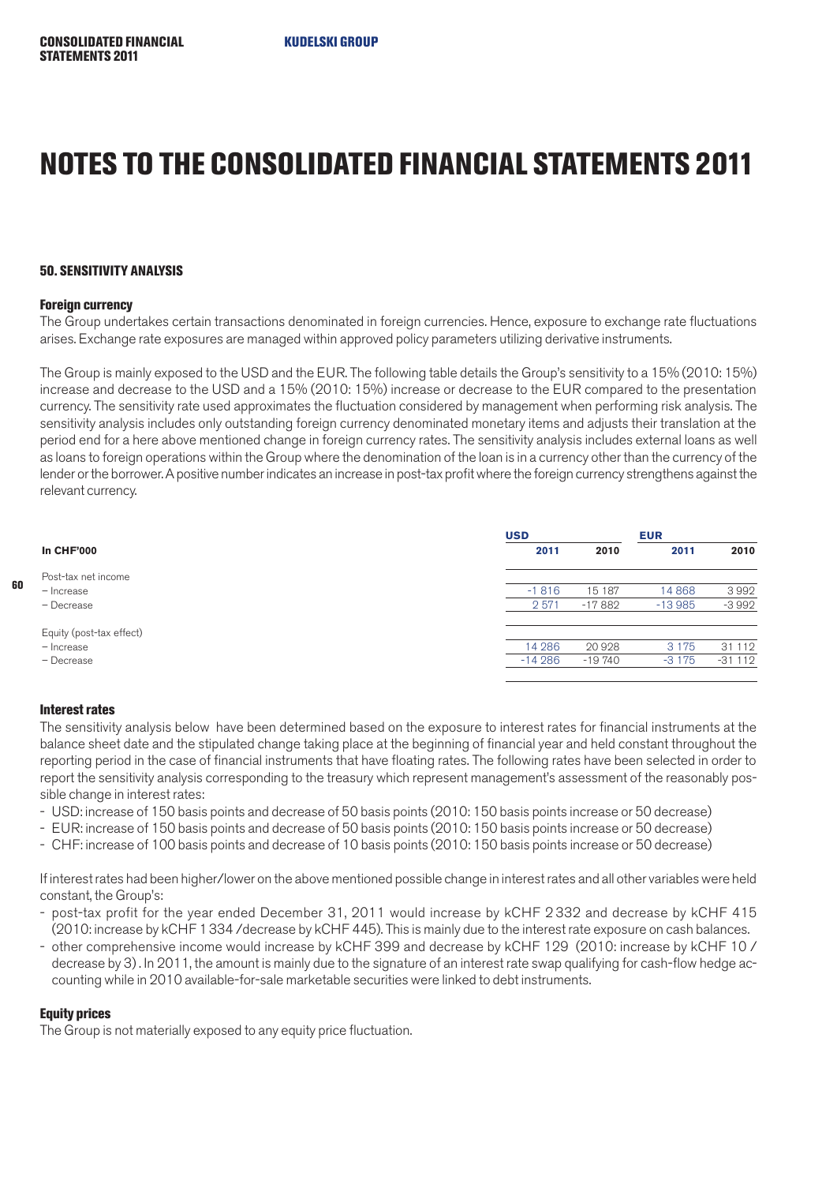# NOTES TO THE CONSOLIDATED FINANCIAL STATEMENTS 2011

### 50. SENSITIVITY ANALYSIS

#### Foreign currency

The Group undertakes certain transactions denominated in foreign currencies. Hence, exposure to exchange rate fluctuations arises. Exchange rate exposures are managed within approved policy parameters utilizing derivative instruments.

The Group is mainly exposed to the USD and the EUR. The following table details the Group's sensitivity to a 15% (2010: 15%) increase and decrease to the USD and a 15% (2010: 15%) increase or decrease to the EUR compared to the presentation currency. The sensitivity rate used approximates the fluctuation considered by management when performing risk analysis. The sensitivity analysis includes only outstanding foreign currency denominated monetary items and adjusts their translation at the period end for a here above mentioned change in foreign currency rates. The sensitivity analysis includes external loans as well as loans to foreign operations within the Group where the denomination of the loan is in a currency other than the currency of the lender or the borrower. A positive number indicates an increase in post-tax profit where the foreign currency strengthens against the relevant currency.

| | USD | | EUR | |
|---|---|---|---|---|
| **In CHF'000** | **2011** | **2010** | **2011** | **2010** |
| Post-tax net income | | | | |
| – Increase | -1 816 | 15 187 | 14 868 | 3 992 |
| – Decrease | 2 571 | -17 882 | -13 985 | -3 992 |
| Equity (post-tax effect) | | | | |
| – Increase | 14 286 | 20 928 | 3 175 | 31 112 |
| – Decrease | -14 286 | -19 740 | -3 175 | -31 112 |

#### Interest rates

The sensitivity analysis below have been determined based on the exposure to interest rates for financial instruments at the balance sheet date and the stipulated change taking place at the beginning of financial year and held constant throughout the reporting period in the case of financial instruments that have floating rates. The following rates have been selected in order to report the sensitivity analysis corresponding to the treasury which represent management's assessment of the reasonably possible change in interest rates:

- USD: increase of 150 basis points and decrease of 50 basis points (2010: 150 basis points increase or 50 decrease)
- EUR: increase of 150 basis points and decrease of 50 basis points (2010: 150 basis points increase or 50 decrease)
- CHF: increase of 100 basis points and decrease of 10 basis points (2010: 150 basis points increase or 50 decrease)

If interest rates had been higher/lower on the above mentioned possible change in interest rates and all other variables were held constant, the Group's:

- post-tax profit for the year ended December 31, 2011 would increase by kCHF 2 332 and decrease by kCHF 415 (2010: increase by kCHF 1 334 /decrease by kCHF 445). This is mainly due to the interest rate exposure on cash balances.
- other comprehensive income would increase by kCHF 399 and decrease by kCHF 129 (2010: increase by kCHF 10 / decrease by 3). In 2011, the amount is mainly due to the signature of an interest rate swap qualifying for cash-flow hedge accounting while in 2010 available-for-sale marketable securities were linked to debt instruments.

#### Equity prices

The Group is not materially exposed to any equity price fluctuation.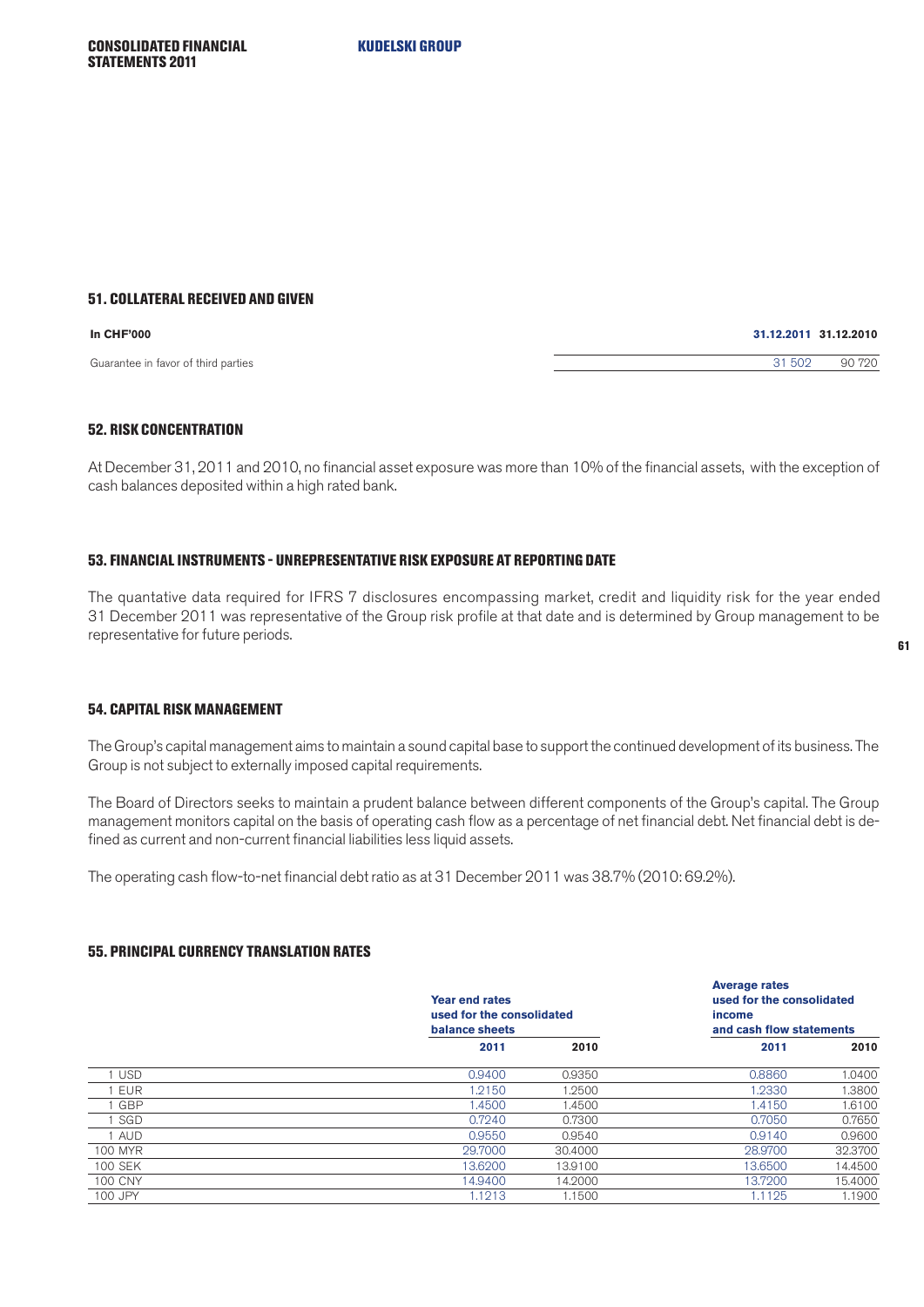## 51. COLLATERAL RECEIVED AND GIVEN

| In CHF'000 | 31.12.2011 | 31.12.2010 |
|---|---|---|
| Guarantee in favor of third parties | 31 502 | 90 720 |

## 52. RISK CONCENTRATION

At December 31, 2011 and 2010, no financial asset exposure was more than 10% of the financial assets, with the exception of cash balances deposited within a high rated bank.

## 53. FINANCIAL INSTRUMENTS - UNREPRESENTATIVE RISK EXPOSURE AT REPORTING DATE

The quantative data required for IFRS 7 disclosures encompassing market, credit and liquidity risk for the year ended 31 December 2011 was representative of the Group risk profile at that date and is determined by Group management to be representative for future periods.

## 54. CAPITAL RISK MANAGEMENT

The Group's capital management aims to maintain a sound capital base to support the continued development of its business. The Group is not subject to externally imposed capital requirements.

The Board of Directors seeks to maintain a prudent balance between different components of the Group's capital. The Group management monitors capital on the basis of operating cash flow as a percentage of net financial debt. Net financial debt is defined as current and non-current financial liabilities less liquid assets.

The operating cash flow-to-net financial debt ratio as at 31 December 2011 was 38.7% (2010: 69.2%).

## 55. PRINCIPAL CURRENCY TRANSLATION RATES

| | Year end rates used for the consolidated balance sheets | | Average rates used for the consolidated income and cash flow statements | |
|---|---|---|---|---|
| | 2011 | 2010 | 2011 | 2010 |
| 1 USD | 0.9400 | 0.9350 | 0.8860 | 1.0400 |
| 1 EUR | 1.2150 | 1.2500 | 1.2330 | 1.3800 |
| 1 GBP | 1.4500 | 1.4500 | 1.4150 | 1.6100 |
| 1 SGD | 0.7240 | 0.7300 | 0.7050 | 0.7650 |
| 1 AUD | 0.9550 | 0.9540 | 0.9140 | 0.9600 |
| 100 MYR | 29.7000 | 30.4000 | 28.9700 | 32.3700 |
| 100 SEK | 13.6200 | 13.9100 | 13.6500 | 14.4500 |
| 100 CNY | 14.9400 | 14.2000 | 13.7200 | 15.4000 |
| 100 JPY | 1.1213 | 1.1500 | 1.1125 | 1.1900 |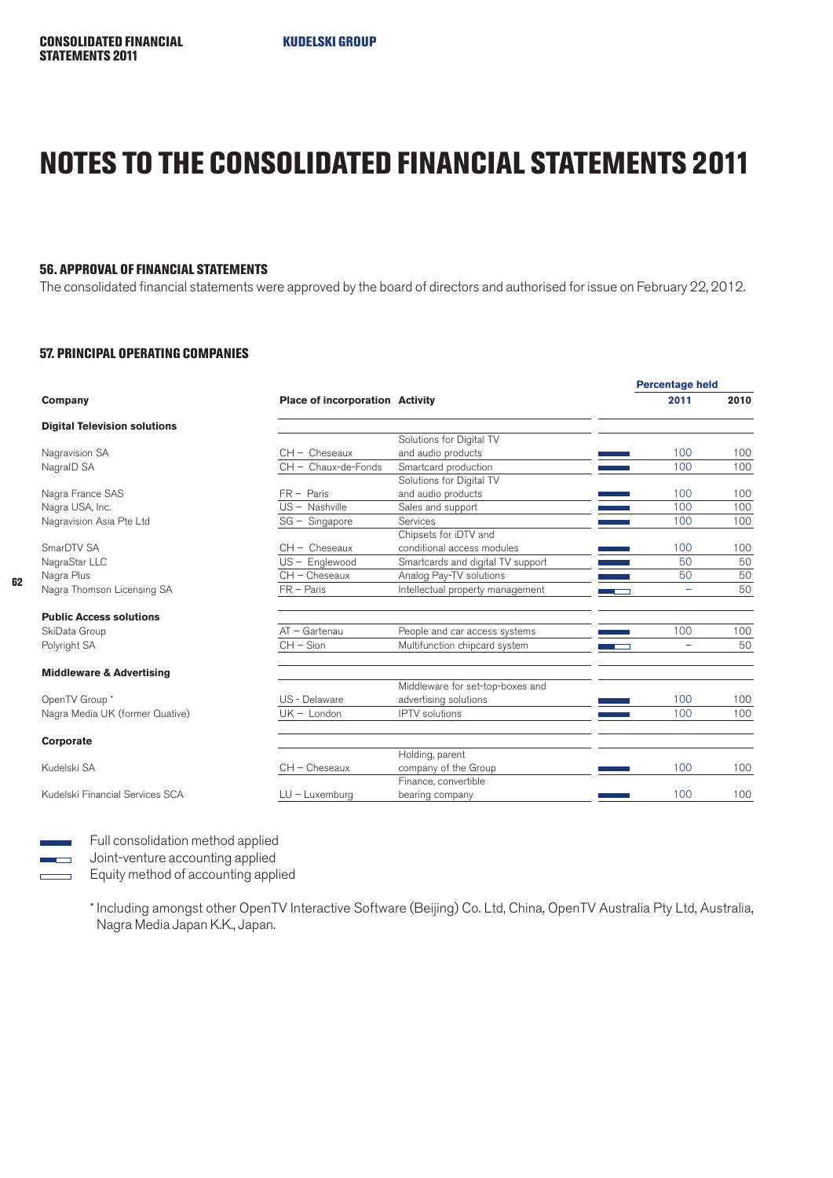## NOTES TO THE CONSOLIDATED FINANCIAL STATEMENTS 2011

### 56. APPROVAL OF FINANCIAL STATEMENTS

The consolidated financial statements were approved by the board of directors and authorised for issue on February 22, 2012.

### 57. PRINCIPAL OPERATING COMPANIES

| Company | Place of incorporation | Activity | Method | Percentage held 2011 | Percentage held 2010 |
|---|---|---|---|---|---|
| **Digital Television solutions** | | | | | |
| Nagravision SA | CH – Cheseaux | Solutions for Digital TV and audio products | Full consolidation | 100 | 100 |
| NagraID SA | CH – Chaux-de-Fonds | Smartcard production | Full consolidation | 100 | 100 |
| Nagra France SAS | FR – Paris | Solutions for Digital TV and audio products | Full consolidation | 100 | 100 |
| Nagra USA, Inc. | US – Nashville | Sales and support | Full consolidation | 100 | 100 |
| Nagravision Asia Pte Ltd | SG – Singapore | Services | Full consolidation | 100 | 100 |
| SmarDTV SA | CH – Cheseaux | Chipsets for iDTV and conditional access modules | Full consolidation | 100 | 100 |
| NagraStar LLC | US – Englewood | Smartcards and digital TV support | Full consolidation | 50 | 50 |
| Nagra Plus | CH – Cheseaux | Analog Pay-TV solutions | Full consolidation | 50 | 50 |
| Nagra Thomson Licensing SA | FR – Paris | Intellectual property management | Joint-venture | – | 50 |
| **Public Access solutions** | | | | | |
| SkiData Group | AT – Gartenau | People and car access systems | Full consolidation | 100 | 100 |
| Polyright SA | CH – Sion | Multifunction chipcard system | Joint-venture | – | 50 |
| **Middleware & Advertising** | | | | | |
| OpenTV Group * | US - Delaware | Middleware for set-top-boxes and advertising solutions | Full consolidation | 100 | 100 |
| Nagra Media UK (former Quative) | UK – London | IPTV solutions | Full consolidation | 100 | 100 |
| **Corporate** | | | | | |
| Kudelski SA | CH – Cheseaux | Holding, parent company of the Group | Full consolidation | 100 | 100 |
| Kudelski Financial Services SCA | LU – Luxemburg | Finance, convertible bearing company | Full consolidation | 100 | 100 |

Full consolidation method applied
Joint-venture accounting applied
Equity method of accounting applied

* Including amongst other OpenTV Interactive Software (Beijing) Co. Ltd, China, OpenTV Australia Pty Ltd, Australia, Nagra Media Japan K.K., Japan.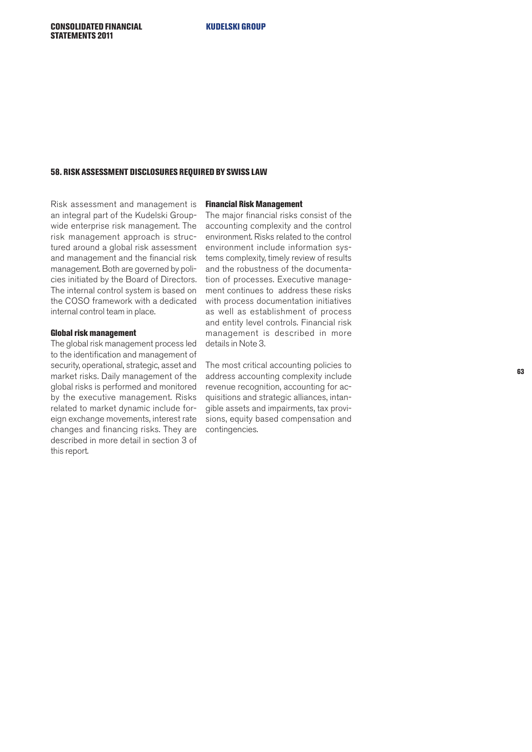## 58. RISK ASSESSMENT DISCLOSURES REQUIRED BY SWISS LAW

Risk assessment and management is an integral part of the Kudelski Group-wide enterprise risk management. The risk management approach is structured around a global risk assessment and management and the financial risk management. Both are governed by policies initiated by the Board of Directors. The internal control system is based on the COSO framework with a dedicated internal control team in place.

### Global risk management

The global risk management process led to the identification and management of security, operational, strategic, asset and market risks. Daily management of the global risks is performed and monitored by the executive management. Risks related to market dynamic include foreign exchange movements, interest rate changes and financing risks. They are described in more detail in section 3 of this report.

### Financial Risk Management

The major financial risks consist of the accounting complexity and the control environment. Risks related to the control environment include information systems complexity, timely review of results and the robustness of the documentation of processes. Executive management continues to address these risks with process documentation initiatives as well as establishment of process and entity level controls. Financial risk management is described in more details in Note 3.

The most critical accounting policies to address accounting complexity include revenue recognition, accounting for acquisitions and strategic alliances, intangible assets and impairments, tax provisions, equity based compensation and contingencies.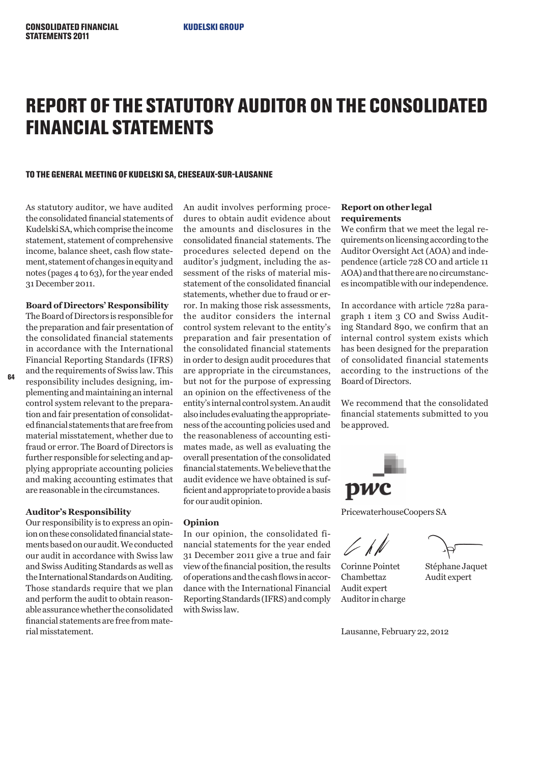# REPORT OF THE STATUTORY AUDITOR ON THE CONSOLIDATED FINANCIAL STATEMENTS

#### TO THE GENERAL MEETING OF KUDELSKI SA, CHESEAUX-SUR-LAUSANNE

As statutory auditor, we have audited the consolidated financial statements of Kudelski SA, which comprise the income statement, statement of comprehensive income, balance sheet, cash flow statement, statement of changes in equity and notes (pages 4 to 63), for the year ended 31 December 2011.

**Board of Directors' Responsibility**

The Board of Directors is responsible for the preparation and fair presentation of the consolidated financial statements in accordance with the International Financial Reporting Standards (IFRS) and the requirements of Swiss law. This responsibility includes designing, implementing and maintaining an internal control system relevant to the preparation and fair presentation of consolidated financial statements that are free from material misstatement, whether due to fraud or error. The Board of Directors is further responsible for selecting and applying appropriate accounting policies and making accounting estimates that are reasonable in the circumstances.

**Auditor's Responsibility**

Our responsibility is to express an opinion on these consolidated financial statements based on our audit. We conducted our audit in accordance with Swiss law and Swiss Auditing Standards as well as the International Standards on Auditing. Those standards require that we plan and perform the audit to obtain reasonable assurance whether the consolidated financial statements are free from material misstatement.

An audit involves performing procedures to obtain audit evidence about the amounts and disclosures in the consolidated financial statements. The procedures selected depend on the auditor's judgment, including the assessment of the risks of material misstatement of the consolidated financial statements, whether due to fraud or error. In making those risk assessments, the auditor considers the internal control system relevant to the entity's preparation and fair presentation of the consolidated financial statements in order to design audit procedures that are appropriate in the circumstances, but not for the purpose of expressing an opinion on the effectiveness of the entity's internal control system. An audit also includes evaluating the appropriateness of the accounting policies used and the reasonableness of accounting estimates made, as well as evaluating the overall presentation of the consolidated financial statements. We believe that the audit evidence we have obtained is sufficient and appropriate to provide a basis for our audit opinion.

**Opinion**

In our opinion, the consolidated financial statements for the year ended 31 December 2011 give a true and fair view of the financial position, the results of operations and the cash flows in accordance with the International Financial Reporting Standards (IFRS) and comply with Swiss law.

**Report on other legal requirements**

We confirm that we meet the legal requirements on licensing according to the Auditor Oversight Act (AOA) and independence (article 728 CO and article 11 AOA) and that there are no circumstances incompatible with our independence.

In accordance with article 728a paragraph 1 item 3 CO and Swiss Auditing Standard 890, we confirm that an internal control system exists which has been designed for the preparation of consolidated financial statements according to the instructions of the Board of Directors.

We recommend that the consolidated financial statements submitted to you be approved.

PricewaterhouseCoopers SA

Corinne Pointet Chambettaz
Audit expert
Auditor in charge

Stéphane Jaquet
Audit expert

Lausanne, February 22, 2012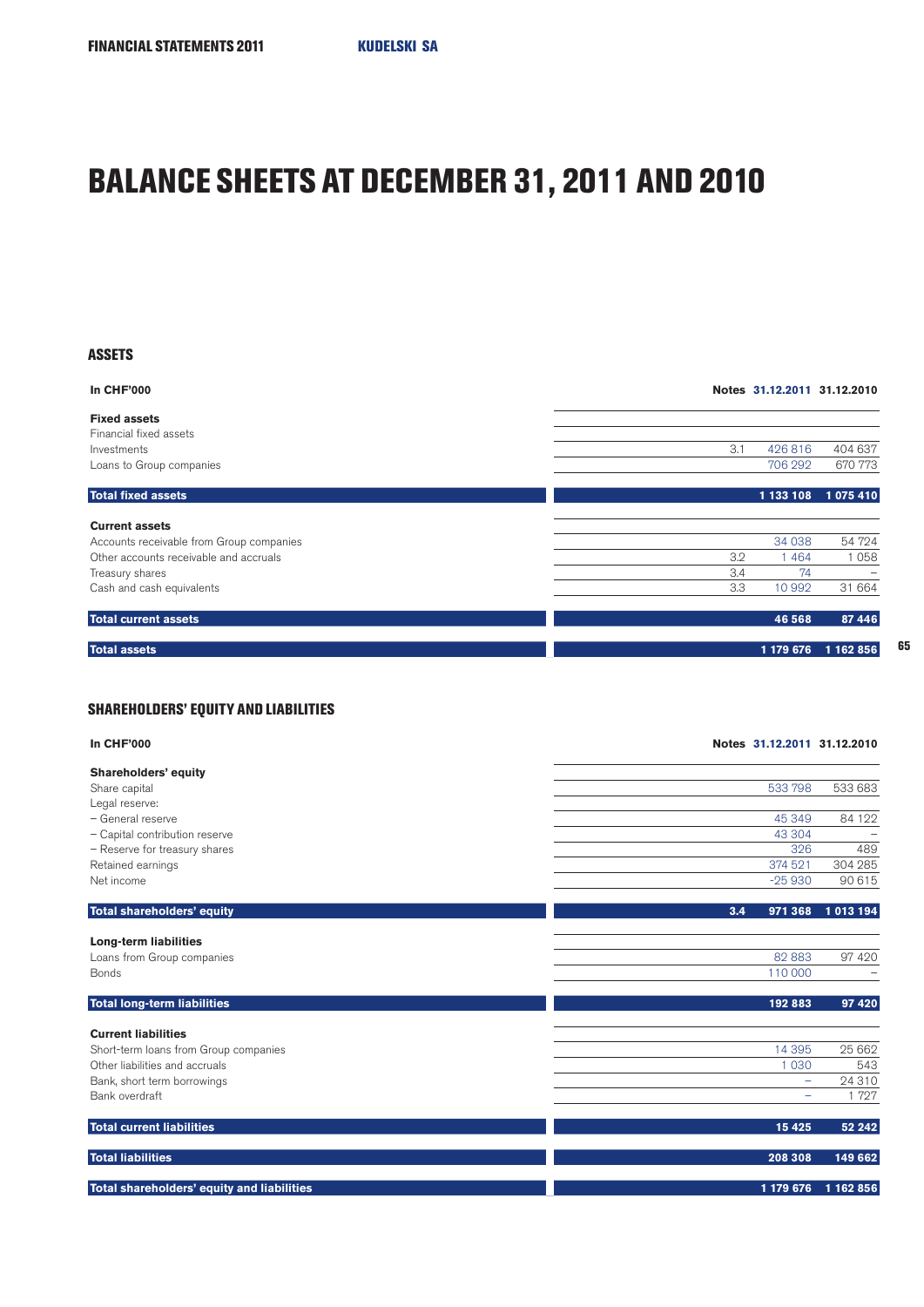# BALANCE SHEETS AT DECEMBER 31, 2011 AND 2010

## ASSETS

| In CHF'000 | Notes | 31.12.2011 | 31.12.2010 |
|---|---|---|---|
| **Fixed assets** | | | |
| Financial fixed assets | | | |
| Investments | 3.1 | 426 816 | 404 637 |
| Loans to Group companies | | 706 292 | 670 773 |
| **Total fixed assets** | | **1 133 108** | **1 075 410** |
| **Current assets** | | | |
| Accounts receivable from Group companies | | 34 038 | 54 724 |
| Other accounts receivable and accruals | 3.2 | 1 464 | 1 058 |
| Treasury shares | 3.4 | 74 | – |
| Cash and cash equivalents | 3.3 | 10 992 | 31 664 |
| **Total current assets** | | **46 568** | **87 446** |
| **Total assets** | | **1 179 676** | **1 162 856** |

## SHAREHOLDERS' EQUITY AND LIABILITIES

| In CHF'000 | Notes | 31.12.2011 | 31.12.2010 |
|---|---|---|---|
| **Shareholders' equity** | | | |
| Share capital | | 533 798 | 533 683 |
| Legal reserve: | | | |
| – General reserve | | 45 349 | 84 122 |
| – Capital contribution reserve | | 43 304 | – |
| – Reserve for treasury shares | | 326 | 489 |
| Retained earnings | | 374 521 | 304 285 |
| Net income | | -25 930 | 90 615 |
| **Total shareholders' equity** | **3.4** | **971 368** | **1 013 194** |
| **Long-term liabilities** | | | |
| Loans from Group companies | | 82 883 | 97 420 |
| Bonds | | 110 000 | – |
| **Total long-term liabilities** | | **192 883** | **97 420** |
| **Current liabilities** | | | |
| Short-term loans from Group companies | | 14 395 | 25 662 |
| Other liabilities and accruals | | 1 030 | 543 |
| Bank, short term borrowings | | – | 24 310 |
| Bank overdraft | | – | 1 727 |
| **Total current liabilities** | | **15 425** | **52 242** |
| **Total liabilities** | | **208 308** | **149 662** |
| **Total shareholders' equity and liabilities** | | **1 179 676** | **1 162 856** |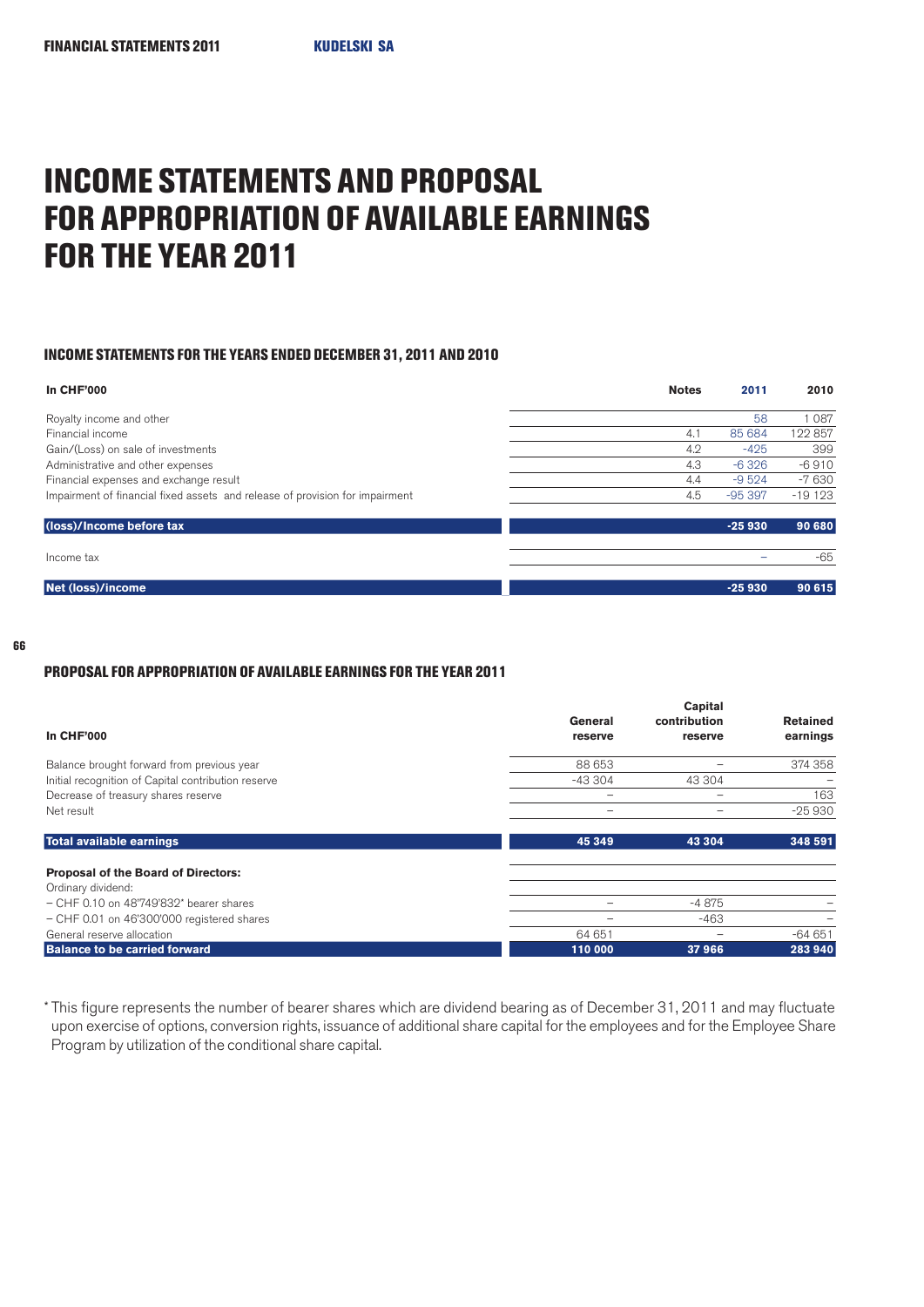# INCOME STATEMENTS AND PROPOSAL FOR APPROPRIATION OF AVAILABLE EARNINGS FOR THE YEAR 2011

### INCOME STATEMENTS FOR THE YEARS ENDED DECEMBER 31, 2011 AND 2010

| In CHF'000 | Notes | 2011 | 2010 |
|---|---|---|---|
| Royalty income and other | | 58 | 1 087 |
| Financial income | 4.1 | 85 684 | 122 857 |
| Gain/(Loss) on sale of investments | 4.2 | -425 | 399 |
| Administrative and other expenses | 4.3 | -6 326 | -6 910 |
| Financial expenses and exchange result | 4.4 | -9 524 | -7 630 |
| Impairment of financial fixed assets and release of provision for impairment | 4.5 | -95 397 | -19 123 |
| **(loss)/Income before tax** | | **-25 930** | **90 680** |
| Income tax | | – | -65 |
| **Net (loss)/income** | | **-25 930** | **90 615** |

### PROPOSAL FOR APPROPRIATION OF AVAILABLE EARNINGS FOR THE YEAR 2011

| In CHF'000 | General reserve | Capital contribution reserve | Retained earnings |
|---|---|---|---|
| Balance brought forward from previous year | 88 653 | – | 374 358 |
| Initial recognition of Capital contribution reserve | -43 304 | 43 304 | – |
| Decrease of treasury shares reserve | – | – | 163 |
| Net result | – | – | -25 930 |
| **Total available earnings** | **45 349** | **43 304** | **348 591** |
| **Proposal of the Board of Directors:** | | | |
| Ordinary dividend: | | | |
| – CHF 0.10 on 48'749'832* bearer shares | – | -4 875 | – |
| – CHF 0.01 on 46'300'000 registered shares | – | -463 | – |
| General reserve allocation | 64 651 | – | -64 651 |
| **Balance to be carried forward** | **110 000** | **37 966** | **283 940** |

\* This figure represents the number of bearer shares which are dividend bearing as of December 31, 2011 and may fluctuate upon exercise of options, conversion rights, issuance of additional share capital for the employees and for the Employee Share Program by utilization of the conditional share capital.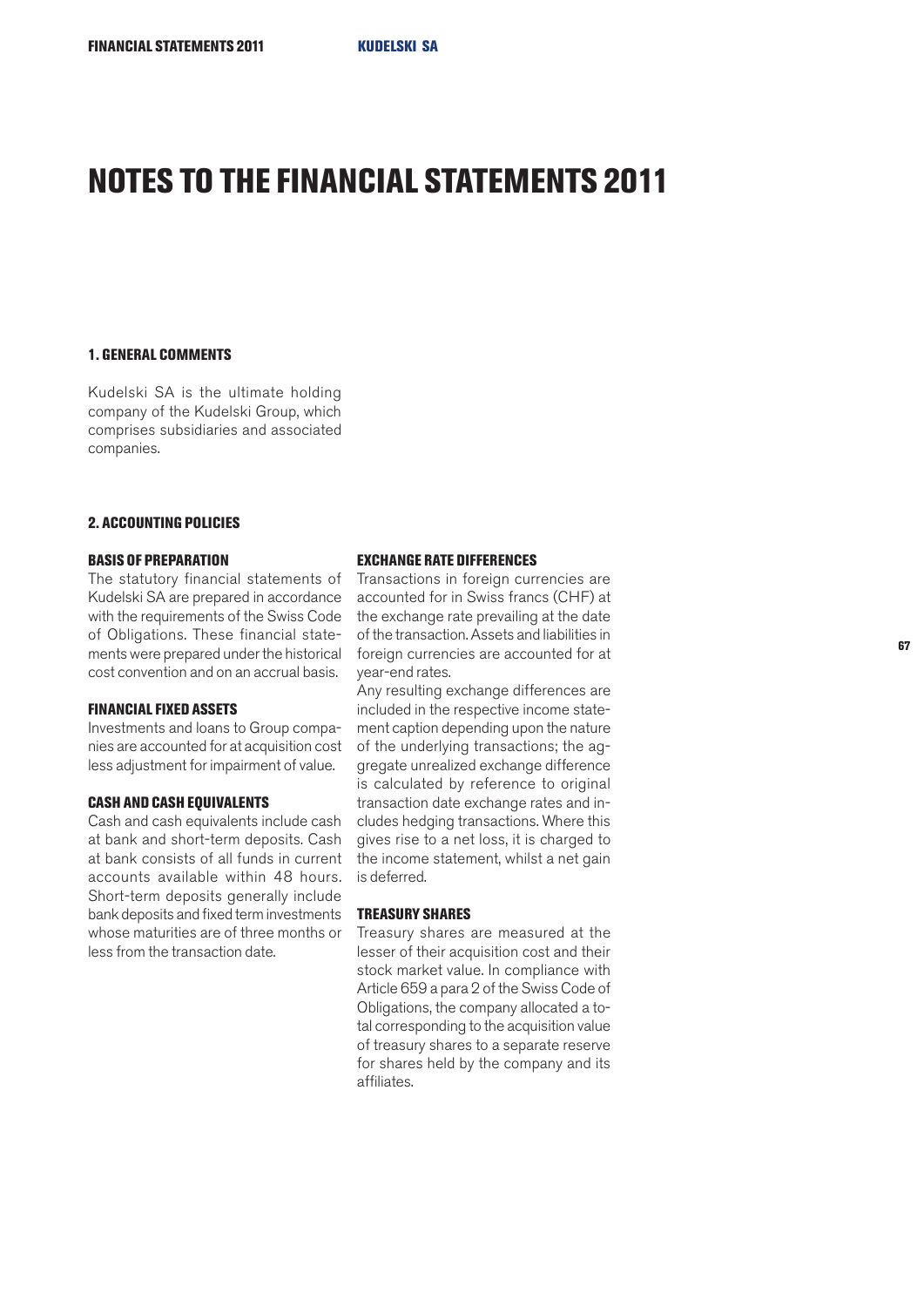# NOTES TO THE FINANCIAL STATEMENTS 2011

## 1. GENERAL COMMENTS

Kudelski SA is the ultimate holding company of the Kudelski Group, which comprises subsidiaries and associated companies.

## 2. ACCOUNTING POLICIES

### BASIS OF PREPARATION

The statutory financial statements of Kudelski SA are prepared in accordance with the requirements of the Swiss Code of Obligations. These financial statements were prepared under the historical cost convention and on an accrual basis.

### FINANCIAL FIXED ASSETS

Investments and loans to Group companies are accounted for at acquisition cost less adjustment for impairment of value.

### CASH AND CASH EQUIVALENTS

Cash and cash equivalents include cash at bank and short-term deposits. Cash at bank consists of all funds in current accounts available within 48 hours. Short-term deposits generally include bank deposits and fixed term investments whose maturities are of three months or less from the transaction date.

### EXCHANGE RATE DIFFERENCES

Transactions in foreign currencies are accounted for in Swiss francs (CHF) at the exchange rate prevailing at the date of the transaction. Assets and liabilities in foreign currencies are accounted for at year-end rates.

Any resulting exchange differences are included in the respective income statement caption depending upon the nature of the underlying transactions; the aggregate unrealized exchange difference is calculated by reference to original transaction date exchange rates and includes hedging transactions. Where this gives rise to a net loss, it is charged to the income statement, whilst a net gain is deferred.

### TREASURY SHARES

Treasury shares are measured at the lesser of their acquisition cost and their stock market value. In compliance with Article 659 a para 2 of the Swiss Code of Obligations, the company allocated a total corresponding to the acquisition value of treasury shares to a separate reserve for shares held by the company and its affiliates.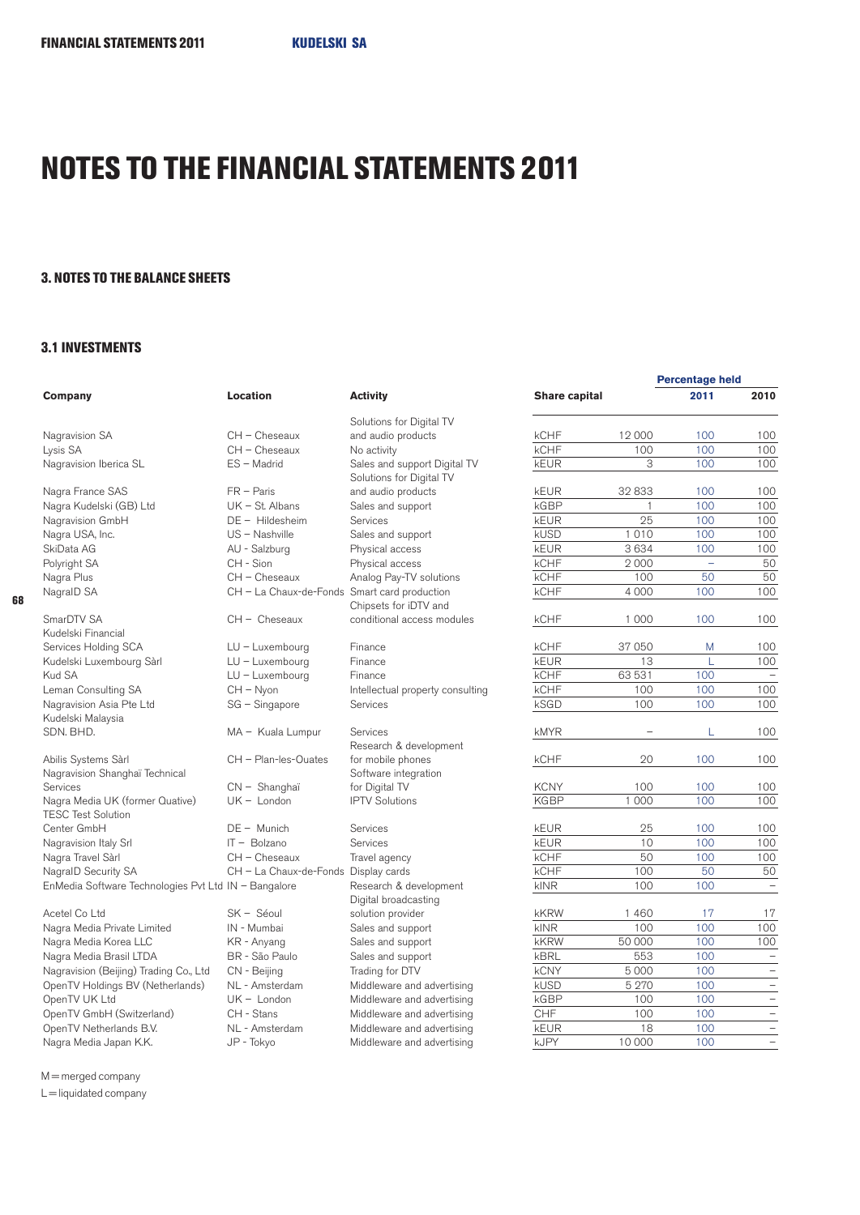# NOTES TO THE FINANCIAL STATEMENTS 2011

## 3. NOTES TO THE BALANCE SHEETS

### 3.1 INVESTMENTS

| Company | Location | Activity | Share capital | | Percentage held 2011 | 2010 |
|---|---|---|---|---|---|---|
| Nagravision SA | CH – Cheseaux | Solutions for Digital TV and audio products | kCHF | 12 000 | 100 | 100 |
| Lysis SA | CH – Cheseaux | No activity | kCHF | 100 | 100 | 100 |
| Nagravision Iberica SL | ES – Madrid | Sales and support Digital TV | kEUR | 3 | 100 | 100 |
| Nagra France SAS | FR – Paris | Solutions for Digital TV and audio products | kEUR | 32 833 | 100 | 100 |
| Nagra Kudelski (GB) Ltd | UK – St. Albans | Sales and support | kGBP | 1 | 100 | 100 |
| Nagravision GmbH | DE – Hildesheim | Services | kEUR | 25 | 100 | 100 |
| Nagra USA, Inc. | US – Nashville | Sales and support | kUSD | 1 010 | 100 | 100 |
| SkiData AG | AU - Salzburg | Physical access | kEUR | 3 634 | 100 | 100 |
| Polyright SA | CH - Sion | Physical access | kCHF | 2 000 | – | 50 |
| Nagra Plus | CH – Cheseaux | Analog Pay-TV solutions | kCHF | 100 | 50 | 50 |
| NagraID SA | CH – La Chaux-de-Fonds | Smart card production | kCHF | 4 000 | 100 | 100 |
| SmarDTV SA | CH – Cheseaux | Chipsets for iDTV and conditional access modules | kCHF | 1 000 | 100 | 100 |
| Kudelski Financial Services Holding SCA | LU – Luxembourg | Finance | kCHF | 37 050 | M | 100 |
| Kudelski Luxembourg Sàrl | LU – Luxembourg | Finance | kEUR | 13 | L | 100 |
| Kud SA | LU – Luxembourg | Finance | kCHF | 63 531 | 100 | – |
| Leman Consulting SA | CH – Nyon | Intellectual property consulting | kCHF | 100 | 100 | 100 |
| Nagravision Asia Pte Ltd | SG – Singapore | Services | kSGD | 100 | 100 | 100 |
| Kudelski Malaysia SDN. BHD. | MA – Kuala Lumpur | Services | kMYR | – | L | 100 |
| Abilis Systems Sàrl | CH – Plan-les-Ouates | Research & development for mobile phones | kCHF | 20 | 100 | 100 |
| Nagravision Shanghaï Technical Services | CN – Shanghaï | Software integration for Digital TV | KCNY | 100 | 100 | 100 |
| Nagra Media UK (former Quative) | UK – London | IPTV Solutions | KGBP | 1 000 | 100 | 100 |
| TESC Test Solution Center GmbH | DE – Munich | Services | kEUR | 25 | 100 | 100 |
| Nagravision Italy Srl | IT – Bolzano | Services | kEUR | 10 | 100 | 100 |
| Nagra Travel Sàrl | CH – Cheseaux | Travel agency | kCHF | 50 | 100 | 100 |
| NagraID Security SA | CH – La Chaux-de-Fonds | Display cards | kCHF | 100 | 50 | 50 |
| EnMedia Software Technologies Pvt Ltd | IN – Bangalore | Research & development | kINR | 100 | 100 | – |
| Acetel Co Ltd | SK – Séoul | Digital broadcasting solution provider | kKRW | 1 460 | 17 | 17 |
| Nagra Media Private Limited | IN - Mumbai | Sales and support | kINR | 100 | 100 | 100 |
| Nagra Media Korea LLC | KR - Anyang | Sales and support | kKRW | 50 000 | 100 | 100 |
| Nagra Media Brasil LTDA | BR - São Paulo | Sales and support | kBRL | 553 | 100 | – |
| Nagravision (Beijing) Trading Co., Ltd | CN - Beijing | Trading for DTV | kCNY | 5 000 | 100 | – |
| OpenTV Holdings BV (Netherlands) | NL - Amsterdam | Middleware and advertising | kUSD | 5 270 | 100 | – |
| OpenTV UK Ltd | UK – London | Middleware and advertising | kGBP | 100 | 100 | – |
| OpenTV GmbH (Switzerland) | CH - Stans | Middleware and advertising | CHF | 100 | 100 | – |
| OpenTV Netherlands B.V. | NL - Amsterdam | Middleware and advertising | kEUR | 18 | 100 | – |
| Nagra Media Japan K.K. | JP - Tokyo | Middleware and advertising | kJPY | 10 000 | 100 | – |

M = merged company

L = liquidated company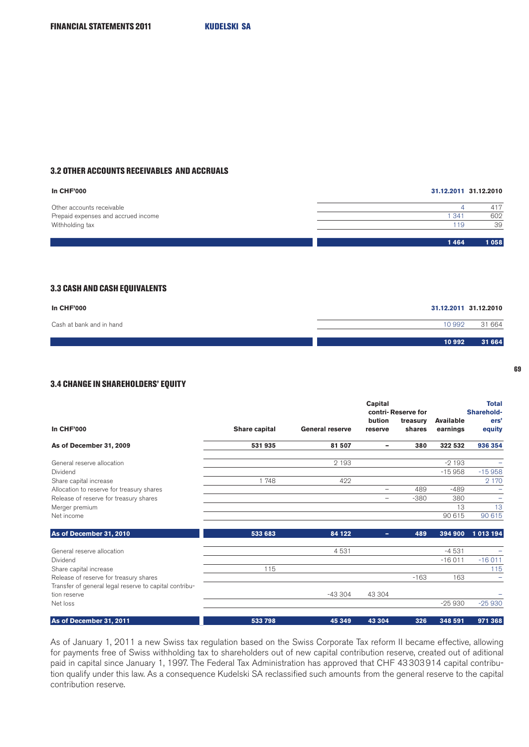## 3.2 OTHER ACCOUNTS RECEIVABLES AND ACCRUALS

| In CHF'000 | 31.12.2011 | 31.12.2010 |
|---|---|---|
| Other accounts receivable | 4 | 417 |
| Prepaid expenses and accrued income | 1 341 | 602 |
| Withholding tax | 119 | 39 |
| | **1 464** | **1 058** |

## 3.3 CASH AND CASH EQUIVALENTS

| In CHF'000 | 31.12.2011 | 31.12.2010 |
|---|---|---|
| Cash at bank and in hand | 10 992 | 31 664 |
| | **10 992** | **31 664** |

## 3.4 CHANGE IN SHAREHOLDERS' EQUITY

| In CHF'000 | Share capital | General reserve | Capital contri-bution reserve | Reserve for treasury shares | Available earnings | Total Sharehold-ers' equity |
|---|---|---|---|---|---|---|
| **As of December 31, 2009** | **531 935** | **81 507** | **–** | **380** | **322 532** | **936 354** |
| General reserve allocation | | 2 193 | | | -2 193 | – |
| Dividend | | | | | -15 958 | -15 958 |
| Share capital increase | 1 748 | 422 | | | | 2 170 |
| Allocation to reserve for treasury shares | | | – | 489 | -489 | – |
| Release of reserve for treasury shares | | | – | -380 | 380 | – |
| Merger premium | | | | | 13 | 13 |
| Net income | | | | | 90 615 | 90 615 |
| **As of December 31, 2010** | **533 683** | **84 122** | **–** | **489** | **394 900** | **1 013 194** |
| General reserve allocation | | 4 531 | | | -4 531 | – |
| Dividend | | | | | -16 011 | -16 011 |
| Share capital increase | 115 | | | | | 115 |
| Release of reserve for treasury shares | | | | -163 | 163 | – |
| Transfer of general legal reserve to capital contribution reserve | | -43 304 | 43 304 | | | – |
| Net loss | | | | | -25 930 | -25 930 |
| **As of December 31, 2011** | **533 798** | **45 349** | **43 304** | **326** | **348 591** | **971 368** |

As of January 1, 2011 a new Swiss tax regulation based on the Swiss Corporate Tax reform II became effective, allowing for payments free of Swiss withholding tax to shareholders out of new capital contribution reserve, created out of aditional paid in capital since January 1, 1997. The Federal Tax Administration has approved that CHF 43 303 914 capital contribution qualify under this law. As a consequence Kudelski SA reclassified such amounts from the general reserve to the capital contribution reserve.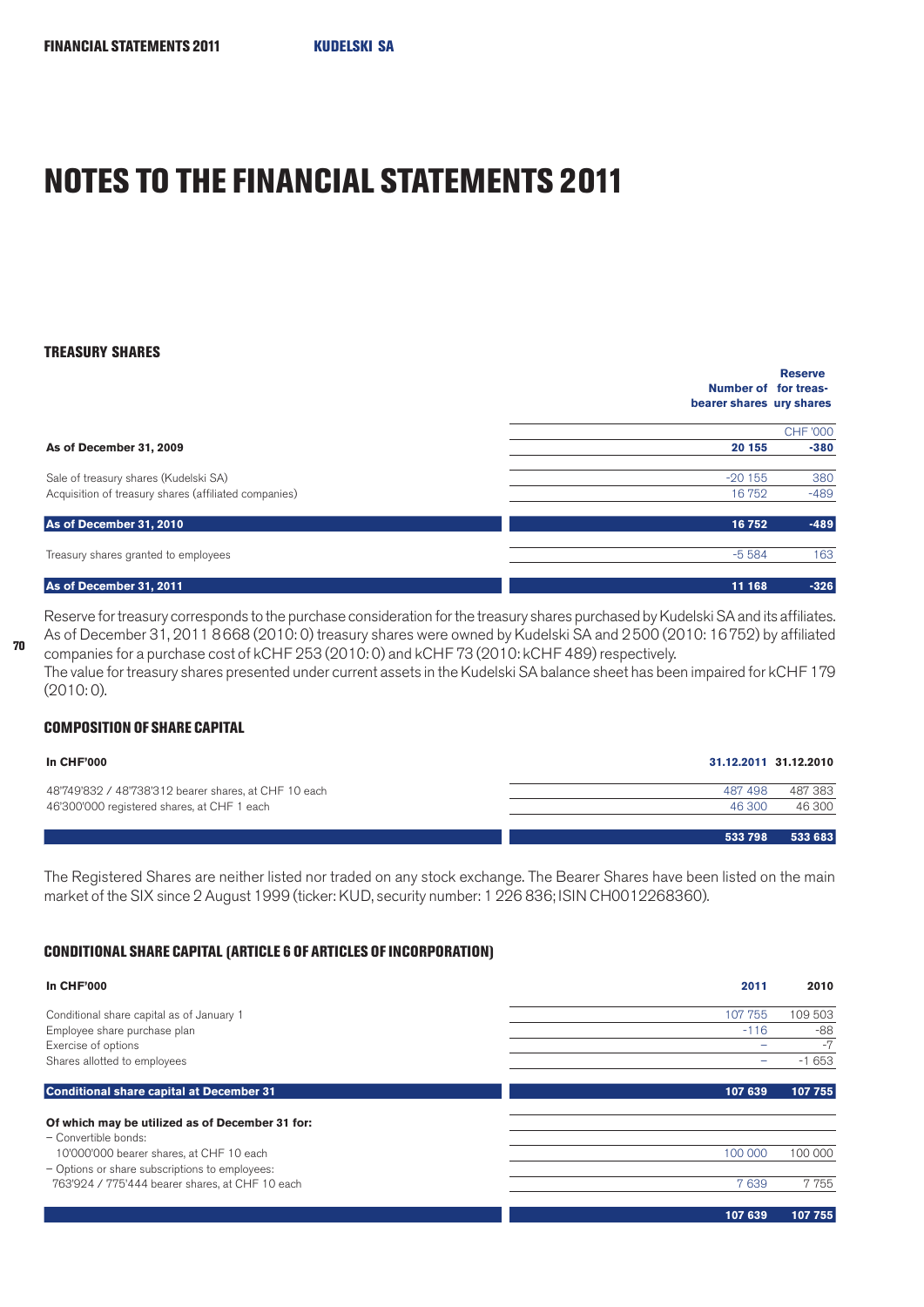# NOTES TO THE FINANCIAL STATEMENTS 2011

### TREASURY SHARES

| | Number of bearer shares | Reserve for treasury shares |
|---|---|---|
| | | CHF '000 |
| **As of December 31, 2009** | **20 155** | **-380** |
| Sale of treasury shares (Kudelski SA) | -20 155 | 380 |
| Acquisition of treasury shares (affiliated companies) | 16 752 | -489 |
| **As of December 31, 2010** | **16 752** | **-489** |
| Treasury shares granted to employees | -5 584 | 163 |
| **As of December 31, 2011** | **11 168** | **-326** |

Reserve for treasury corresponds to the purchase consideration for the treasury shares purchased by Kudelski SA and its affiliates. As of December 31, 2011 8 668 (2010: 0) treasury shares were owned by Kudelski SA and 2 500 (2010: 16 752) by affiliated companies for a purchase cost of kCHF 253 (2010: 0) and kCHF 73 (2010: kCHF 489) respectively.
The value for treasury shares presented under current assets in the Kudelski SA balance sheet has been impaired for kCHF 179 (2010: 0).

### COMPOSITION OF SHARE CAPITAL

| In CHF'000 | 31.12.2011 | 31.12.2010 |
|---|---|---|
| 48'749'832 / 48'738'312 bearer shares, at CHF 10 each | 487 498 | 487 383 |
| 46'300'000 registered shares, at CHF 1 each | 46 300 | 46 300 |
| | **533 798** | **533 683** |

The Registered Shares are neither listed nor traded on any stock exchange. The Bearer Shares have been listed on the main market of the SIX since 2 August 1999 (ticker: KUD, security number: 1 226 836; ISIN CH0012268360).

### CONDITIONAL SHARE CAPITAL (ARTICLE 6 OF ARTICLES OF INCORPORATION)

| In CHF'000 | 2011 | 2010 |
|---|---|---|
| Conditional share capital as of January 1 | 107 755 | 109 503 |
| Employee share purchase plan | -116 | -88 |
| Exercise of options | – | -7 |
| Shares allotted to employees | – | -1 653 |
| **Conditional share capital at December 31** | **107 639** | **107 755** |
| **Of which may be utilized as of December 31 for:** | | |
| – Convertible bonds: | | |
| 10'000'000 bearer shares, at CHF 10 each | 100 000 | 100 000 |
| – Options or share subscriptions to employees: | | |
| 763'924 / 775'444 bearer shares, at CHF 10 each | 7 639 | 7 755 |
| | **107 639** | **107 755** |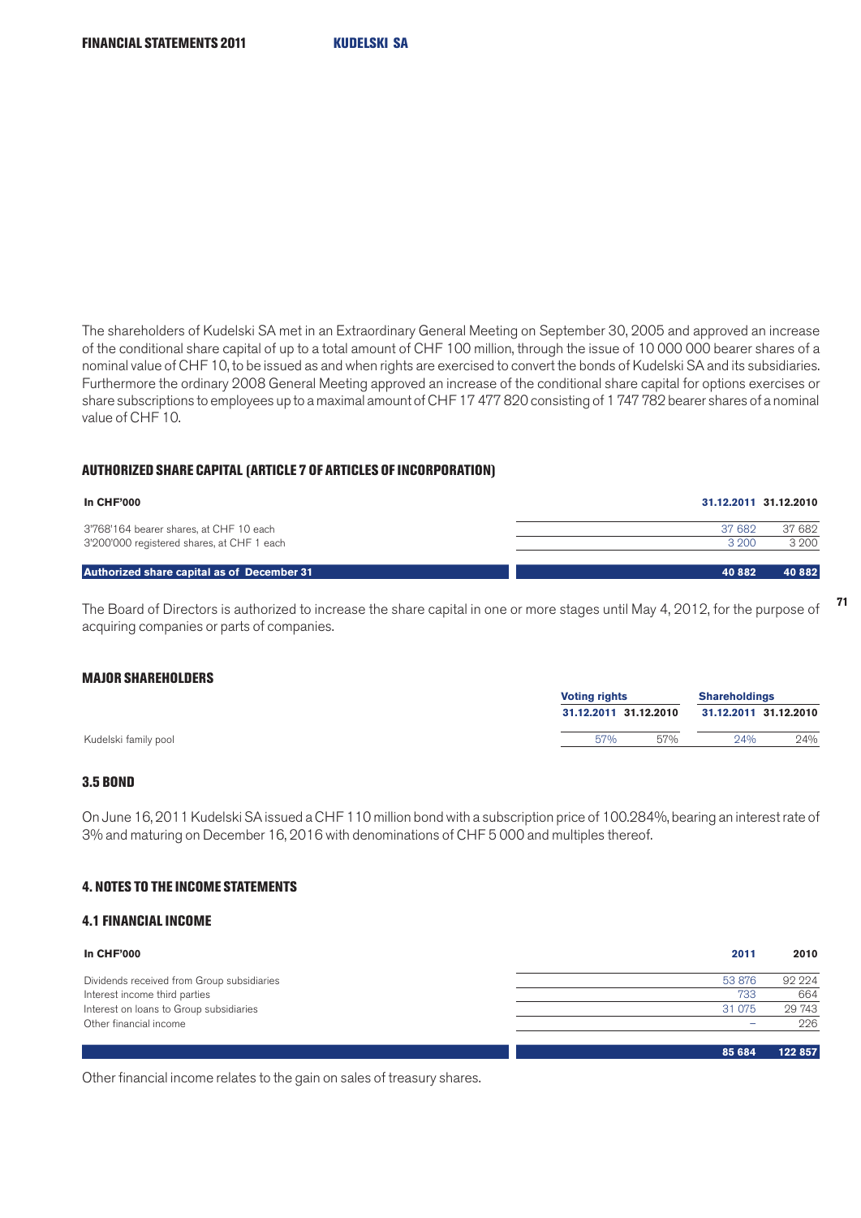The shareholders of Kudelski SA met in an Extraordinary General Meeting on September 30, 2005 and approved an increase of the conditional share capital of up to a total amount of CHF 100 million, through the issue of 10 000 000 bearer shares of a nominal value of CHF 10, to be issued as and when rights are exercised to convert the bonds of Kudelski SA and its subsidiaries. Furthermore the ordinary 2008 General Meeting approved an increase of the conditional share capital for options exercises or share subscriptions to employees up to a maximal amount of CHF 17 477 820 consisting of 1 747 782 bearer shares of a nominal value of CHF 10.

### AUTHORIZED SHARE CAPITAL (ARTICLE 7 OF ARTICLES OF INCORPORATION)

| In CHF'000 | 31.12.2011 | 31.12.2010 |
|---|---|---|
| 3'768'164 bearer shares, at CHF 10 each | 37 682 | 37 682 |
| 3'200'000 registered shares, at CHF 1 each | 3 200 | 3 200 |
| **Authorized share capital as of December 31** | **40 882** | **40 882** |

The Board of Directors is authorized to increase the share capital in one or more stages until May 4, 2012, for the purpose of acquiring companies or parts of companies.

### MAJOR SHAREHOLDERS

| | Voting rights | | Shareholdings | |
|---|---|---|---|---|
| | 31.12.2011 | 31.12.2010 | 31.12.2011 | 31.12.2010 |
| Kudelski family pool | 57% | 57% | 24% | 24% |

### 3.5 BOND

On June 16, 2011 Kudelski SA issued a CHF 110 million bond with a subscription price of 100.284%, bearing an interest rate of 3% and maturing on December 16, 2016 with denominations of CHF 5 000 and multiples thereof.

## 4. NOTES TO THE INCOME STATEMENTS

### 4.1 FINANCIAL INCOME

| In CHF'000 | 2011 | 2010 |
|---|---|---|
| Dividends received from Group subsidiaries | 53 876 | 92 224 |
| Interest income third parties | 733 | 664 |
| Interest on loans to Group subsidiaries | 31 075 | 29 743 |
| Other financial income | – | 226 |
| | **85 684** | **122 857** |

Other financial income relates to the gain on sales of treasury shares.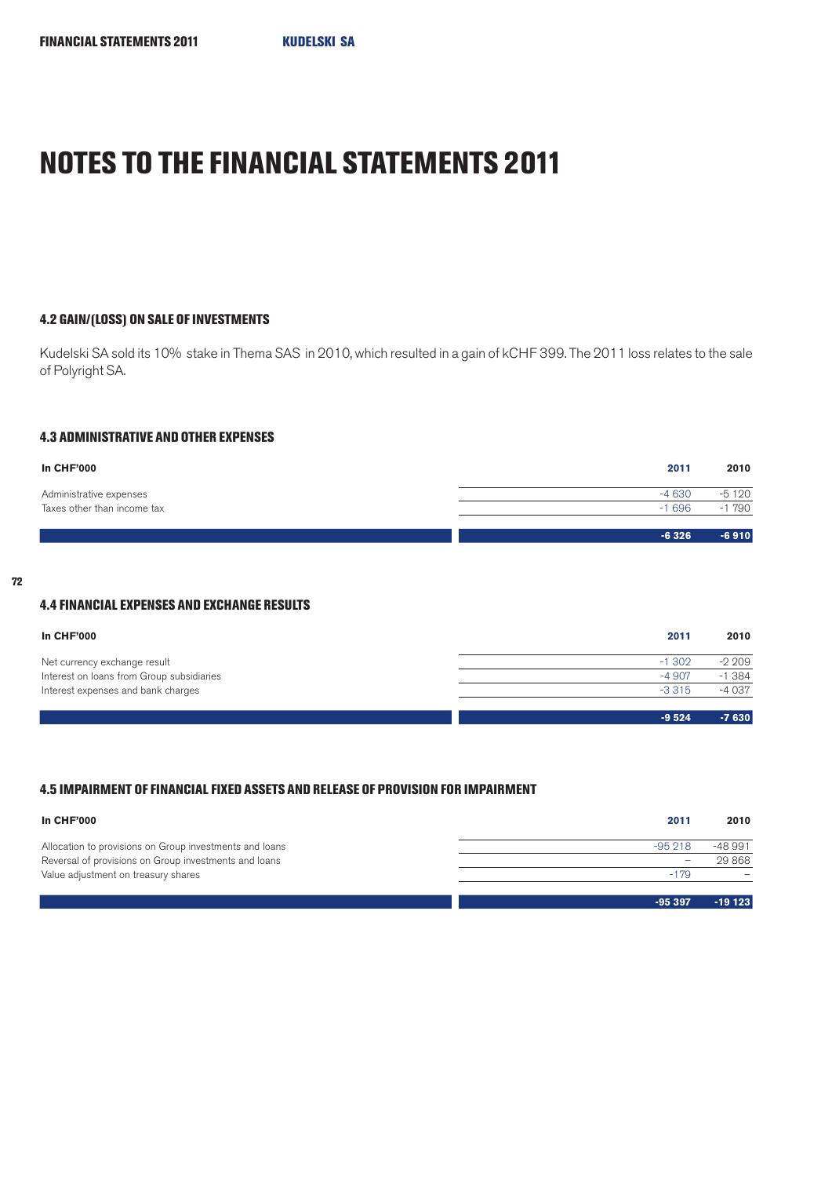# NOTES TO THE FINANCIAL STATEMENTS 2011

### 4.2 GAIN/(LOSS) ON SALE OF INVESTMENTS

Kudelski SA sold its 10% stake in Thema SAS in 2010, which resulted in a gain of kCHF 399. The 2011 loss relates to the sale of Polyright SA.

### 4.3 ADMINISTRATIVE AND OTHER EXPENSES

| In CHF'000 | 2011 | 2010 |
|---|---|---|
| Administrative expenses | -4 630 | -5 120 |
| Taxes other than income tax | -1 696 | -1 790 |
| | **-6 326** | **-6 910** |

### 4.4 FINANCIAL EXPENSES AND EXCHANGE RESULTS

| In CHF'000 | 2011 | 2010 |
|---|---|---|
| Net currency exchange result | -1 302 | -2 209 |
| Interest on loans from Group subsidiaries | -4 907 | -1 384 |
| Interest expenses and bank charges | -3 315 | -4 037 |
| | **-9 524** | **-7 630** |

### 4.5 IMPAIRMENT OF FINANCIAL FIXED ASSETS AND RELEASE OF PROVISION FOR IMPAIRMENT

| In CHF'000 | 2011 | 2010 |
|---|---|---|
| Allocation to provisions on Group investments and loans | -95 218 | -48 991 |
| Reversal of provisions on Group investments and loans | – | 29 868 |
| Value adjustment on treasury shares | -179 | – |
| | **-95 397** | **-19 123** |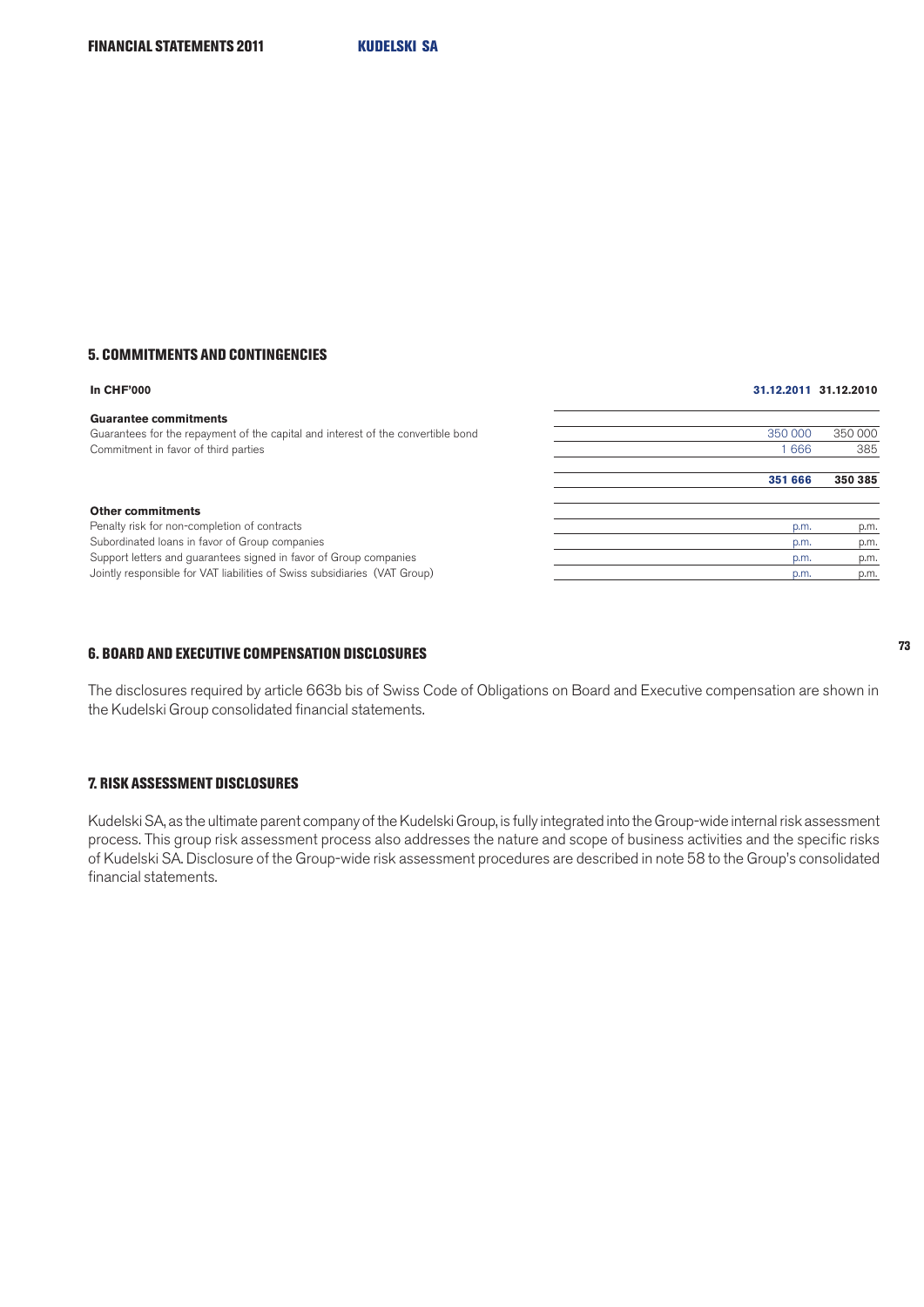## 5. COMMITMENTS AND CONTINGENCIES

| In CHF'000 | 31.12.2011 | 31.12.2010 |
|---|---|---|
| **Guarantee commitments** | | |
| Guarantees for the repayment of the capital and interest of the convertible bond | 350 000 | 350 000 |
| Commitment in favor of third parties | 1 666 | 385 |
| | **351 666** | **350 385** |
| **Other commitments** | | |
| Penalty risk for non-completion of contracts | p.m. | p.m. |
| Subordinated loans in favor of Group companies | p.m. | p.m. |
| Support letters and guarantees signed in favor of Group companies | p.m. | p.m. |
| Jointly responsible for VAT liabilities of Swiss subsidiaries (VAT Group) | p.m. | p.m. |

## 6. BOARD AND EXECUTIVE COMPENSATION DISCLOSURES

The disclosures required by article 663b bis of Swiss Code of Obligations on Board and Executive compensation are shown in the Kudelski Group consolidated financial statements.

## 7. RISK ASSESSMENT DISCLOSURES

Kudelski SA, as the ultimate parent company of the Kudelski Group, is fully integrated into the Group-wide internal risk assessment process. This group risk assessment process also addresses the nature and scope of business activities and the specific risks of Kudelski SA. Disclosure of the Group-wide risk assessment procedures are described in note 58 to the Group's consolidated financial statements.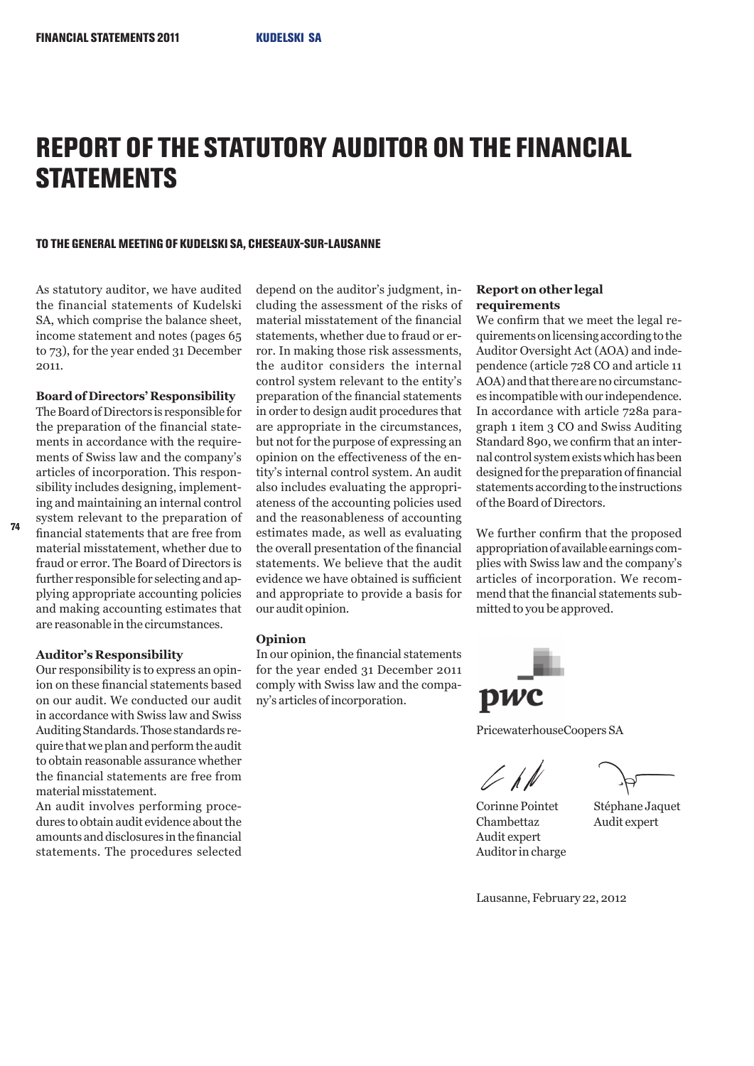# REPORT OF THE STATUTORY AUDITOR ON THE FINANCIAL STATEMENTS

#### TO THE GENERAL MEETING OF KUDELSKI SA, CHESEAUX-SUR-LAUSANNE

As statutory auditor, we have audited the financial statements of Kudelski SA, which comprise the balance sheet, income statement and notes (pages 65 to 73), for the year ended 31 December 2011.

**Board of Directors' Responsibility**

The Board of Directors is responsible for the preparation of the financial statements in accordance with the requirements of Swiss law and the company's articles of incorporation. This responsibility includes designing, implementing and maintaining an internal control system relevant to the preparation of financial statements that are free from material misstatement, whether due to fraud or error. The Board of Directors is further responsible for selecting and applying appropriate accounting policies and making accounting estimates that are reasonable in the circumstances.

**Auditor's Responsibility**

Our responsibility is to express an opinion on these financial statements based on our audit. We conducted our audit in accordance with Swiss law and Swiss Auditing Standards. Those standards require that we plan and perform the audit to obtain reasonable assurance whether the financial statements are free from material misstatement.

An audit involves performing procedures to obtain audit evidence about the amounts and disclosures in the financial statements. The procedures selected depend on the auditor's judgment, including the assessment of the risks of material misstatement of the financial statements, whether due to fraud or error. In making those risk assessments, the auditor considers the internal control system relevant to the entity's preparation of the financial statements in order to design audit procedures that are appropriate in the circumstances, but not for the purpose of expressing an opinion on the effectiveness of the entity's internal control system. An audit also includes evaluating the appropriateness of the accounting policies used and the reasonableness of accounting estimates made, as well as evaluating the overall presentation of the financial statements. We believe that the audit evidence we have obtained is sufficient and appropriate to provide a basis for our audit opinion.

**Opinion**

In our opinion, the financial statements for the year ended 31 December 2011 comply with Swiss law and the company's articles of incorporation.

**Report on other legal requirements**

We confirm that we meet the legal requirements on licensing according to the Auditor Oversight Act (AOA) and independence (article 728 CO and article 11 AOA) and that there are no circumstances incompatible with our independence. In accordance with article 728a paragraph 1 item 3 CO and Swiss Auditing Standard 890, we confirm that an internal control system exists which has been designed for the preparation of financial statements according to the instructions of the Board of Directors.

We further confirm that the proposed appropriation of available earnings complies with Swiss law and the company's articles of incorporation. We recommend that the financial statements submitted to you be approved.

pwc

PricewaterhouseCoopers SA

Corinne Pointet Chambettaz
Audit expert
Auditor in charge

Stéphane Jaquet
Audit expert

Lausanne, February 22, 2012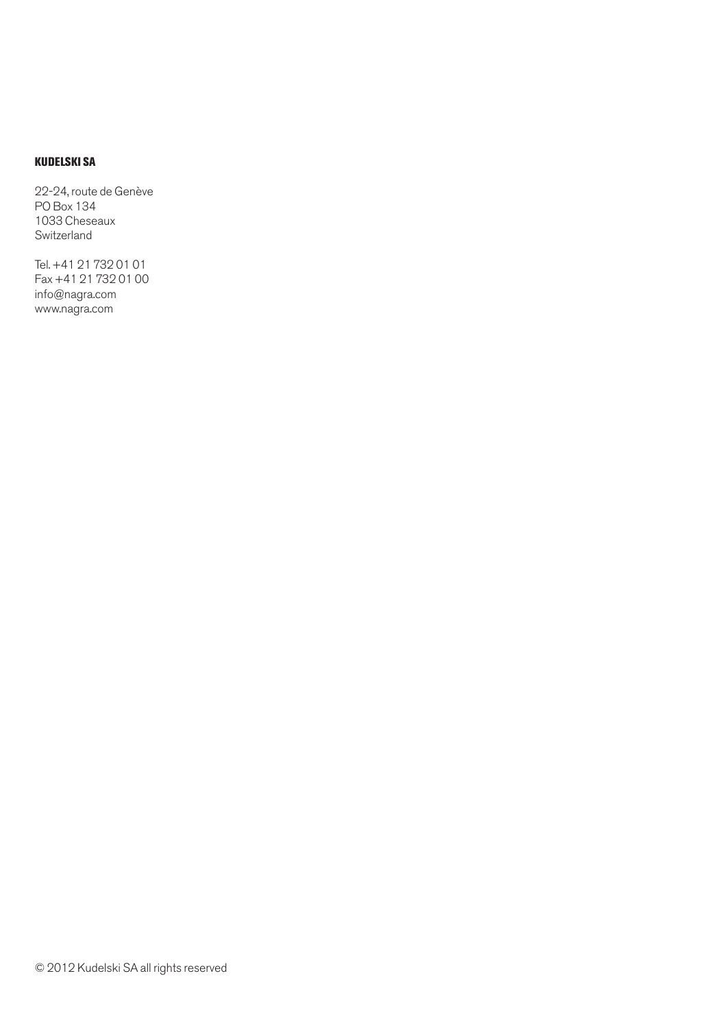**KUDELSKI SA**

22-24, route de Genève
PO Box 134
1033 Cheseaux
Switzerland

Tel. +41 21 732 01 01
Fax +41 21 732 01 00
info@nagra.com
www.nagra.com

© 2012 Kudelski SA all rights reserved